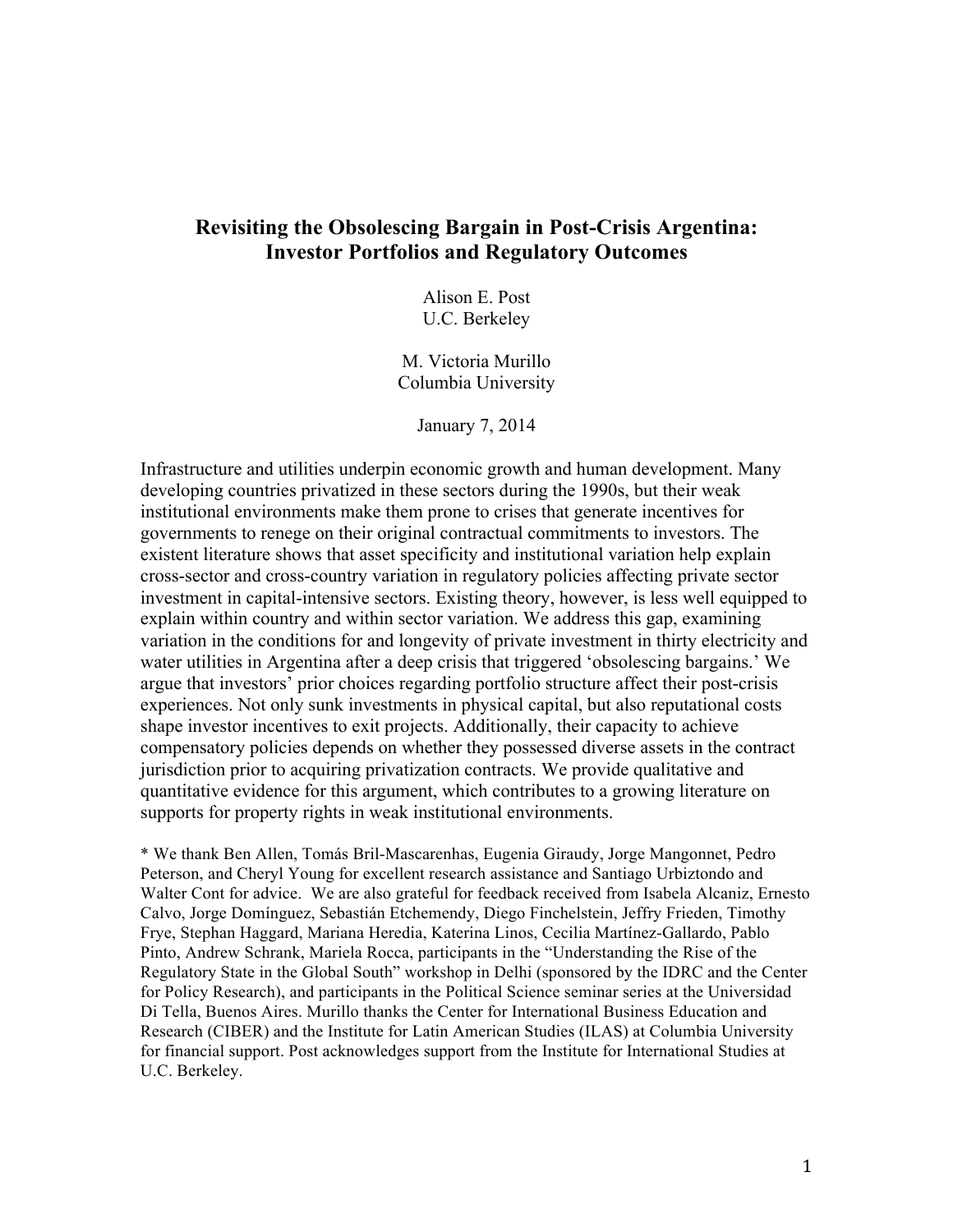# Revisiting the Obsolescing Bargain in Post-Crisis Argentina: Investor Portfolios and Regulatory Outcomes

Alison E. Post
U.C. Berkeley

M. Victoria Murillo
Columbia University

January 7, 2014

Infrastructure and utilities underpin economic growth and human development. Many developing countries privatized in these sectors during the 1990s, but their weak institutional environments make them prone to crises that generate incentives for governments to renege on their original contractual commitments to investors. The existent literature shows that asset specificity and institutional variation help explain cross-sector and cross-country variation in regulatory policies affecting private sector investment in capital-intensive sectors. Existing theory, however, is less well equipped to explain within country and within sector variation. We address this gap, examining variation in the conditions for and longevity of private investment in thirty electricity and water utilities in Argentina after a deep crisis that triggered 'obsolescing bargains.' We argue that investors' prior choices regarding portfolio structure affect their post-crisis experiences. Not only sunk investments in physical capital, but also reputational costs shape investor incentives to exit projects. Additionally, their capacity to achieve compensatory policies depends on whether they possessed diverse assets in the contract jurisdiction prior to acquiring privatization contracts. We provide qualitative and quantitative evidence for this argument, which contributes to a growing literature on supports for property rights in weak institutional environments.

\* We thank Ben Allen, Tomás Bril-Mascarenhas, Eugenia Giraudy, Jorge Mangonnet, Pedro Peterson, and Cheryl Young for excellent research assistance and Santiago Urbiztondo and Walter Cont for advice. We are also grateful for feedback received from Isabela Alcaniz, Ernesto Calvo, Jorge Domínguez, Sebastián Etchemendy, Diego Finchelstein, Jeffry Frieden, Timothy Frye, Stephan Haggard, Mariana Heredia, Katerina Linos, Cecilia Martínez-Gallardo, Pablo Pinto, Andrew Schrank, Mariela Rocca, participants in the "Understanding the Rise of the Regulatory State in the Global South" workshop in Delhi (sponsored by the IDRC and the Center for Policy Research), and participants in the Political Science seminar series at the Universidad Di Tella, Buenos Aires. Murillo thanks the Center for International Business Education and Research (CIBER) and the Institute for Latin American Studies (ILAS) at Columbia University for financial support. Post acknowledges support from the Institute for International Studies at U.C. Berkeley.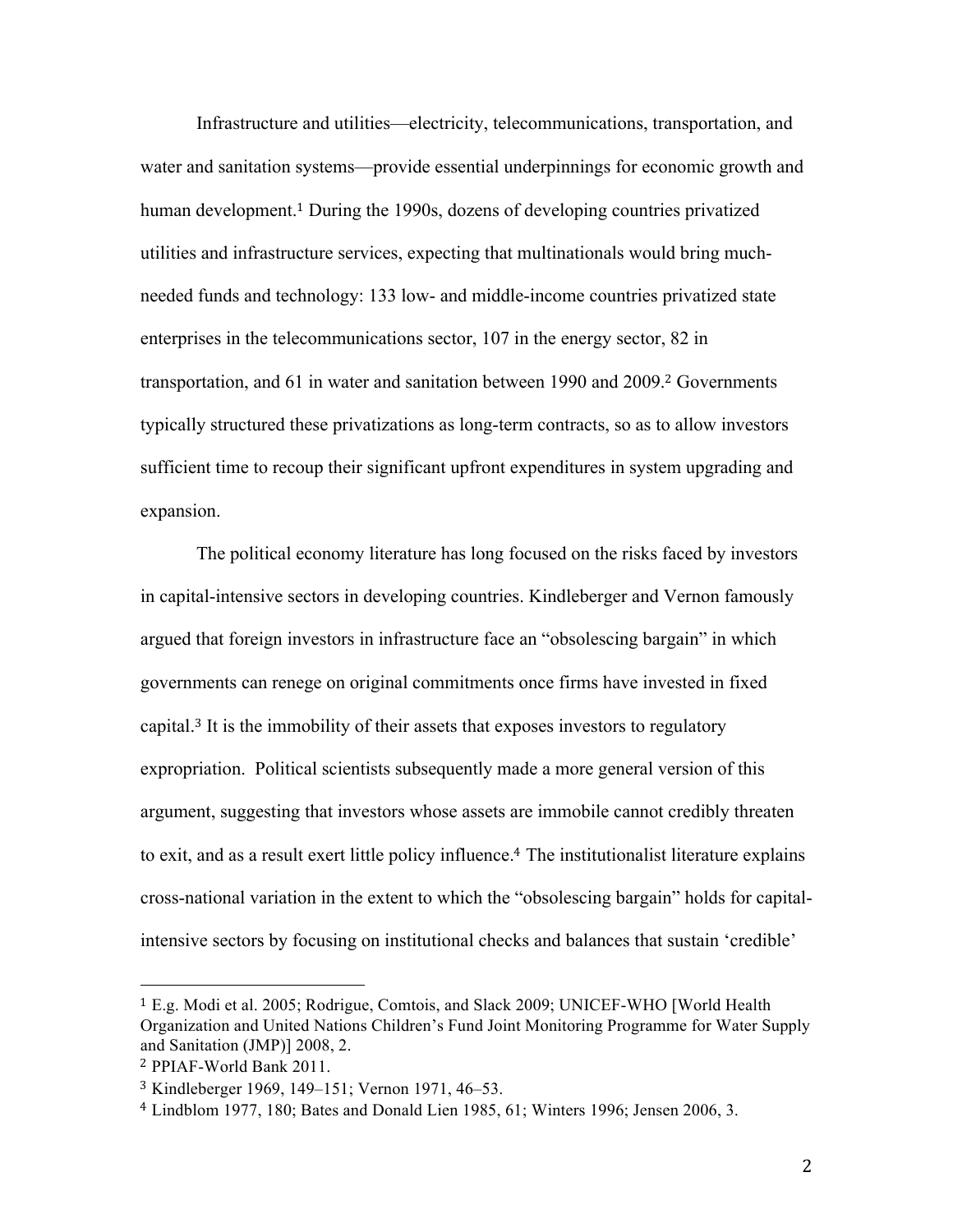Infrastructure and utilities—electricity, telecommunications, transportation, and water and sanitation systems—provide essential underpinnings for economic growth and human development.[1] During the 1990s, dozens of developing countries privatized utilities and infrastructure services, expecting that multinationals would bring much-needed funds and technology: 133 low- and middle-income countries privatized state enterprises in the telecommunications sector, 107 in the energy sector, 82 in transportation, and 61 in water and sanitation between 1990 and 2009.[2] Governments typically structured these privatizations as long-term contracts, so as to allow investors sufficient time to recoup their significant upfront expenditures in system upgrading and expansion.

The political economy literature has long focused on the risks faced by investors in capital-intensive sectors in developing countries. Kindleberger and Vernon famously argued that foreign investors in infrastructure face an "obsolescing bargain" in which governments can renege on original commitments once firms have invested in fixed capital.[3] It is the immobility of their assets that exposes investors to regulatory expropriation. Political scientists subsequently made a more general version of this argument, suggesting that investors whose assets are immobile cannot credibly threaten to exit, and as a result exert little policy influence.[4] The institutionalist literature explains cross-national variation in the extent to which the "obsolescing bargain" holds for capital-intensive sectors by focusing on institutional checks and balances that sustain 'credible'

---

[1] E.g. Modi et al. 2005; Rodrigue, Comtois, and Slack 2009; UNICEF-WHO [World Health Organization and United Nations Children's Fund Joint Monitoring Programme for Water Supply and Sanitation (JMP)] 2008, 2.

[2] PPIAF-World Bank 2011.

[3] Kindleberger 1969, 149–151; Vernon 1971, 46–53.

[4] Lindblom 1977, 180; Bates and Donald Lien 1985, 61; Winters 1996; Jensen 2006, 3.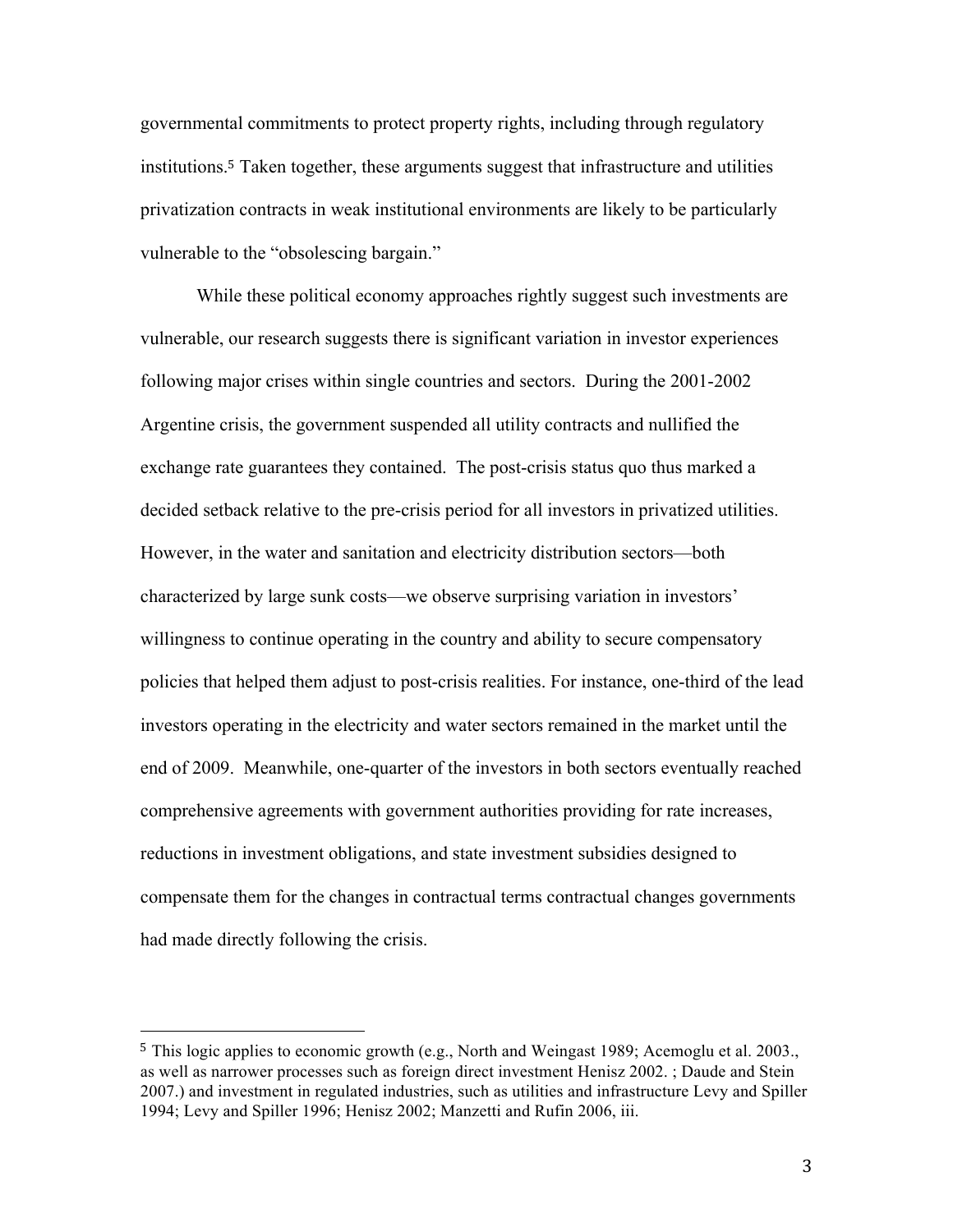governmental commitments to protect property rights, including through regulatory institutions.[5] Taken together, these arguments suggest that infrastructure and utilities privatization contracts in weak institutional environments are likely to be particularly vulnerable to the "obsolescing bargain."

While these political economy approaches rightly suggest such investments are vulnerable, our research suggests there is significant variation in investor experiences following major crises within single countries and sectors. During the 2001-2002 Argentine crisis, the government suspended all utility contracts and nullified the exchange rate guarantees they contained. The post-crisis status quo thus marked a decided setback relative to the pre-crisis period for all investors in privatized utilities. However, in the water and sanitation and electricity distribution sectors—both characterized by large sunk costs—we observe surprising variation in investors' willingness to continue operating in the country and ability to secure compensatory policies that helped them adjust to post-crisis realities. For instance, one-third of the lead investors operating in the electricity and water sectors remained in the market until the end of 2009. Meanwhile, one-quarter of the investors in both sectors eventually reached comprehensive agreements with government authorities providing for rate increases, reductions in investment obligations, and state investment subsidies designed to compensate them for the changes in contractual terms contractual changes governments had made directly following the crisis.

---

[5] This logic applies to economic growth (e.g., North and Weingast 1989; Acemoglu et al. 2003., as well as narrower processes such as foreign direct investment Henisz 2002. ; Daude and Stein 2007.) and investment in regulated industries, such as utilities and infrastructure Levy and Spiller 1994; Levy and Spiller 1996; Henisz 2002; Manzetti and Rufin 2006, iii.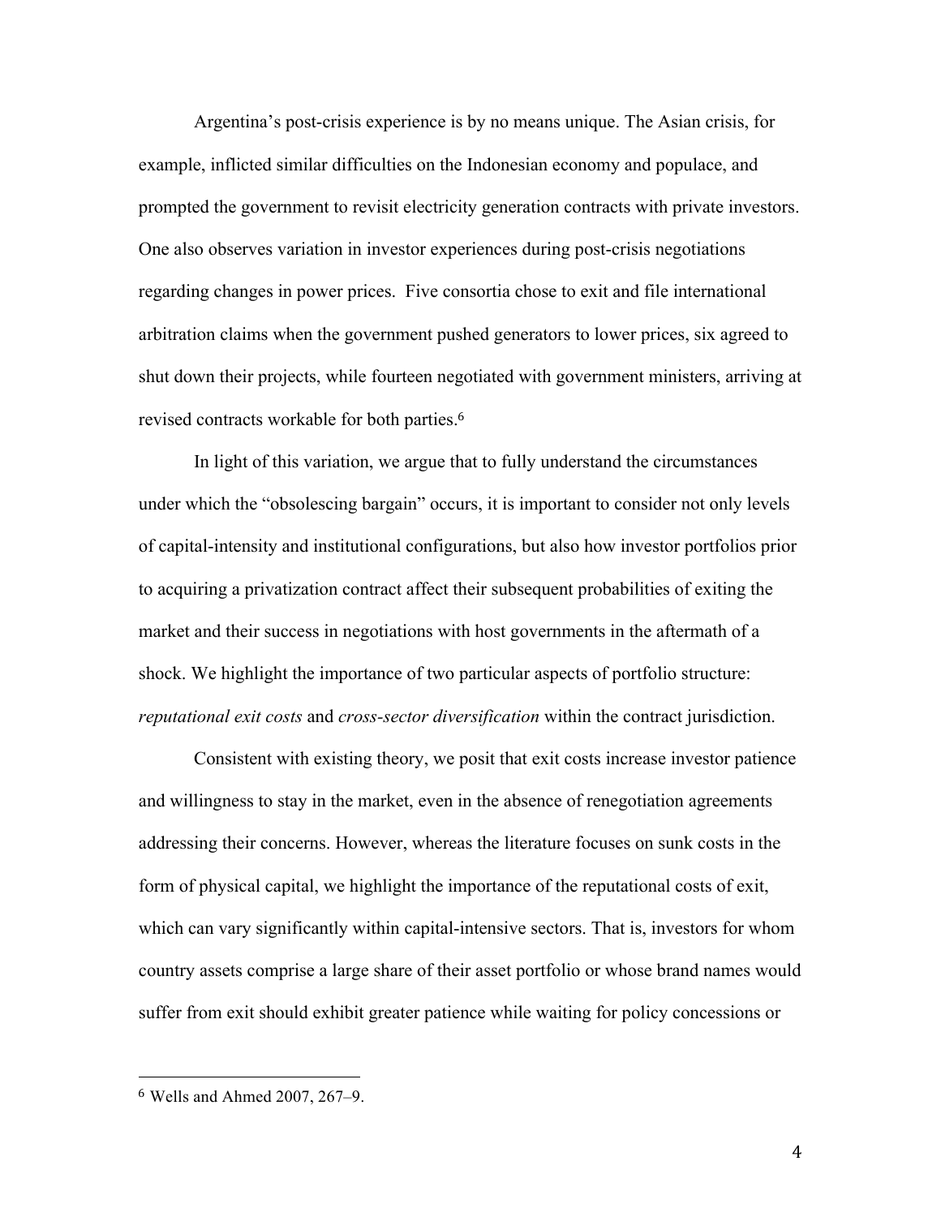Argentina's post-crisis experience is by no means unique. The Asian crisis, for example, inflicted similar difficulties on the Indonesian economy and populace, and prompted the government to revisit electricity generation contracts with private investors. One also observes variation in investor experiences during post-crisis negotiations regarding changes in power prices. Five consortia chose to exit and file international arbitration claims when the government pushed generators to lower prices, six agreed to shut down their projects, while fourteen negotiated with government ministers, arriving at revised contracts workable for both parties.[6]

In light of this variation, we argue that to fully understand the circumstances under which the "obsolescing bargain" occurs, it is important to consider not only levels of capital-intensity and institutional configurations, but also how investor portfolios prior to acquiring a privatization contract affect their subsequent probabilities of exiting the market and their success in negotiations with host governments in the aftermath of a shock. We highlight the importance of two particular aspects of portfolio structure: *reputational exit costs* and *cross-sector diversification* within the contract jurisdiction.

Consistent with existing theory, we posit that exit costs increase investor patience and willingness to stay in the market, even in the absence of renegotiation agreements addressing their concerns. However, whereas the literature focuses on sunk costs in the form of physical capital, we highlight the importance of the reputational costs of exit, which can vary significantly within capital-intensive sectors. That is, investors for whom country assets comprise a large share of their asset portfolio or whose brand names would suffer from exit should exhibit greater patience while waiting for policy concessions or

---

[6] Wells and Ahmed 2007, 267–9.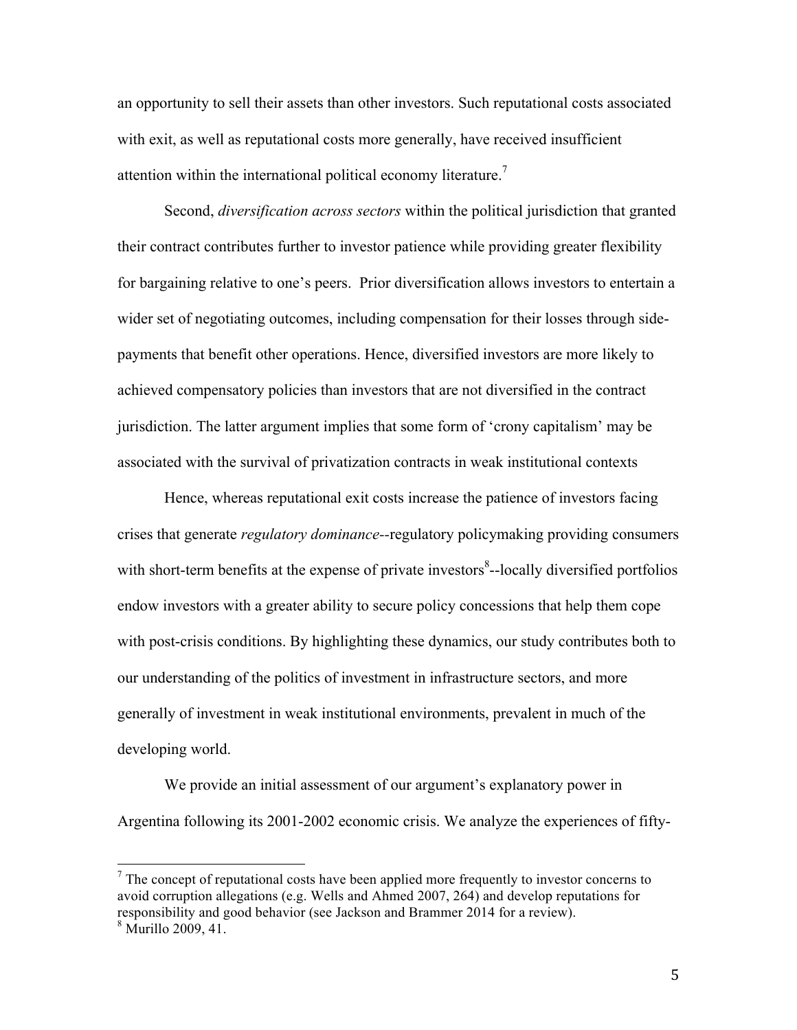an opportunity to sell their assets than other investors. Such reputational costs associated with exit, as well as reputational costs more generally, have received insufficient attention within the international political economy literature.[7]

Second, *diversification across sectors* within the political jurisdiction that granted their contract contributes further to investor patience while providing greater flexibility for bargaining relative to one's peers. Prior diversification allows investors to entertain a wider set of negotiating outcomes, including compensation for their losses through side-payments that benefit other operations. Hence, diversified investors are more likely to achieved compensatory policies than investors that are not diversified in the contract jurisdiction. The latter argument implies that some form of 'crony capitalism' may be associated with the survival of privatization contracts in weak institutional contexts

Hence, whereas reputational exit costs increase the patience of investors facing crises that generate *regulatory dominance*--regulatory policymaking providing consumers with short-term benefits at the expense of private investors[8]--locally diversified portfolios endow investors with a greater ability to secure policy concessions that help them cope with post-crisis conditions. By highlighting these dynamics, our study contributes both to our understanding of the politics of investment in infrastructure sectors, and more generally of investment in weak institutional environments, prevalent in much of the developing world.

We provide an initial assessment of our argument's explanatory power in Argentina following its 2001-2002 economic crisis. We analyze the experiences of fifty-

---

[7] The concept of reputational costs have been applied more frequently to investor concerns to avoid corruption allegations (e.g. Wells and Ahmed 2007, 264) and develop reputations for responsibility and good behavior (see Jackson and Brammer 2014 for a review).

[8] Murillo 2009, 41.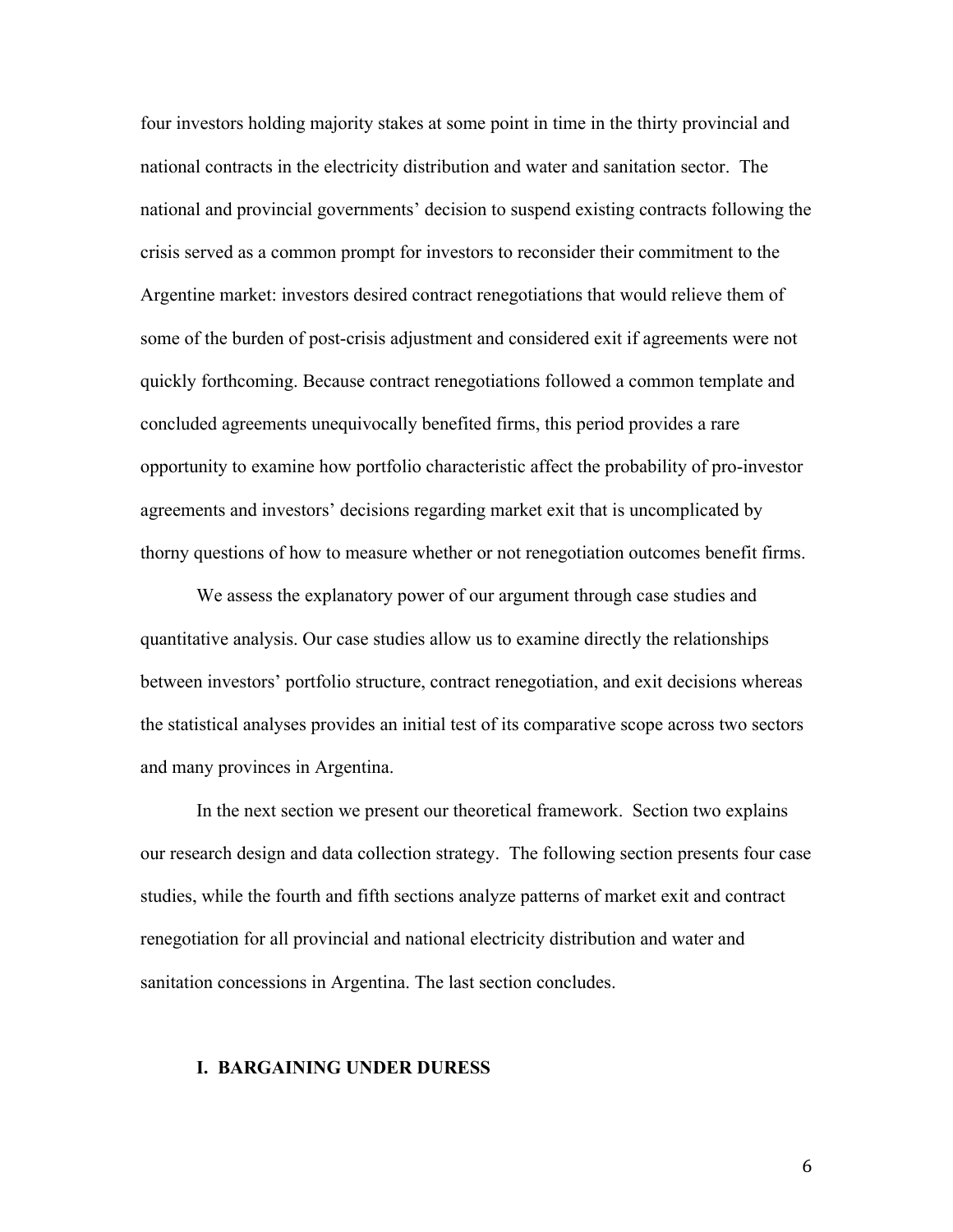four investors holding majority stakes at some point in time in the thirty provincial and national contracts in the electricity distribution and water and sanitation sector. The national and provincial governments' decision to suspend existing contracts following the crisis served as a common prompt for investors to reconsider their commitment to the Argentine market: investors desired contract renegotiations that would relieve them of some of the burden of post-crisis adjustment and considered exit if agreements were not quickly forthcoming. Because contract renegotiations followed a common template and concluded agreements unequivocally benefited firms, this period provides a rare opportunity to examine how portfolio characteristic affect the probability of pro-investor agreements and investors' decisions regarding market exit that is uncomplicated by thorny questions of how to measure whether or not renegotiation outcomes benefit firms.

We assess the explanatory power of our argument through case studies and quantitative analysis. Our case studies allow us to examine directly the relationships between investors' portfolio structure, contract renegotiation, and exit decisions whereas the statistical analyses provides an initial test of its comparative scope across two sectors and many provinces in Argentina.

In the next section we present our theoretical framework. Section two explains our research design and data collection strategy. The following section presents four case studies, while the fourth and fifth sections analyze patterns of market exit and contract renegotiation for all provincial and national electricity distribution and water and sanitation concessions in Argentina. The last section concludes.

## I. BARGAINING UNDER DURESS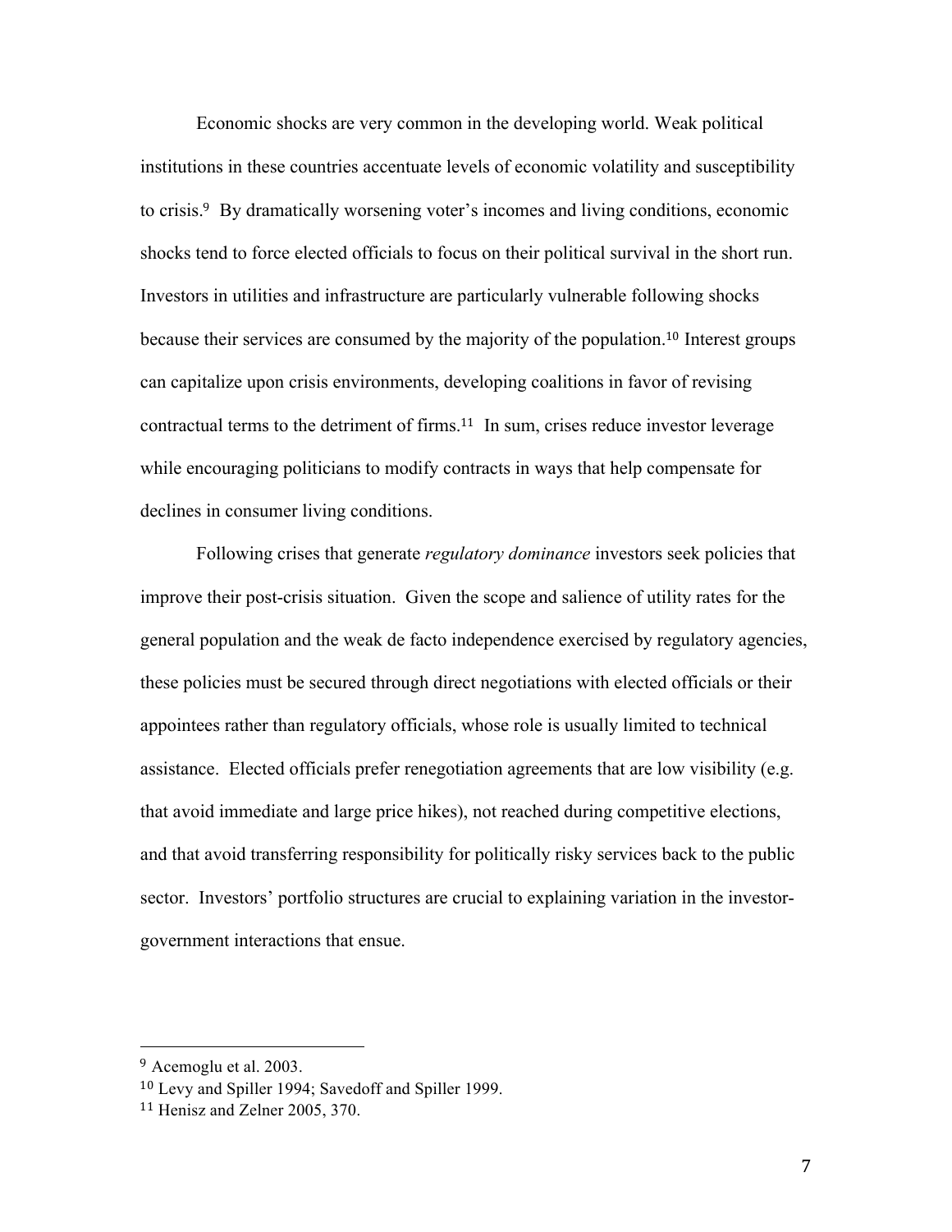Economic shocks are very common in the developing world. Weak political institutions in these countries accentuate levels of economic volatility and susceptibility to crisis.[9] By dramatically worsening voter's incomes and living conditions, economic shocks tend to force elected officials to focus on their political survival in the short run. Investors in utilities and infrastructure are particularly vulnerable following shocks because their services are consumed by the majority of the population.[10] Interest groups can capitalize upon crisis environments, developing coalitions in favor of revising contractual terms to the detriment of firms.[11] In sum, crises reduce investor leverage while encouraging politicians to modify contracts in ways that help compensate for declines in consumer living conditions.

Following crises that generate *regulatory dominance* investors seek policies that improve their post-crisis situation. Given the scope and salience of utility rates for the general population and the weak de facto independence exercised by regulatory agencies, these policies must be secured through direct negotiations with elected officials or their appointees rather than regulatory officials, whose role is usually limited to technical assistance. Elected officials prefer renegotiation agreements that are low visibility (e.g. that avoid immediate and large price hikes), not reached during competitive elections, and that avoid transferring responsibility for politically risky services back to the public sector. Investors' portfolio structures are crucial to explaining variation in the investor-government interactions that ensue.

---

[9] Acemoglu et al. 2003.

[10] Levy and Spiller 1994; Savedoff and Spiller 1999.

[11] Henisz and Zelner 2005, 370.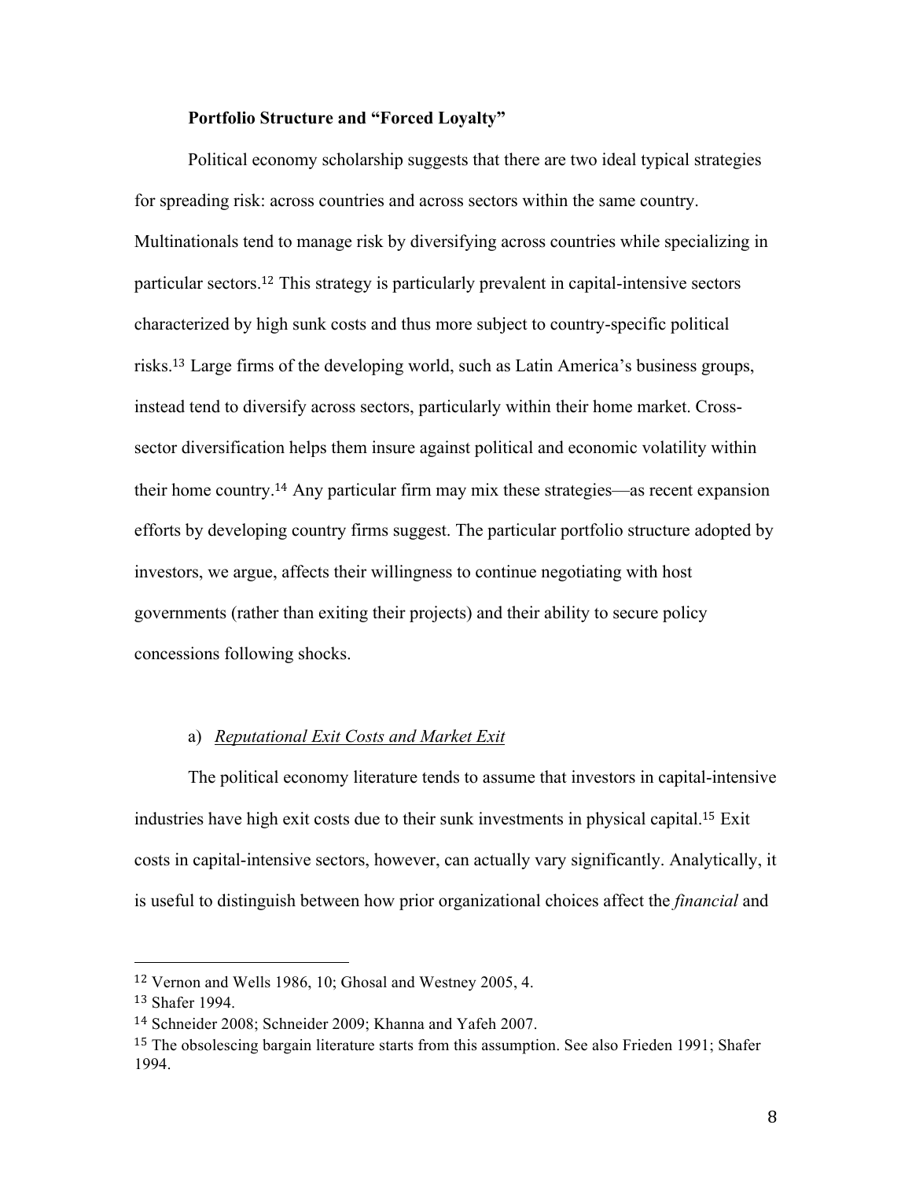**Portfolio Structure and "Forced Loyalty"**

Political economy scholarship suggests that there are two ideal typical strategies for spreading risk: across countries and across sectors within the same country. Multinationals tend to manage risk by diversifying across countries while specializing in particular sectors.[12] This strategy is particularly prevalent in capital-intensive sectors characterized by high sunk costs and thus more subject to country-specific political risks.[13] Large firms of the developing world, such as Latin America's business groups, instead tend to diversify across sectors, particularly within their home market. Cross-sector diversification helps them insure against political and economic volatility within their home country.[14] Any particular firm may mix these strategies—as recent expansion efforts by developing country firms suggest. The particular portfolio structure adopted by investors, we argue, affects their willingness to continue negotiating with host governments (rather than exiting their projects) and their ability to secure policy concessions following shocks.

a) *Reputational Exit Costs and Market Exit*

The political economy literature tends to assume that investors in capital-intensive industries have high exit costs due to their sunk investments in physical capital.[15] Exit costs in capital-intensive sectors, however, can actually vary significantly. Analytically, it is useful to distinguish between how prior organizational choices affect the *financial* and

---

[12] Vernon and Wells 1986, 10; Ghosal and Westney 2005, 4.
[13] Shafer 1994.
[14] Schneider 2008; Schneider 2009; Khanna and Yafeh 2007.
[15] The obsolescing bargain literature starts from this assumption. See also Frieden 1991; Shafer 1994.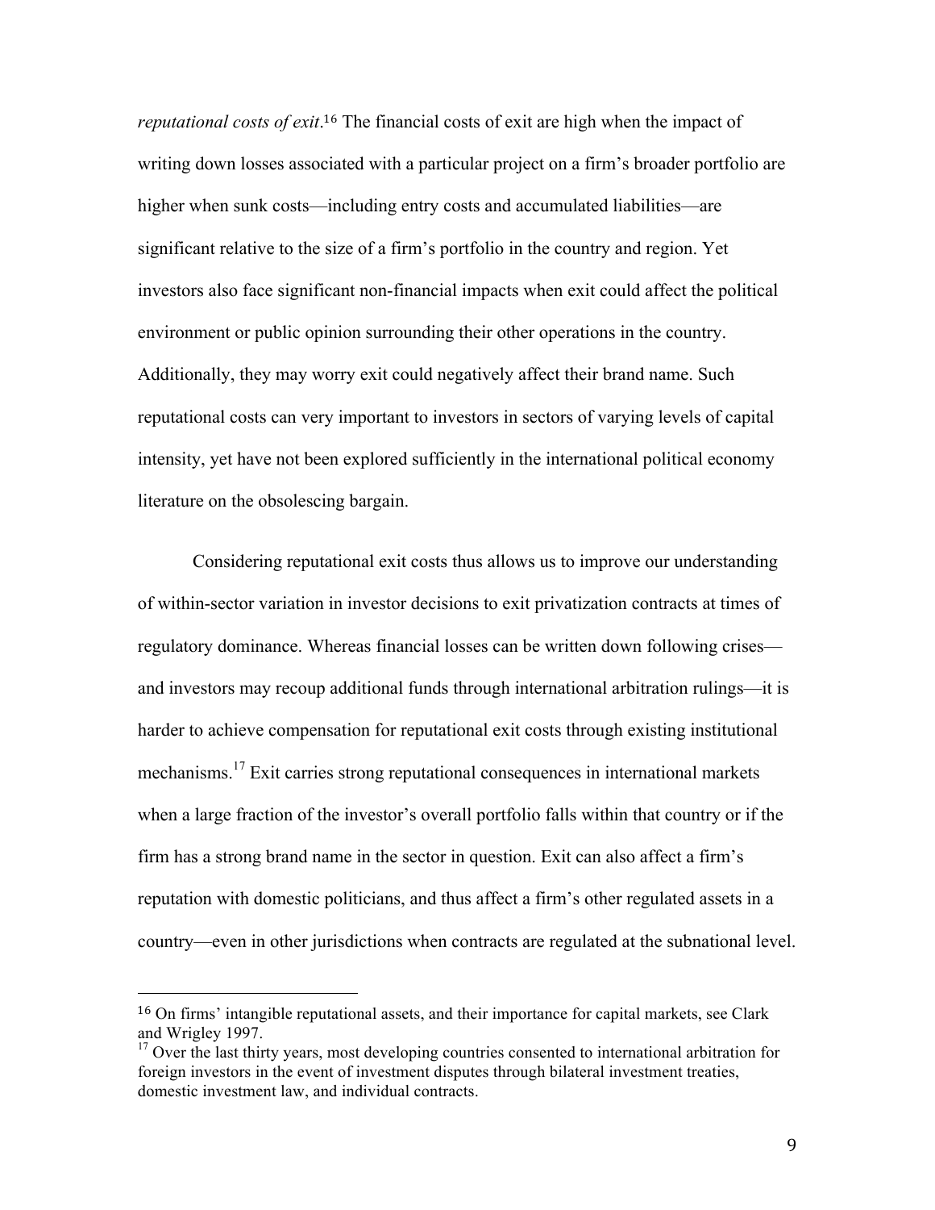*reputational costs of exit*.[16] The financial costs of exit are high when the impact of writing down losses associated with a particular project on a firm's broader portfolio are higher when sunk costs—including entry costs and accumulated liabilities—are significant relative to the size of a firm's portfolio in the country and region. Yet investors also face significant non-financial impacts when exit could affect the political environment or public opinion surrounding their other operations in the country. Additionally, they may worry exit could negatively affect their brand name. Such reputational costs can very important to investors in sectors of varying levels of capital intensity, yet have not been explored sufficiently in the international political economy literature on the obsolescing bargain.

Considering reputational exit costs thus allows us to improve our understanding of within-sector variation in investor decisions to exit privatization contracts at times of regulatory dominance. Whereas financial losses can be written down following crises—and investors may recoup additional funds through international arbitration rulings—it is harder to achieve compensation for reputational exit costs through existing institutional mechanisms.[17] Exit carries strong reputational consequences in international markets when a large fraction of the investor's overall portfolio falls within that country or if the firm has a strong brand name in the sector in question. Exit can also affect a firm's reputation with domestic politicians, and thus affect a firm's other regulated assets in a country—even in other jurisdictions when contracts are regulated at the subnational level.

[16] On firms' intangible reputational assets, and their importance for capital markets, see Clark and Wrigley 1997.

[17] Over the last thirty years, most developing countries consented to international arbitration for foreign investors in the event of investment disputes through bilateral investment treaties, domestic investment law, and individual contracts.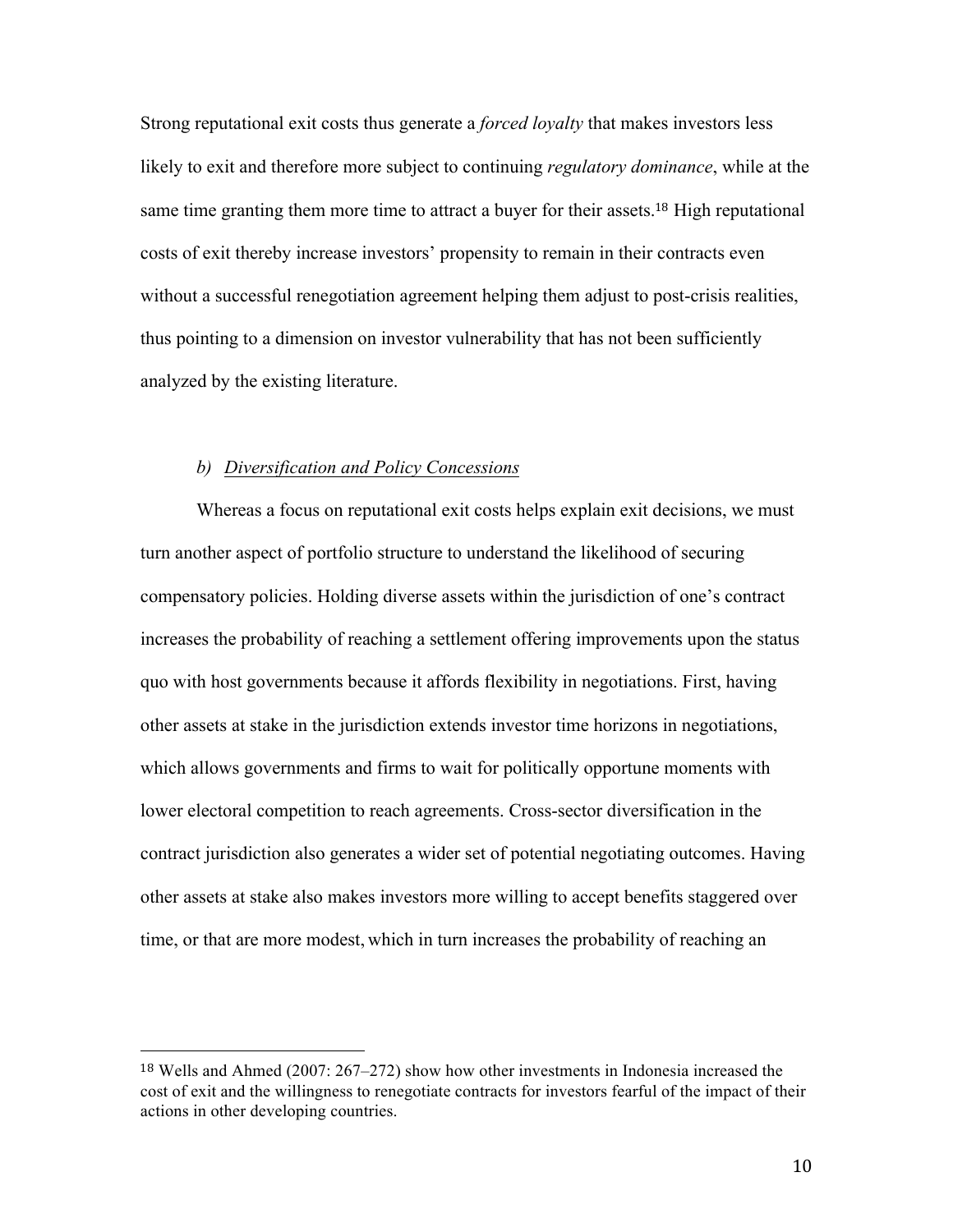Strong reputational exit costs thus generate a *forced loyalty* that makes investors less likely to exit and therefore more subject to continuing *regulatory dominance*, while at the same time granting them more time to attract a buyer for their assets.[18] High reputational costs of exit thereby increase investors' propensity to remain in their contracts even without a successful renegotiation agreement helping them adjust to post-crisis realities, thus pointing to a dimension on investor vulnerability that has not been sufficiently analyzed by the existing literature.

### *b) Diversification and Policy Concessions*

Whereas a focus on reputational exit costs helps explain exit decisions, we must turn another aspect of portfolio structure to understand the likelihood of securing compensatory policies. Holding diverse assets within the jurisdiction of one's contract increases the probability of reaching a settlement offering improvements upon the status quo with host governments because it affords flexibility in negotiations. First, having other assets at stake in the jurisdiction extends investor time horizons in negotiations, which allows governments and firms to wait for politically opportune moments with lower electoral competition to reach agreements. Cross-sector diversification in the contract jurisdiction also generates a wider set of potential negotiating outcomes. Having other assets at stake also makes investors more willing to accept benefits staggered over time, or that are more modest, which in turn increases the probability of reaching an

---

[18] Wells and Ahmed (2007: 267–272) show how other investments in Indonesia increased the cost of exit and the willingness to renegotiate contracts for investors fearful of the impact of their actions in other developing countries.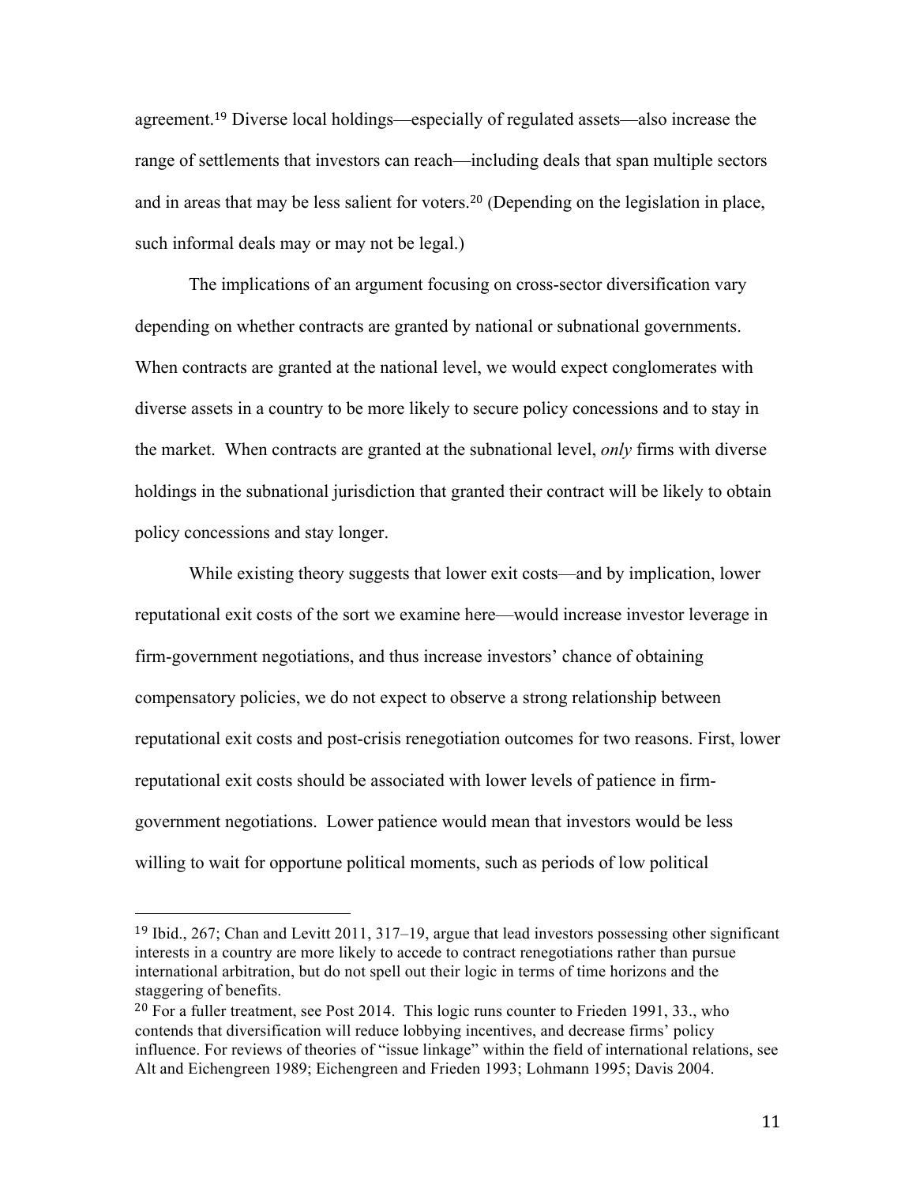agreement.[19] Diverse local holdings—especially of regulated assets—also increase the range of settlements that investors can reach—including deals that span multiple sectors and in areas that may be less salient for voters.[20] (Depending on the legislation in place, such informal deals may or may not be legal.)

The implications of an argument focusing on cross-sector diversification vary depending on whether contracts are granted by national or subnational governments. When contracts are granted at the national level, we would expect conglomerates with diverse assets in a country to be more likely to secure policy concessions and to stay in the market. When contracts are granted at the subnational level, *only* firms with diverse holdings in the subnational jurisdiction that granted their contract will be likely to obtain policy concessions and stay longer.

While existing theory suggests that lower exit costs—and by implication, lower reputational exit costs of the sort we examine here—would increase investor leverage in firm-government negotiations, and thus increase investors' chance of obtaining compensatory policies, we do not expect to observe a strong relationship between reputational exit costs and post-crisis renegotiation outcomes for two reasons. First, lower reputational exit costs should be associated with lower levels of patience in firm-government negotiations. Lower patience would mean that investors would be less willing to wait for opportune political moments, such as periods of low political

---

[19] Ibid., 267; Chan and Levitt 2011, 317–19, argue that lead investors possessing other significant interests in a country are more likely to accede to contract renegotiations rather than pursue international arbitration, but do not spell out their logic in terms of time horizons and the staggering of benefits.

[20] For a fuller treatment, see Post 2014. This logic runs counter to Frieden 1991, 33., who contends that diversification will reduce lobbying incentives, and decrease firms' policy influence. For reviews of theories of "issue linkage" within the field of international relations, see Alt and Eichengreen 1989; Eichengreen and Frieden 1993; Lohmann 1995; Davis 2004.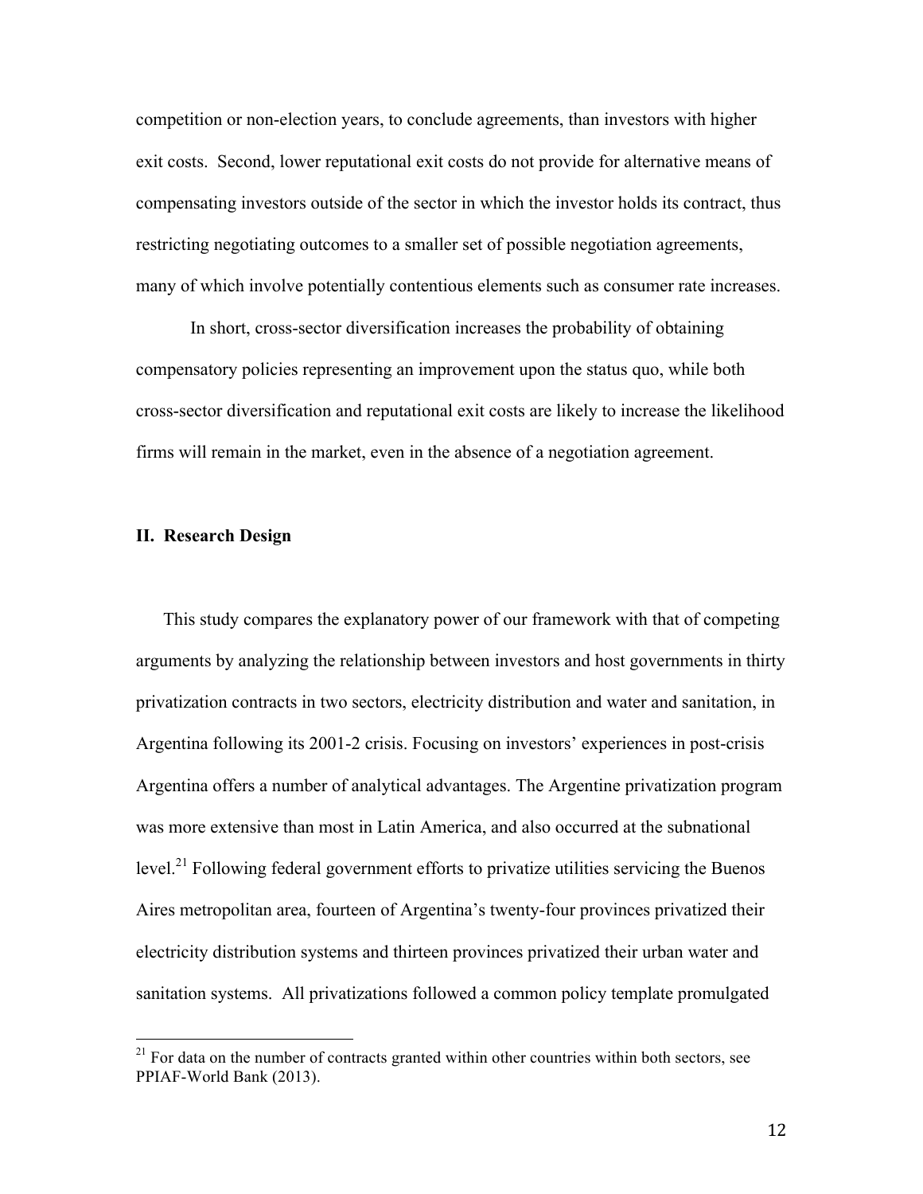competition or non-election years, to conclude agreements, than investors with higher exit costs. Second, lower reputational exit costs do not provide for alternative means of compensating investors outside of the sector in which the investor holds its contract, thus restricting negotiating outcomes to a smaller set of possible negotiation agreements, many of which involve potentially contentious elements such as consumer rate increases.

In short, cross-sector diversification increases the probability of obtaining compensatory policies representing an improvement upon the status quo, while both cross-sector diversification and reputational exit costs are likely to increase the likelihood firms will remain in the market, even in the absence of a negotiation agreement.

## II. Research Design

This study compares the explanatory power of our framework with that of competing arguments by analyzing the relationship between investors and host governments in thirty privatization contracts in two sectors, electricity distribution and water and sanitation, in Argentina following its 2001-2 crisis. Focusing on investors' experiences in post-crisis Argentina offers a number of analytical advantages. The Argentine privatization program was more extensive than most in Latin America, and also occurred at the subnational level.[21] Following federal government efforts to privatize utilities servicing the Buenos Aires metropolitan area, fourteen of Argentina's twenty-four provinces privatized their electricity distribution systems and thirteen provinces privatized their urban water and sanitation systems. All privatizations followed a common policy template promulgated

[21] For data on the number of contracts granted within other countries within both sectors, see PPIAF-World Bank (2013).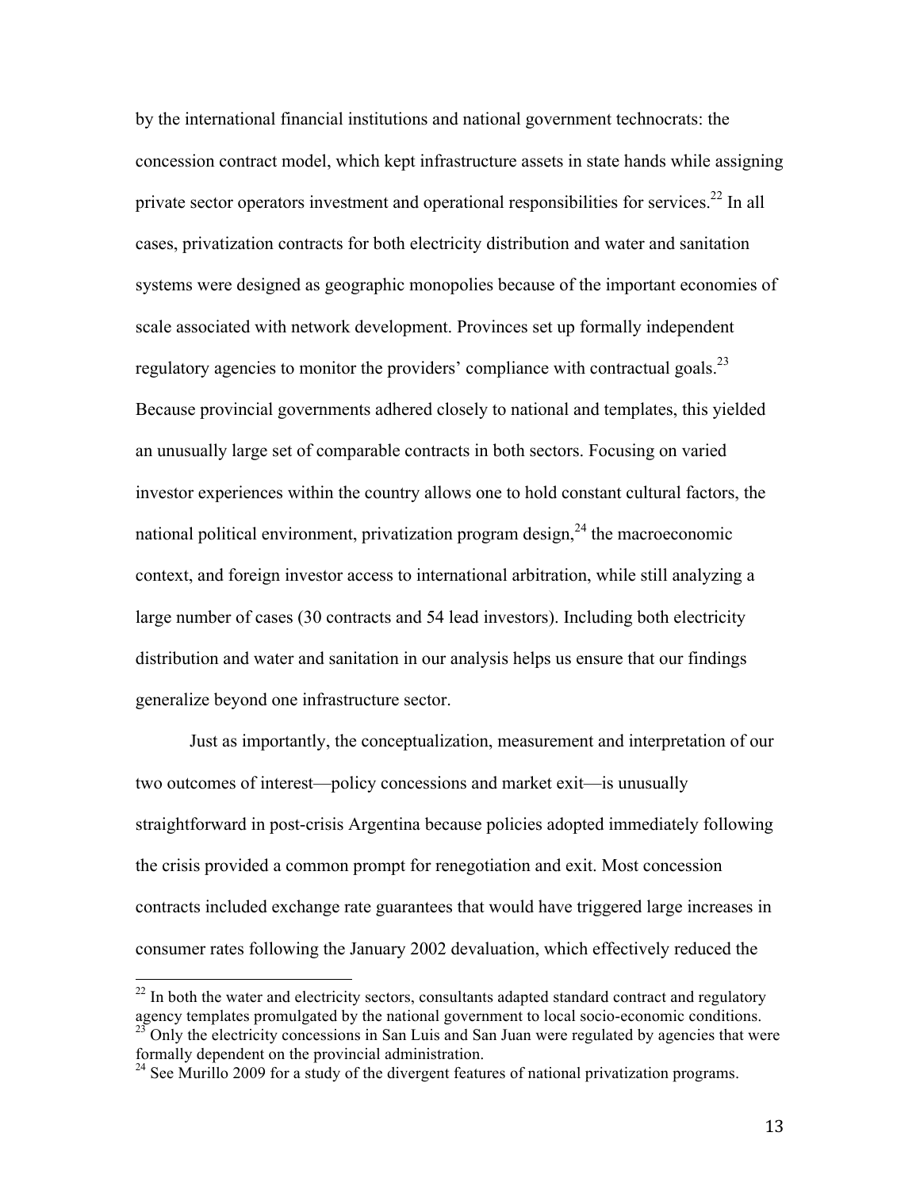by the international financial institutions and national government technocrats: the concession contract model, which kept infrastructure assets in state hands while assigning private sector operators investment and operational responsibilities for services.[22] In all cases, privatization contracts for both electricity distribution and water and sanitation systems were designed as geographic monopolies because of the important economies of scale associated with network development. Provinces set up formally independent regulatory agencies to monitor the providers' compliance with contractual goals.[23] Because provincial governments adhered closely to national and templates, this yielded an unusually large set of comparable contracts in both sectors. Focusing on varied investor experiences within the country allows one to hold constant cultural factors, the national political environment, privatization program design,[24] the macroeconomic context, and foreign investor access to international arbitration, while still analyzing a large number of cases (30 contracts and 54 lead investors). Including both electricity distribution and water and sanitation in our analysis helps us ensure that our findings generalize beyond one infrastructure sector.

Just as importantly, the conceptualization, measurement and interpretation of our two outcomes of interest—policy concessions and market exit—is unusually straightforward in post-crisis Argentina because policies adopted immediately following the crisis provided a common prompt for renegotiation and exit. Most concession contracts included exchange rate guarantees that would have triggered large increases in consumer rates following the January 2002 devaluation, which effectively reduced the

---

[22] In both the water and electricity sectors, consultants adapted standard contract and regulatory agency templates promulgated by the national government to local socio-economic conditions.

[23] Only the electricity concessions in San Luis and San Juan were regulated by agencies that were formally dependent on the provincial administration.

[24] See Murillo 2009 for a study of the divergent features of national privatization programs.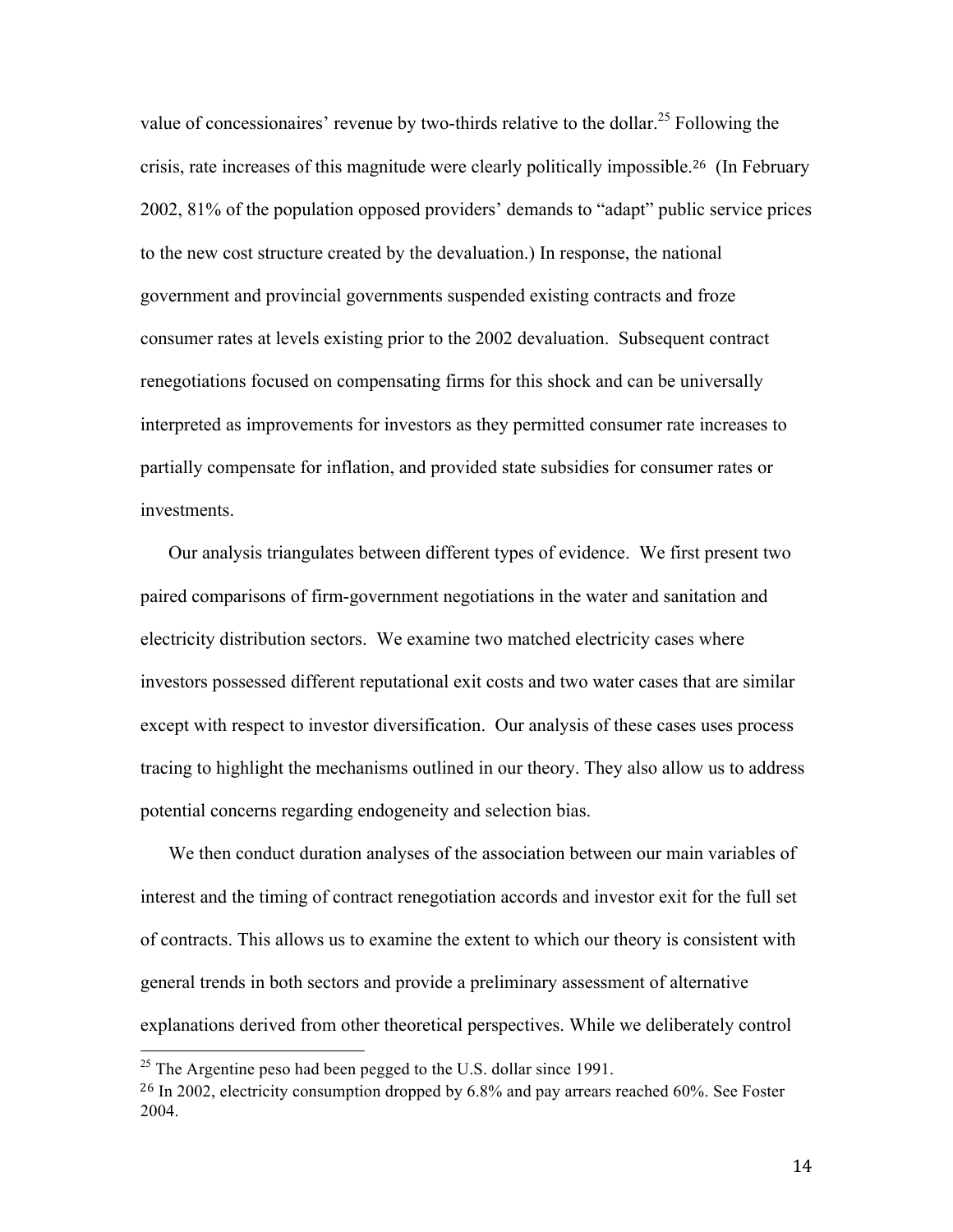value of concessionaires' revenue by two-thirds relative to the dollar.[25] Following the crisis, rate increases of this magnitude were clearly politically impossible.[26] (In February 2002, 81% of the population opposed providers' demands to "adapt" public service prices to the new cost structure created by the devaluation.) In response, the national government and provincial governments suspended existing contracts and froze consumer rates at levels existing prior to the 2002 devaluation. Subsequent contract renegotiations focused on compensating firms for this shock and can be universally interpreted as improvements for investors as they permitted consumer rate increases to partially compensate for inflation, and provided state subsidies for consumer rates or investments.

Our analysis triangulates between different types of evidence. We first present two paired comparisons of firm-government negotiations in the water and sanitation and electricity distribution sectors. We examine two matched electricity cases where investors possessed different reputational exit costs and two water cases that are similar except with respect to investor diversification. Our analysis of these cases uses process tracing to highlight the mechanisms outlined in our theory. They also allow us to address potential concerns regarding endogeneity and selection bias.

We then conduct duration analyses of the association between our main variables of interest and the timing of contract renegotiation accords and investor exit for the full set of contracts. This allows us to examine the extent to which our theory is consistent with general trends in both sectors and provide a preliminary assessment of alternative explanations derived from other theoretical perspectives. While we deliberately control

---

[25] The Argentine peso had been pegged to the U.S. dollar since 1991.

[26] In 2002, electricity consumption dropped by 6.8% and pay arrears reached 60%. See Foster 2004.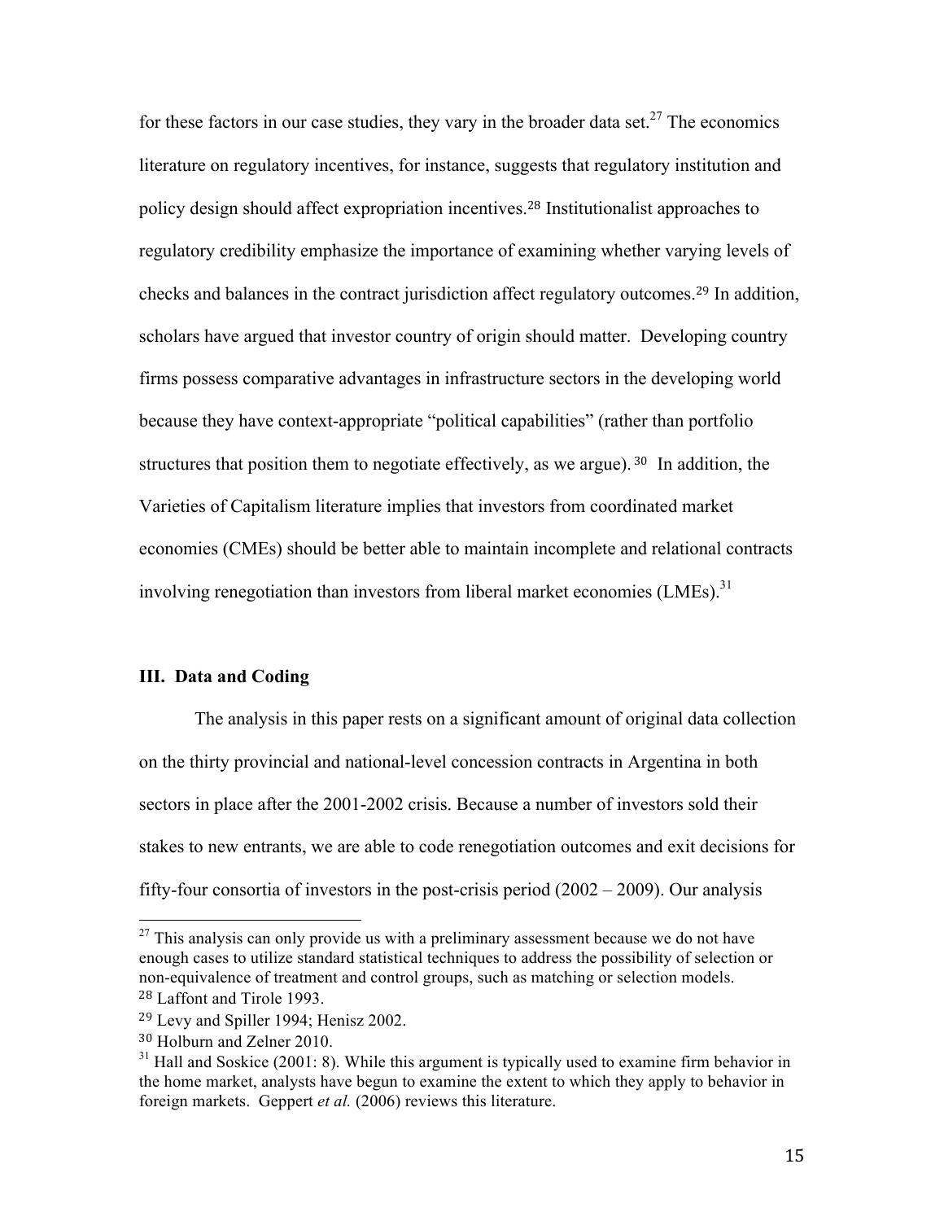for these factors in our case studies, they vary in the broader data set.[27] The economics literature on regulatory incentives, for instance, suggests that regulatory institution and policy design should affect expropriation incentives.[28] Institutionalist approaches to regulatory credibility emphasize the importance of examining whether varying levels of checks and balances in the contract jurisdiction affect regulatory outcomes.[29] In addition, scholars have argued that investor country of origin should matter. Developing country firms possess comparative advantages in infrastructure sectors in the developing world because they have context-appropriate "political capabilities" (rather than portfolio structures that position them to negotiate effectively, as we argue).[30] In addition, the Varieties of Capitalism literature implies that investors from coordinated market economies (CMEs) should be better able to maintain incomplete and relational contracts involving renegotiation than investors from liberal market economies (LMEs).[31]

### III. Data and Coding

The analysis in this paper rests on a significant amount of original data collection on the thirty provincial and national-level concession contracts in Argentina in both sectors in place after the 2001-2002 crisis. Because a number of investors sold their stakes to new entrants, we are able to code renegotiation outcomes and exit decisions for fifty-four consortia of investors in the post-crisis period (2002 – 2009). Our analysis

---

[27] This analysis can only provide us with a preliminary assessment because we do not have enough cases to utilize standard statistical techniques to address the possibility of selection or non-equivalence of treatment and control groups, such as matching or selection models.

[28] Laffont and Tirole 1993.

[29] Levy and Spiller 1994; Henisz 2002.

[30] Holburn and Zelner 2010.

[31] Hall and Soskice (2001: 8). While this argument is typically used to examine firm behavior in the home market, analysts have begun to examine the extent to which they apply to behavior in foreign markets. Geppert *et al.* (2006) reviews this literature.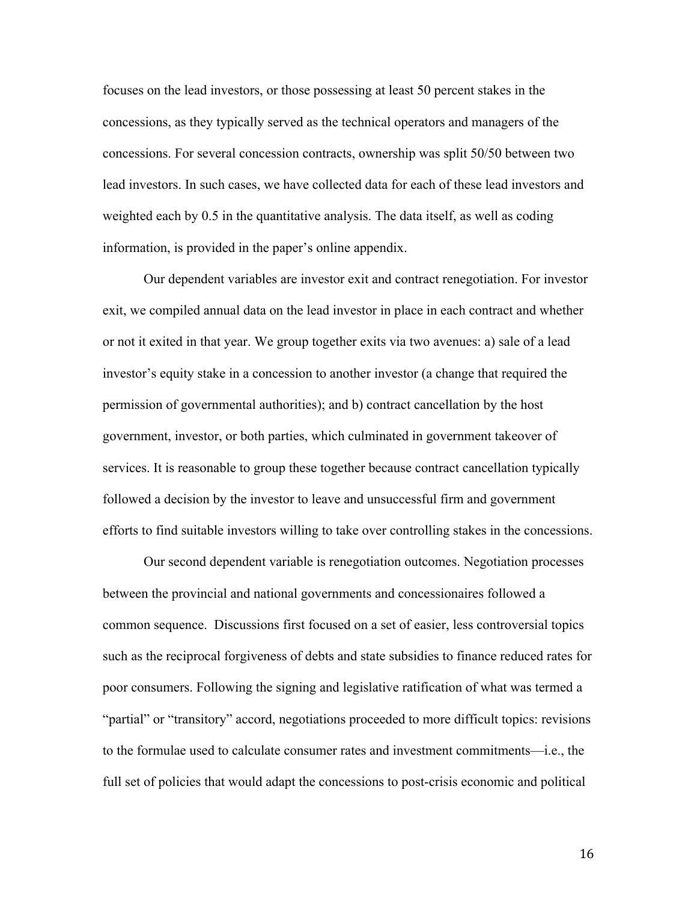focuses on the lead investors, or those possessing at least 50 percent stakes in the concessions, as they typically served as the technical operators and managers of the concessions. For several concession contracts, ownership was split 50/50 between two lead investors. In such cases, we have collected data for each of these lead investors and weighted each by 0.5 in the quantitative analysis. The data itself, as well as coding information, is provided in the paper's online appendix.

Our dependent variables are investor exit and contract renegotiation. For investor exit, we compiled annual data on the lead investor in place in each contract and whether or not it exited in that year. We group together exits via two avenues: a) sale of a lead investor's equity stake in a concession to another investor (a change that required the permission of governmental authorities); and b) contract cancellation by the host government, investor, or both parties, which culminated in government takeover of services. It is reasonable to group these together because contract cancellation typically followed a decision by the investor to leave and unsuccessful firm and government efforts to find suitable investors willing to take over controlling stakes in the concessions.

Our second dependent variable is renegotiation outcomes. Negotiation processes between the provincial and national governments and concessionaires followed a common sequence. Discussions first focused on a set of easier, less controversial topics such as the reciprocal forgiveness of debts and state subsidies to finance reduced rates for poor consumers. Following the signing and legislative ratification of what was termed a "partial" or "transitory" accord, negotiations proceeded to more difficult topics: revisions to the formulae used to calculate consumer rates and investment commitments—i.e., the full set of policies that would adapt the concessions to post-crisis economic and political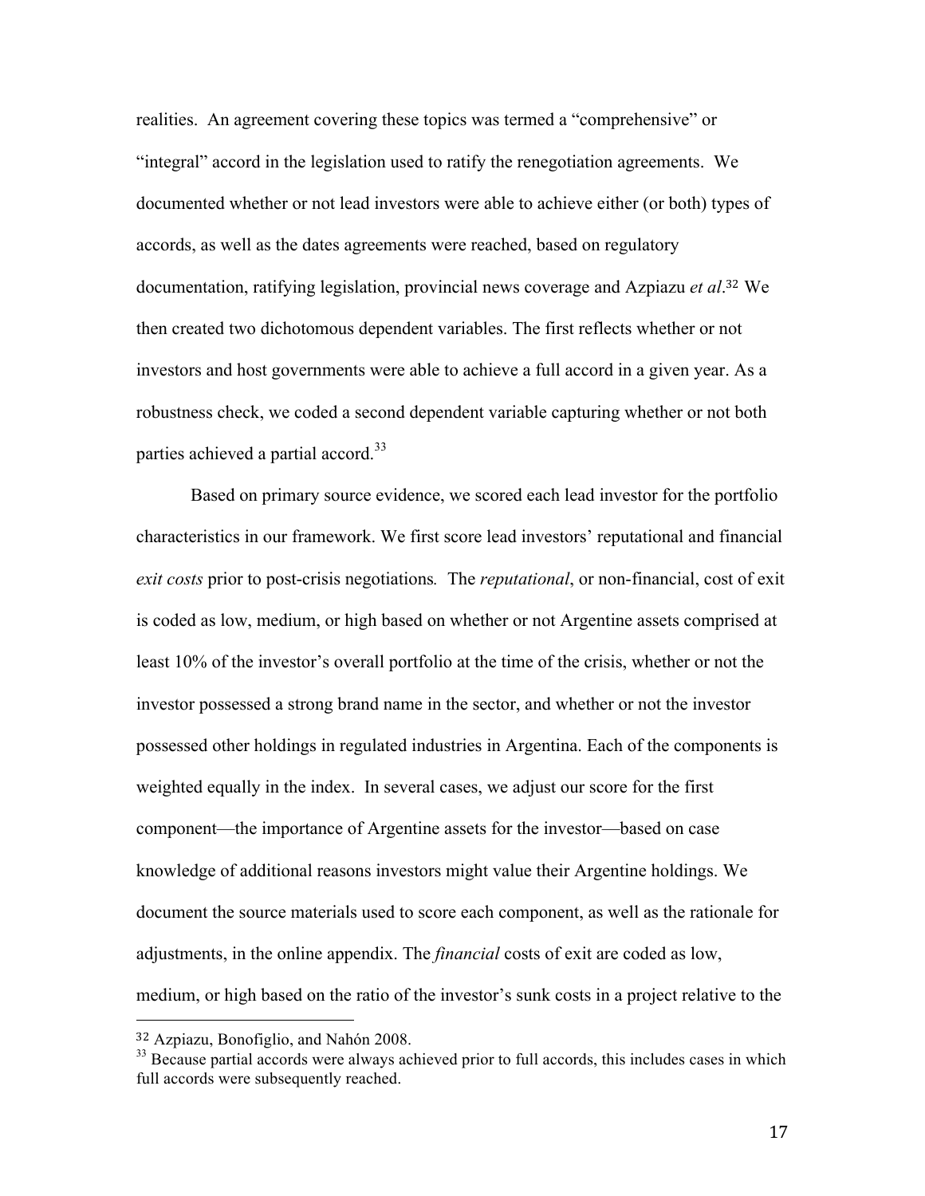realities. An agreement covering these topics was termed a "comprehensive" or "integral" accord in the legislation used to ratify the renegotiation agreements. We documented whether or not lead investors were able to achieve either (or both) types of accords, as well as the dates agreements were reached, based on regulatory documentation, ratifying legislation, provincial news coverage and Azpiazu *et al*.[32] We then created two dichotomous dependent variables. The first reflects whether or not investors and host governments were able to achieve a full accord in a given year. As a robustness check, we coded a second dependent variable capturing whether or not both parties achieved a partial accord.[33]

Based on primary source evidence, we scored each lead investor for the portfolio characteristics in our framework. We first score lead investors' reputational and financial *exit costs* prior to post-crisis negotiations*.* The *reputational*, or non-financial, cost of exit is coded as low, medium, or high based on whether or not Argentine assets comprised at least 10% of the investor's overall portfolio at the time of the crisis, whether or not the investor possessed a strong brand name in the sector, and whether or not the investor possessed other holdings in regulated industries in Argentina. Each of the components is weighted equally in the index. In several cases, we adjust our score for the first component—the importance of Argentine assets for the investor—based on case knowledge of additional reasons investors might value their Argentine holdings. We document the source materials used to score each component, as well as the rationale for adjustments, in the online appendix. The *financial* costs of exit are coded as low, medium, or high based on the ratio of the investor's sunk costs in a project relative to the

---

[32] Azpiazu, Bonofiglio, and Nahón 2008.

[33] Because partial accords were always achieved prior to full accords, this includes cases in which full accords were subsequently reached.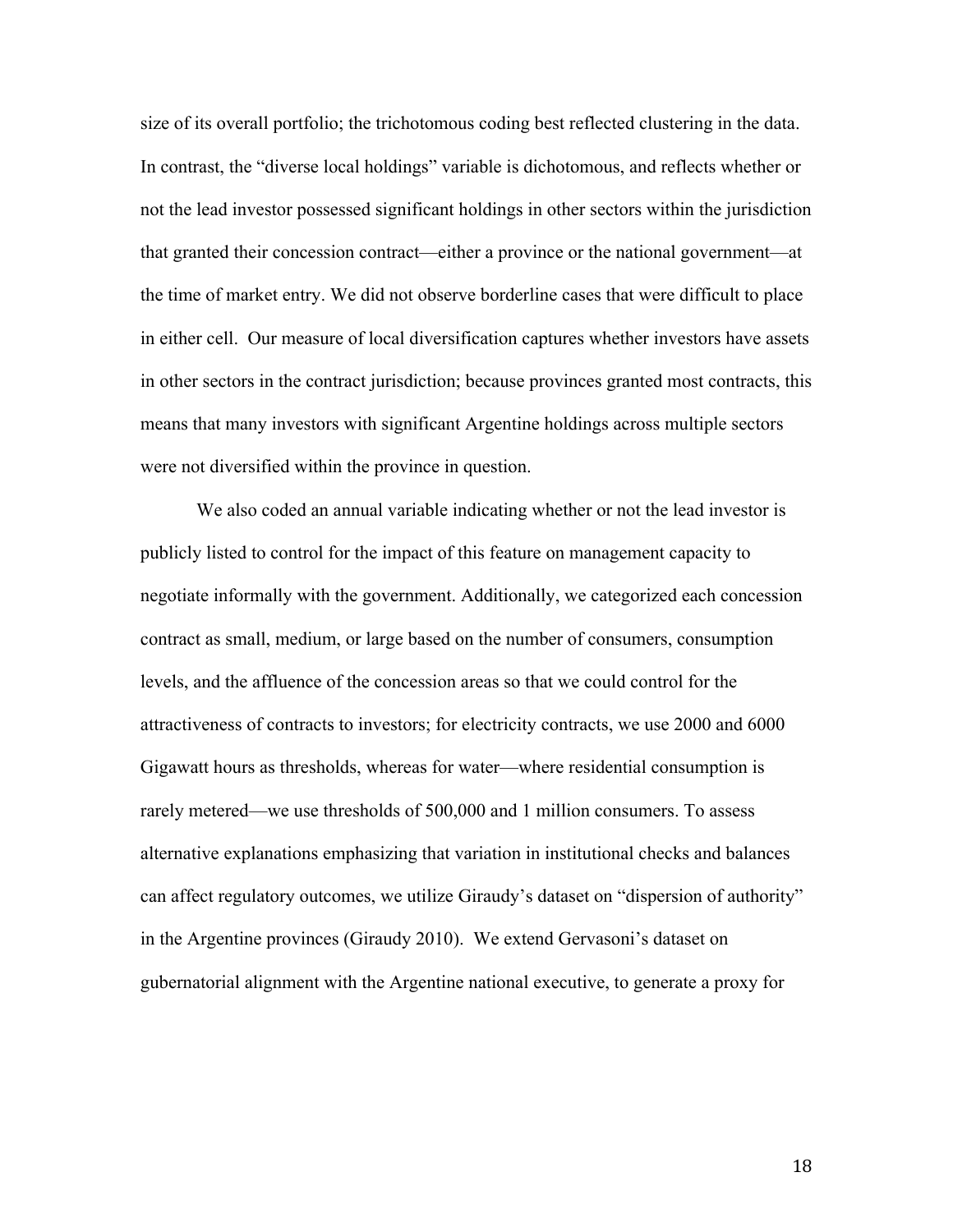size of its overall portfolio; the trichotomous coding best reflected clustering in the data. In contrast, the "diverse local holdings" variable is dichotomous, and reflects whether or not the lead investor possessed significant holdings in other sectors within the jurisdiction that granted their concession contract—either a province or the national government—at the time of market entry. We did not observe borderline cases that were difficult to place in either cell. Our measure of local diversification captures whether investors have assets in other sectors in the contract jurisdiction; because provinces granted most contracts, this means that many investors with significant Argentine holdings across multiple sectors were not diversified within the province in question.

We also coded an annual variable indicating whether or not the lead investor is publicly listed to control for the impact of this feature on management capacity to negotiate informally with the government. Additionally, we categorized each concession contract as small, medium, or large based on the number of consumers, consumption levels, and the affluence of the concession areas so that we could control for the attractiveness of contracts to investors; for electricity contracts, we use 2000 and 6000 Gigawatt hours as thresholds, whereas for water—where residential consumption is rarely metered—we use thresholds of 500,000 and 1 million consumers. To assess alternative explanations emphasizing that variation in institutional checks and balances can affect regulatory outcomes, we utilize Giraudy's dataset on "dispersion of authority" in the Argentine provinces (Giraudy 2010). We extend Gervasoni's dataset on gubernatorial alignment with the Argentine national executive, to generate a proxy for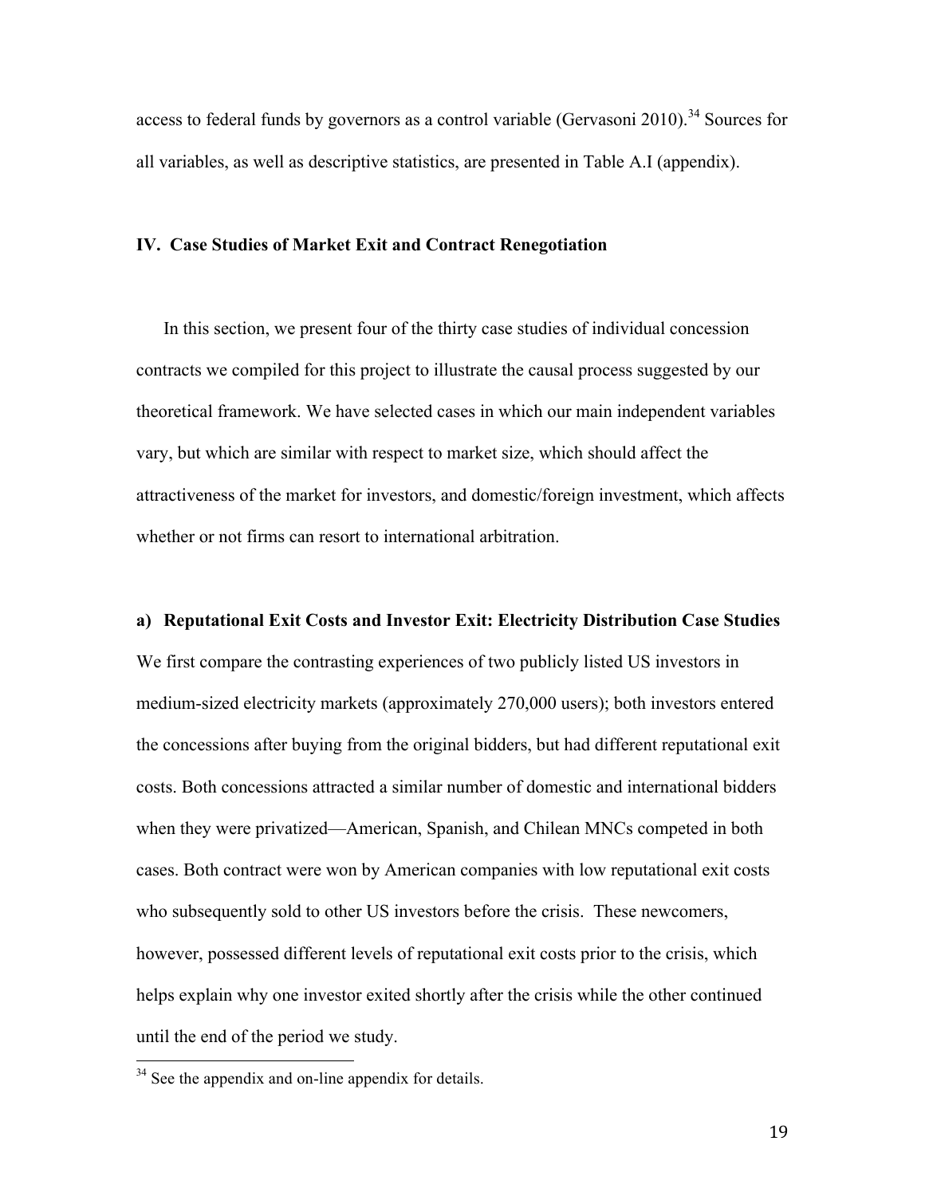access to federal funds by governors as a control variable (Gervasoni 2010).[34] Sources for all variables, as well as descriptive statistics, are presented in Table A.I (appendix).

## IV. Case Studies of Market Exit and Contract Renegotiation

In this section, we present four of the thirty case studies of individual concession contracts we compiled for this project to illustrate the causal process suggested by our theoretical framework. We have selected cases in which our main independent variables vary, but which are similar with respect to market size, which should affect the attractiveness of the market for investors, and domestic/foreign investment, which affects whether or not firms can resort to international arbitration.

### a) Reputational Exit Costs and Investor Exit: Electricity Distribution Case Studies

We first compare the contrasting experiences of two publicly listed US investors in medium-sized electricity markets (approximately 270,000 users); both investors entered the concessions after buying from the original bidders, but had different reputational exit costs. Both concessions attracted a similar number of domestic and international bidders when they were privatized—American, Spanish, and Chilean MNCs competed in both cases. Both contract were won by American companies with low reputational exit costs who subsequently sold to other US investors before the crisis. These newcomers, however, possessed different levels of reputational exit costs prior to the crisis, which helps explain why one investor exited shortly after the crisis while the other continued until the end of the period we study.

[34] See the appendix and on-line appendix for details.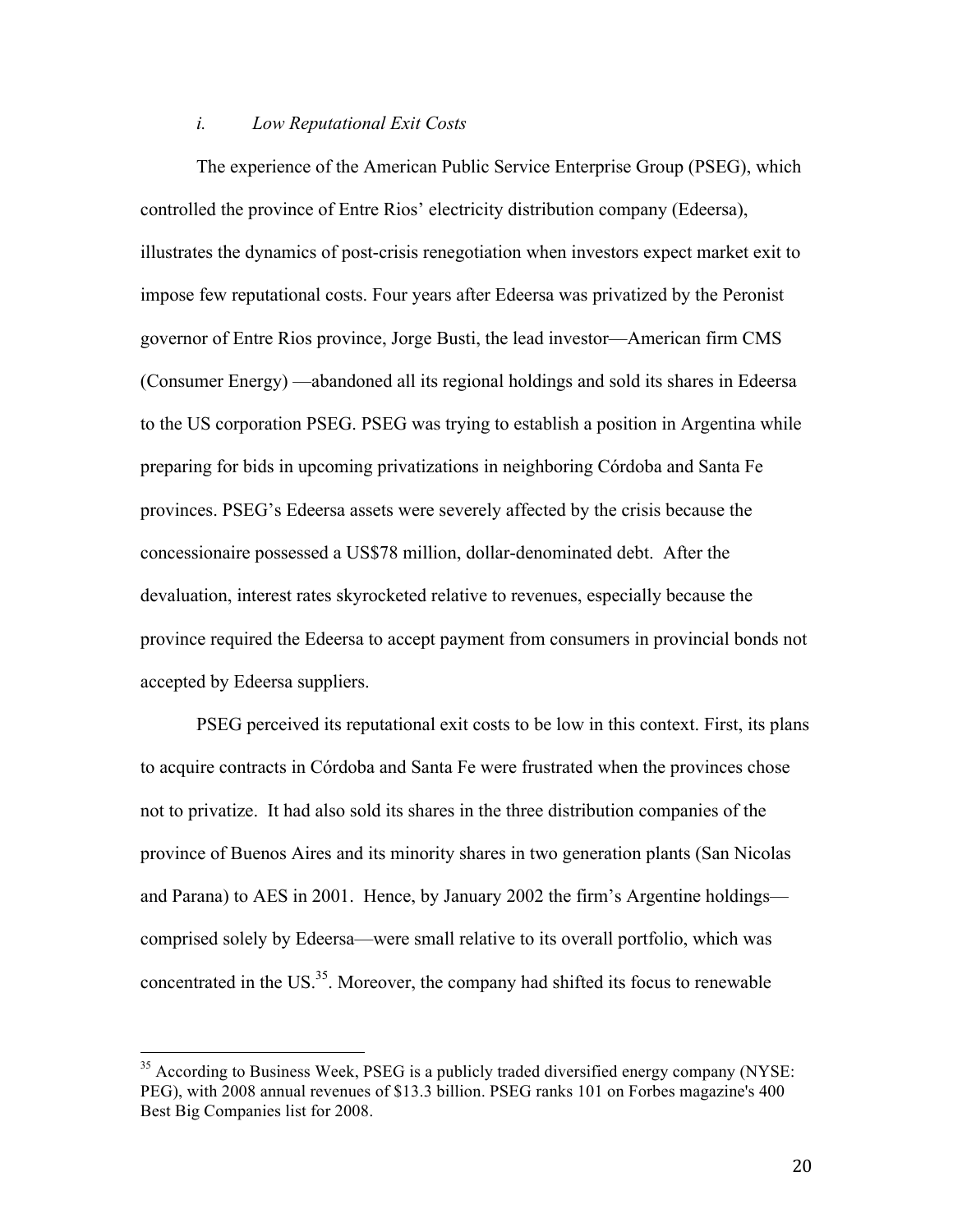### *i. Low Reputational Exit Costs*

The experience of the American Public Service Enterprise Group (PSEG), which controlled the province of Entre Rios' electricity distribution company (Edeersa), illustrates the dynamics of post-crisis renegotiation when investors expect market exit to impose few reputational costs. Four years after Edeersa was privatized by the Peronist governor of Entre Rios province, Jorge Busti, the lead investor—American firm CMS (Consumer Energy) —abandoned all its regional holdings and sold its shares in Edeersa to the US corporation PSEG. PSEG was trying to establish a position in Argentina while preparing for bids in upcoming privatizations in neighboring Córdoba and Santa Fe provinces. PSEG's Edeersa assets were severely affected by the crisis because the concessionaire possessed a US$78 million, dollar-denominated debt. After the devaluation, interest rates skyrocketed relative to revenues, especially because the province required the Edeersa to accept payment from consumers in provincial bonds not accepted by Edeersa suppliers.

PSEG perceived its reputational exit costs to be low in this context. First, its plans to acquire contracts in Córdoba and Santa Fe were frustrated when the provinces chose not to privatize. It had also sold its shares in the three distribution companies of the province of Buenos Aires and its minority shares in two generation plants (San Nicolas and Parana) to AES in 2001. Hence, by January 2002 the firm's Argentine holdings—comprised solely by Edeersa—were small relative to its overall portfolio, which was concentrated in the US.[35]. Moreover, the company had shifted its focus to renewable

[35] According to Business Week, PSEG is a publicly traded diversified energy company (NYSE: PEG), with 2008 annual revenues of $13.3 billion. PSEG ranks 101 on Forbes magazine's 400 Best Big Companies list for 2008.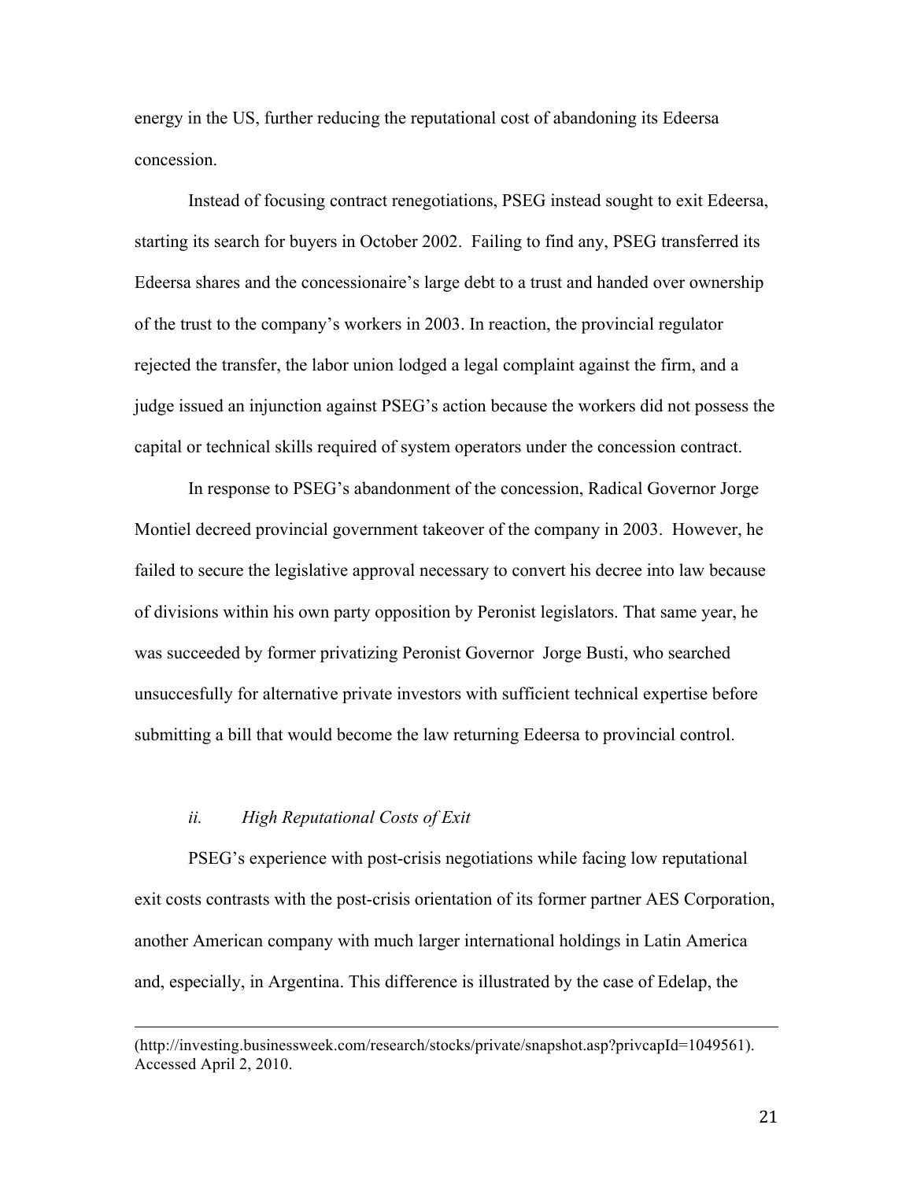energy in the US, further reducing the reputational cost of abandoning its Edeersa concession.

Instead of focusing contract renegotiations, PSEG instead sought to exit Edeersa, starting its search for buyers in October 2002. Failing to find any, PSEG transferred its Edeersa shares and the concessionaire's large debt to a trust and handed over ownership of the trust to the company's workers in 2003. In reaction, the provincial regulator rejected the transfer, the labor union lodged a legal complaint against the firm, and a judge issued an injunction against PSEG's action because the workers did not possess the capital or technical skills required of system operators under the concession contract.

In response to PSEG's abandonment of the concession, Radical Governor Jorge Montiel decreed provincial government takeover of the company in 2003. However, he failed to secure the legislative approval necessary to convert his decree into law because of divisions within his own party opposition by Peronist legislators. That same year, he was succeeded by former privatizing Peronist Governor Jorge Busti, who searched unsuccesfully for alternative private investors with sufficient technical expertise before submitting a bill that would become the law returning Edeersa to provincial control.

### *ii. High Reputational Costs of Exit*

PSEG's experience with post-crisis negotiations while facing low reputational exit costs contrasts with the post-crisis orientation of its former partner AES Corporation, another American company with much larger international holdings in Latin America and, especially, in Argentina. This difference is illustrated by the case of Edelap, the

(http://investing.businessweek.com/research/stocks/private/snapshot.asp?privcapId=1049561). Accessed April 2, 2010.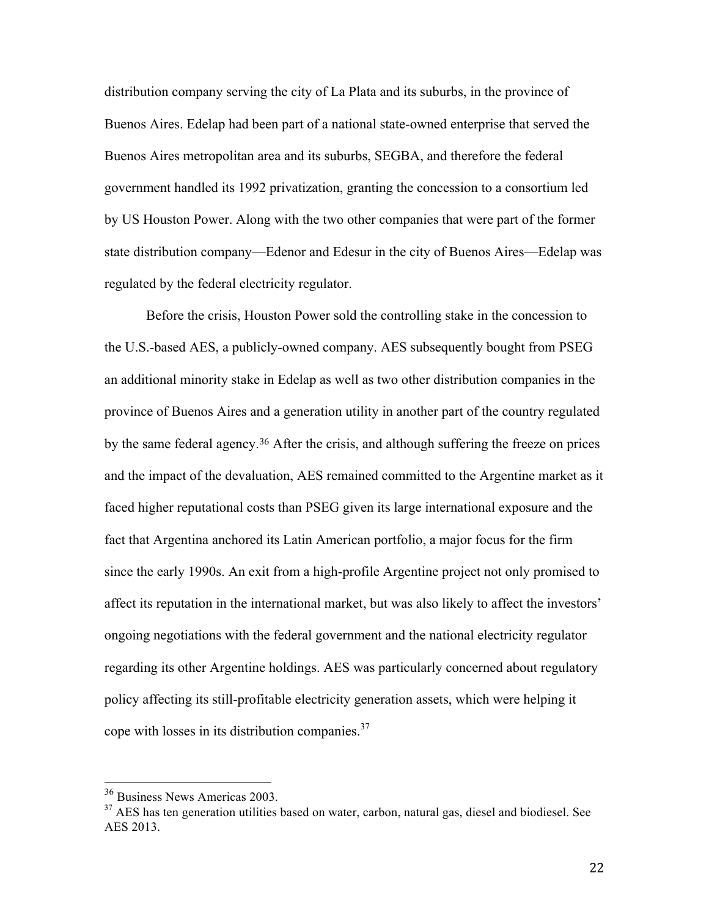distribution company serving the city of La Plata and its suburbs, in the province of Buenos Aires. Edelap had been part of a national state-owned enterprise that served the Buenos Aires metropolitan area and its suburbs, SEGBA, and therefore the federal government handled its 1992 privatization, granting the concession to a consortium led by US Houston Power. Along with the two other companies that were part of the former state distribution company—Edenor and Edesur in the city of Buenos Aires—Edelap was regulated by the federal electricity regulator.

Before the crisis, Houston Power sold the controlling stake in the concession to the U.S.-based AES, a publicly-owned company. AES subsequently bought from PSEG an additional minority stake in Edelap as well as two other distribution companies in the province of Buenos Aires and a generation utility in another part of the country regulated by the same federal agency.[36] After the crisis, and although suffering the freeze on prices and the impact of the devaluation, AES remained committed to the Argentine market as it faced higher reputational costs than PSEG given its large international exposure and the fact that Argentina anchored its Latin American portfolio, a major focus for the firm since the early 1990s. An exit from a high-profile Argentine project not only promised to affect its reputation in the international market, but was also likely to affect the investors' ongoing negotiations with the federal government and the national electricity regulator regarding its other Argentine holdings. AES was particularly concerned about regulatory policy affecting its still-profitable electricity generation assets, which were helping it cope with losses in its distribution companies.[37]

---

[36] Business News Americas 2003.

[37] AES has ten generation utilities based on water, carbon, natural gas, diesel and biodiesel. See AES 2013.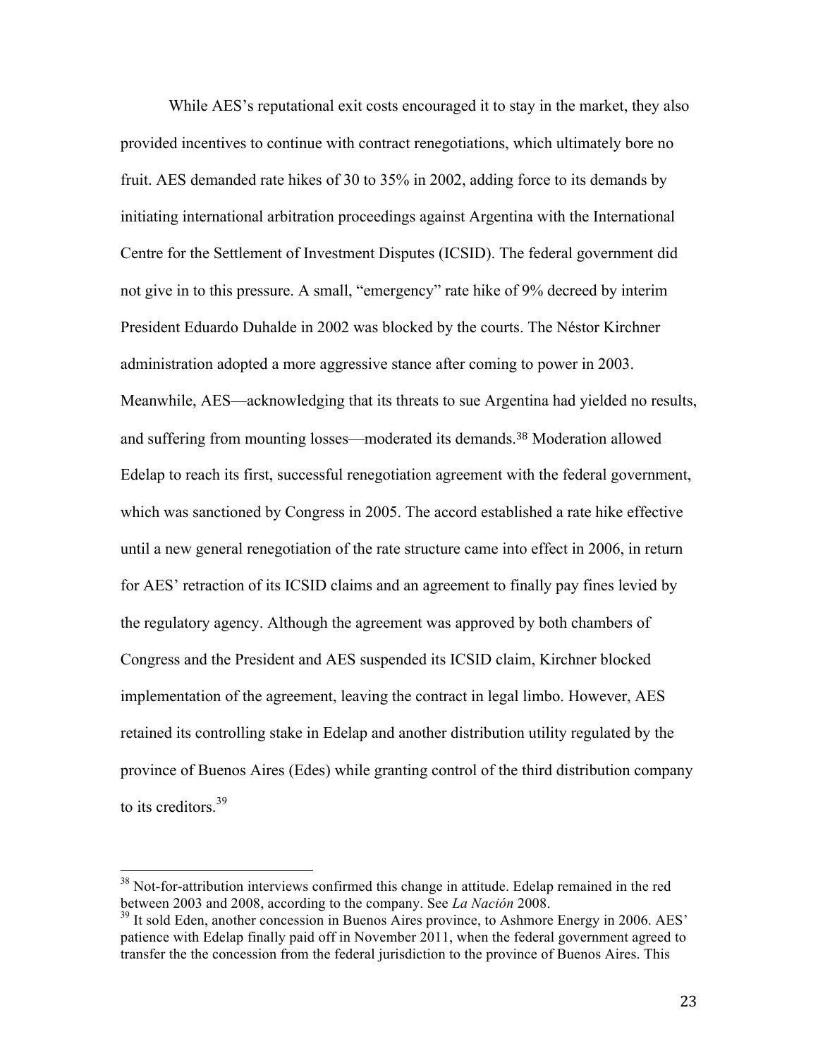While AES's reputational exit costs encouraged it to stay in the market, they also provided incentives to continue with contract renegotiations, which ultimately bore no fruit. AES demanded rate hikes of 30 to 35% in 2002, adding force to its demands by initiating international arbitration proceedings against Argentina with the International Centre for the Settlement of Investment Disputes (ICSID). The federal government did not give in to this pressure. A small, "emergency" rate hike of 9% decreed by interim President Eduardo Duhalde in 2002 was blocked by the courts. The Néstor Kirchner administration adopted a more aggressive stance after coming to power in 2003. Meanwhile, AES—acknowledging that its threats to sue Argentina had yielded no results, and suffering from mounting losses—moderated its demands.[38] Moderation allowed Edelap to reach its first, successful renegotiation agreement with the federal government, which was sanctioned by Congress in 2005. The accord established a rate hike effective until a new general renegotiation of the rate structure came into effect in 2006, in return for AES' retraction of its ICSID claims and an agreement to finally pay fines levied by the regulatory agency. Although the agreement was approved by both chambers of Congress and the President and AES suspended its ICSID claim, Kirchner blocked implementation of the agreement, leaving the contract in legal limbo. However, AES retained its controlling stake in Edelap and another distribution utility regulated by the province of Buenos Aires (Edes) while granting control of the third distribution company to its creditors.[39]

---

[38] Not-for-attribution interviews confirmed this change in attitude. Edelap remained in the red between 2003 and 2008, according to the company. See *La Nación* 2008.

[39] It sold Eden, another concession in Buenos Aires province, to Ashmore Energy in 2006. AES' patience with Edelap finally paid off in November 2011, when the federal government agreed to transfer the the concession from the federal jurisdiction to the province of Buenos Aires. This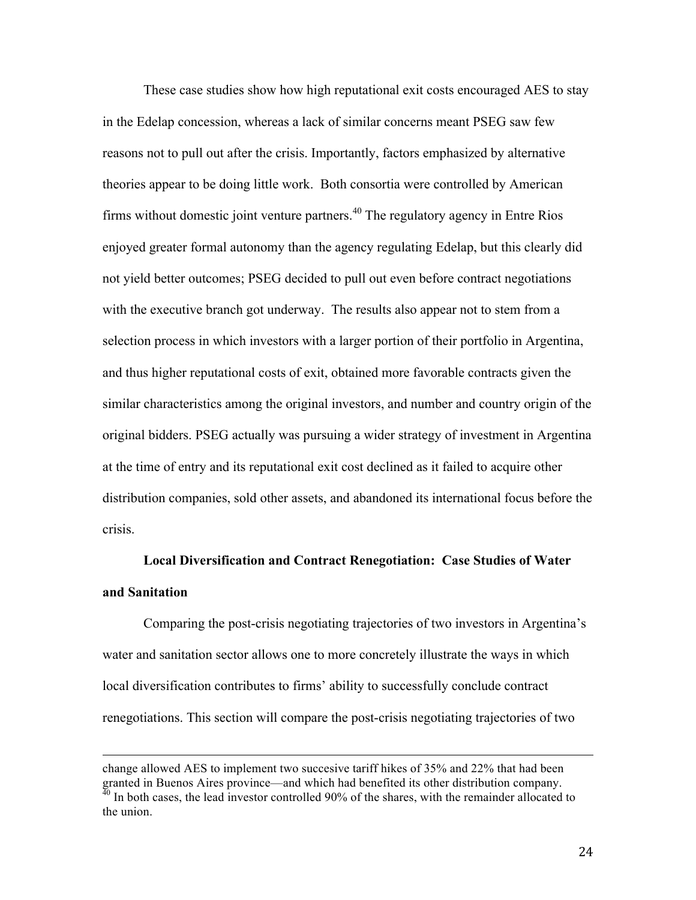These case studies show how high reputational exit costs encouraged AES to stay in the Edelap concession, whereas a lack of similar concerns meant PSEG saw few reasons not to pull out after the crisis. Importantly, factors emphasized by alternative theories appear to be doing little work. Both consortia were controlled by American firms without domestic joint venture partners.[40] The regulatory agency in Entre Rios enjoyed greater formal autonomy than the agency regulating Edelap, but this clearly did not yield better outcomes; PSEG decided to pull out even before contract negotiations with the executive branch got underway. The results also appear not to stem from a selection process in which investors with a larger portion of their portfolio in Argentina, and thus higher reputational costs of exit, obtained more favorable contracts given the similar characteristics among the original investors, and number and country origin of the original bidders. PSEG actually was pursuing a wider strategy of investment in Argentina at the time of entry and its reputational exit cost declined as it failed to acquire other distribution companies, sold other assets, and abandoned its international focus before the crisis.

**Local Diversification and Contract Renegotiation: Case Studies of Water and Sanitation**

Comparing the post-crisis negotiating trajectories of two investors in Argentina's water and sanitation sector allows one to more concretely illustrate the ways in which local diversification contributes to firms' ability to successfully conclude contract renegotiations. This section will compare the post-crisis negotiating trajectories of two

---

change allowed AES to implement two succesive tariff hikes of 35% and 22% that had been granted in Buenos Aires province—and which had benefited its other distribution company.

[40] In both cases, the lead investor controlled 90% of the shares, with the remainder allocated to the union.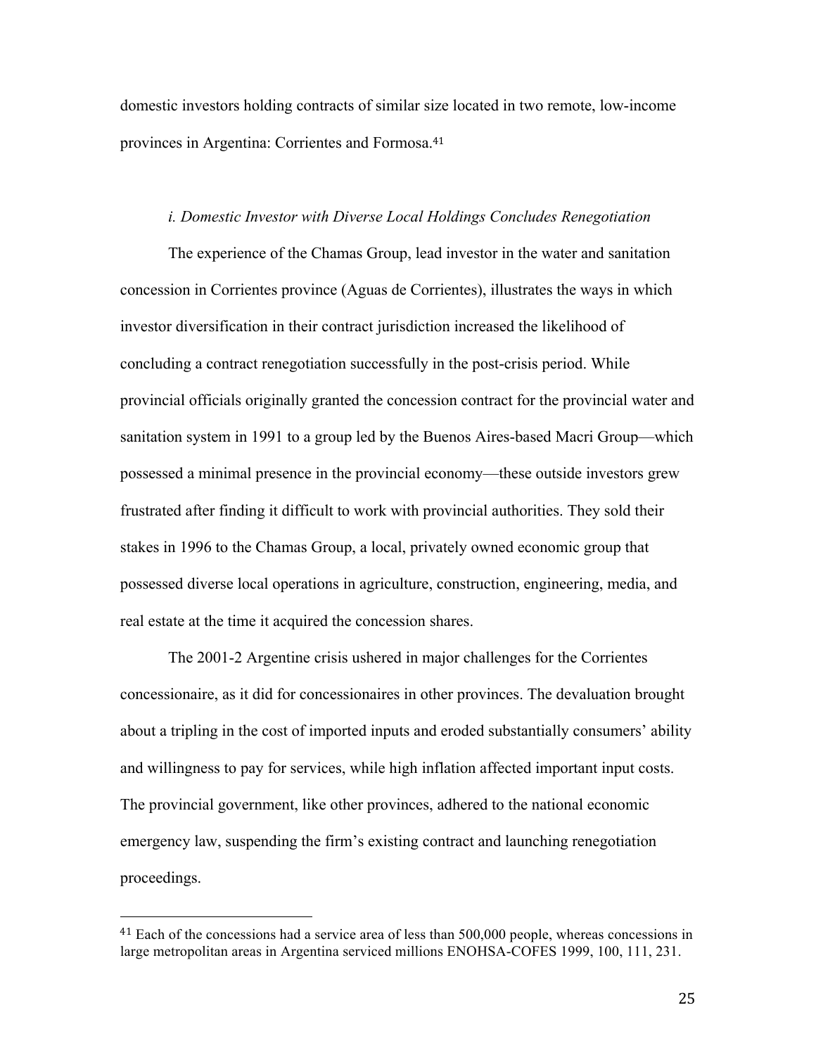domestic investors holding contracts of similar size located in two remote, low-income provinces in Argentina: Corrientes and Formosa.[41]

*i. Domestic Investor with Diverse Local Holdings Concludes Renegotiation*

The experience of the Chamas Group, lead investor in the water and sanitation concession in Corrientes province (Aguas de Corrientes), illustrates the ways in which investor diversification in their contract jurisdiction increased the likelihood of concluding a contract renegotiation successfully in the post-crisis period. While provincial officials originally granted the concession contract for the provincial water and sanitation system in 1991 to a group led by the Buenos Aires-based Macri Group—which possessed a minimal presence in the provincial economy—these outside investors grew frustrated after finding it difficult to work with provincial authorities. They sold their stakes in 1996 to the Chamas Group, a local, privately owned economic group that possessed diverse local operations in agriculture, construction, engineering, media, and real estate at the time it acquired the concession shares.

The 2001-2 Argentine crisis ushered in major challenges for the Corrientes concessionaire, as it did for concessionaires in other provinces. The devaluation brought about a tripling in the cost of imported inputs and eroded substantially consumers' ability and willingness to pay for services, while high inflation affected important input costs. The provincial government, like other provinces, adhered to the national economic emergency law, suspending the firm's existing contract and launching renegotiation proceedings.

[41] Each of the concessions had a service area of less than 500,000 people, whereas concessions in large metropolitan areas in Argentina serviced millions ENOHSA-COFES 1999, 100, 111, 231.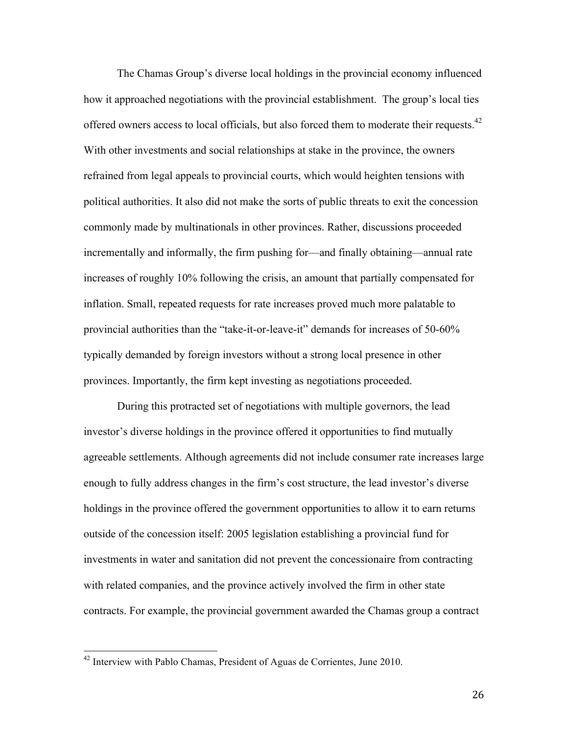The Chamas Group's diverse local holdings in the provincial economy influenced how it approached negotiations with the provincial establishment. The group's local ties offered owners access to local officials, but also forced them to moderate their requests.[42] With other investments and social relationships at stake in the province, the owners refrained from legal appeals to provincial courts, which would heighten tensions with political authorities. It also did not make the sorts of public threats to exit the concession commonly made by multinationals in other provinces. Rather, discussions proceeded incrementally and informally, the firm pushing for—and finally obtaining—annual rate increases of roughly 10% following the crisis, an amount that partially compensated for inflation. Small, repeated requests for rate increases proved much more palatable to provincial authorities than the "take-it-or-leave-it" demands for increases of 50-60% typically demanded by foreign investors without a strong local presence in other provinces. Importantly, the firm kept investing as negotiations proceeded.

During this protracted set of negotiations with multiple governors, the lead investor's diverse holdings in the province offered it opportunities to find mutually agreeable settlements. Although agreements did not include consumer rate increases large enough to fully address changes in the firm's cost structure, the lead investor's diverse holdings in the province offered the government opportunities to allow it to earn returns outside of the concession itself: 2005 legislation establishing a provincial fund for investments in water and sanitation did not prevent the concessionaire from contracting with related companies, and the province actively involved the firm in other state contracts. For example, the provincial government awarded the Chamas group a contract

[42] Interview with Pablo Chamas, President of Aguas de Corrientes, June 2010.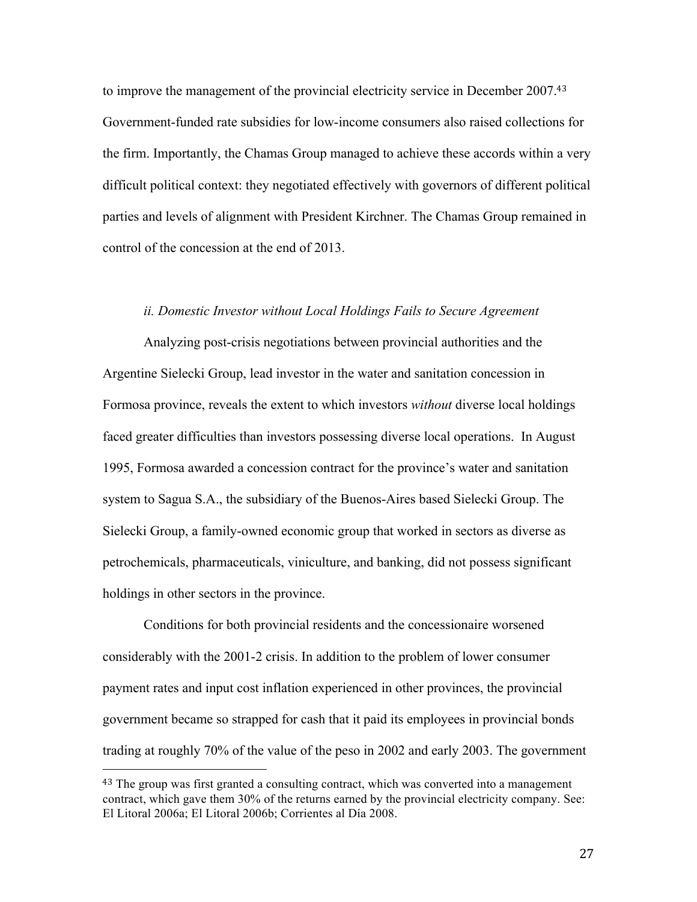to improve the management of the provincial electricity service in December 2007.[43] Government-funded rate subsidies for low-income consumers also raised collections for the firm. Importantly, the Chamas Group managed to achieve these accords within a very difficult political context: they negotiated effectively with governors of different political parties and levels of alignment with President Kirchner. The Chamas Group remained in control of the concession at the end of 2013.

*ii. Domestic Investor without Local Holdings Fails to Secure Agreement*

Analyzing post-crisis negotiations between provincial authorities and the Argentine Sielecki Group, lead investor in the water and sanitation concession in Formosa province, reveals the extent to which investors *without* diverse local holdings faced greater difficulties than investors possessing diverse local operations. In August 1995, Formosa awarded a concession contract for the province's water and sanitation system to Sagua S.A., the subsidiary of the Buenos-Aires based Sielecki Group. The Sielecki Group, a family-owned economic group that worked in sectors as diverse as petrochemicals, pharmaceuticals, viniculture, and banking, did not possess significant holdings in other sectors in the province.

Conditions for both provincial residents and the concessionaire worsened considerably with the 2001-2 crisis. In addition to the problem of lower consumer payment rates and input cost inflation experienced in other provinces, the provincial government became so strapped for cash that it paid its employees in provincial bonds trading at roughly 70% of the value of the peso in 2002 and early 2003. The government

[43] The group was first granted a consulting contract, which was converted into a management contract, which gave them 30% of the returns earned by the provincial electricity company. See: El Litoral 2006a; El Litoral 2006b; Corrientes al Día 2008.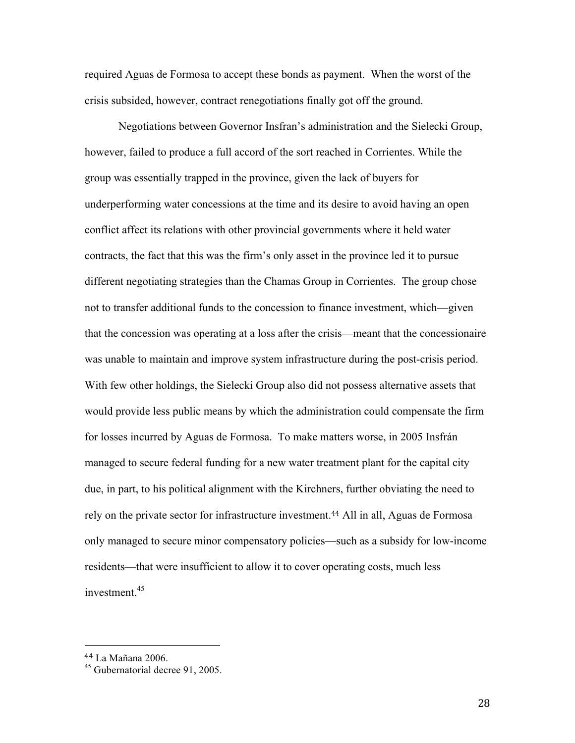required Aguas de Formosa to accept these bonds as payment. When the worst of the crisis subsided, however, contract renegotiations finally got off the ground.

Negotiations between Governor Insfran's administration and the Sielecki Group, however, failed to produce a full accord of the sort reached in Corrientes. While the group was essentially trapped in the province, given the lack of buyers for underperforming water concessions at the time and its desire to avoid having an open conflict affect its relations with other provincial governments where it held water contracts, the fact that this was the firm's only asset in the province led it to pursue different negotiating strategies than the Chamas Group in Corrientes. The group chose not to transfer additional funds to the concession to finance investment, which—given that the concession was operating at a loss after the crisis—meant that the concessionaire was unable to maintain and improve system infrastructure during the post-crisis period. With few other holdings, the Sielecki Group also did not possess alternative assets that would provide less public means by which the administration could compensate the firm for losses incurred by Aguas de Formosa. To make matters worse, in 2005 Insfrán managed to secure federal funding for a new water treatment plant for the capital city due, in part, to his political alignment with the Kirchners, further obviating the need to rely on the private sector for infrastructure investment.[44] All in all, Aguas de Formosa only managed to secure minor compensatory policies—such as a subsidy for low-income residents—that were insufficient to allow it to cover operating costs, much less investment.[45]

---

[44] La Mañana 2006.

[45] Gubernatorial decree 91, 2005.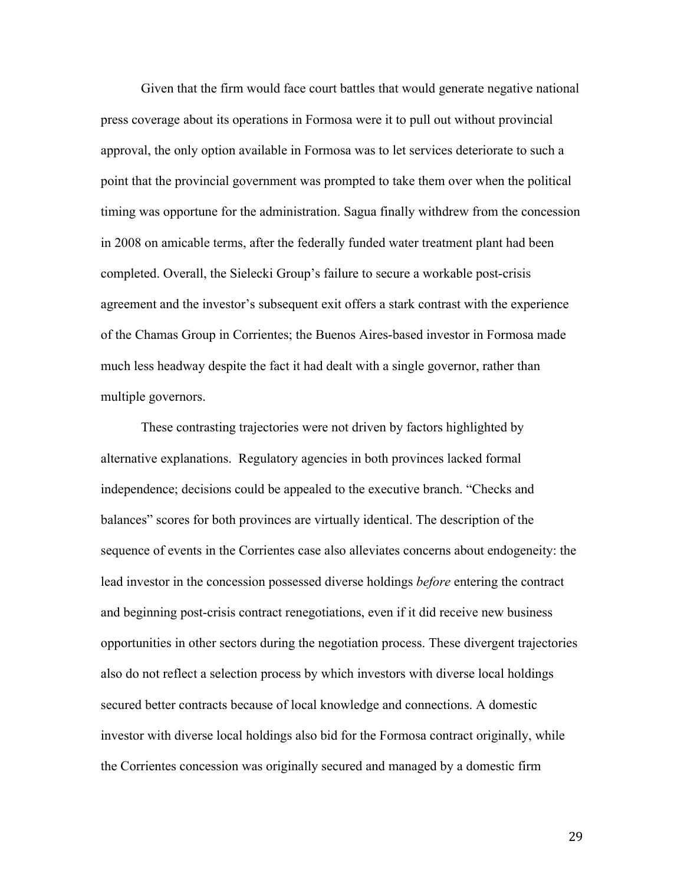Given that the firm would face court battles that would generate negative national press coverage about its operations in Formosa were it to pull out without provincial approval, the only option available in Formosa was to let services deteriorate to such a point that the provincial government was prompted to take them over when the political timing was opportune for the administration. Sagua finally withdrew from the concession in 2008 on amicable terms, after the federally funded water treatment plant had been completed. Overall, the Sielecki Group's failure to secure a workable post-crisis agreement and the investor's subsequent exit offers a stark contrast with the experience of the Chamas Group in Corrientes; the Buenos Aires-based investor in Formosa made much less headway despite the fact it had dealt with a single governor, rather than multiple governors.

These contrasting trajectories were not driven by factors highlighted by alternative explanations. Regulatory agencies in both provinces lacked formal independence; decisions could be appealed to the executive branch. "Checks and balances" scores for both provinces are virtually identical. The description of the sequence of events in the Corrientes case also alleviates concerns about endogeneity: the lead investor in the concession possessed diverse holdings *before* entering the contract and beginning post-crisis contract renegotiations, even if it did receive new business opportunities in other sectors during the negotiation process. These divergent trajectories also do not reflect a selection process by which investors with diverse local holdings secured better contracts because of local knowledge and connections. A domestic investor with diverse local holdings also bid for the Formosa contract originally, while the Corrientes concession was originally secured and managed by a domestic firm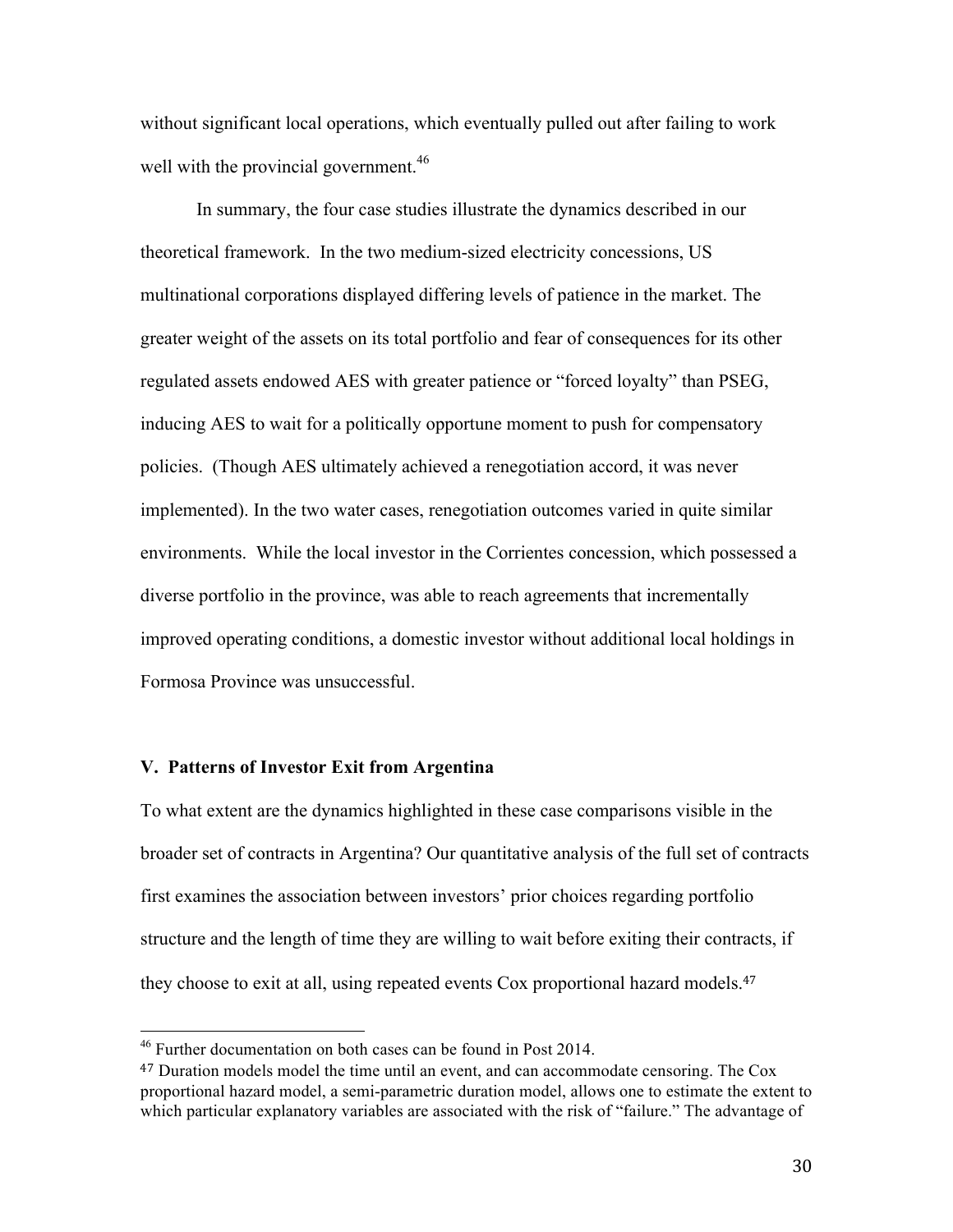without significant local operations, which eventually pulled out after failing to work well with the provincial government.[46]

In summary, the four case studies illustrate the dynamics described in our theoretical framework. In the two medium-sized electricity concessions, US multinational corporations displayed differing levels of patience in the market. The greater weight of the assets on its total portfolio and fear of consequences for its other regulated assets endowed AES with greater patience or "forced loyalty" than PSEG, inducing AES to wait for a politically opportune moment to push for compensatory policies. (Though AES ultimately achieved a renegotiation accord, it was never implemented). In the two water cases, renegotiation outcomes varied in quite similar environments. While the local investor in the Corrientes concession, which possessed a diverse portfolio in the province, was able to reach agreements that incrementally improved operating conditions, a domestic investor without additional local holdings in Formosa Province was unsuccessful.

## V. Patterns of Investor Exit from Argentina

To what extent are the dynamics highlighted in these case comparisons visible in the broader set of contracts in Argentina? Our quantitative analysis of the full set of contracts first examines the association between investors' prior choices regarding portfolio structure and the length of time they are willing to wait before exiting their contracts, if they choose to exit at all, using repeated events Cox proportional hazard models.[47]

---

[46] Further documentation on both cases can be found in Post 2014.

[47] Duration models model the time until an event, and can accommodate censoring. The Cox proportional hazard model, a semi-parametric duration model, allows one to estimate the extent to which particular explanatory variables are associated with the risk of "failure." The advantage of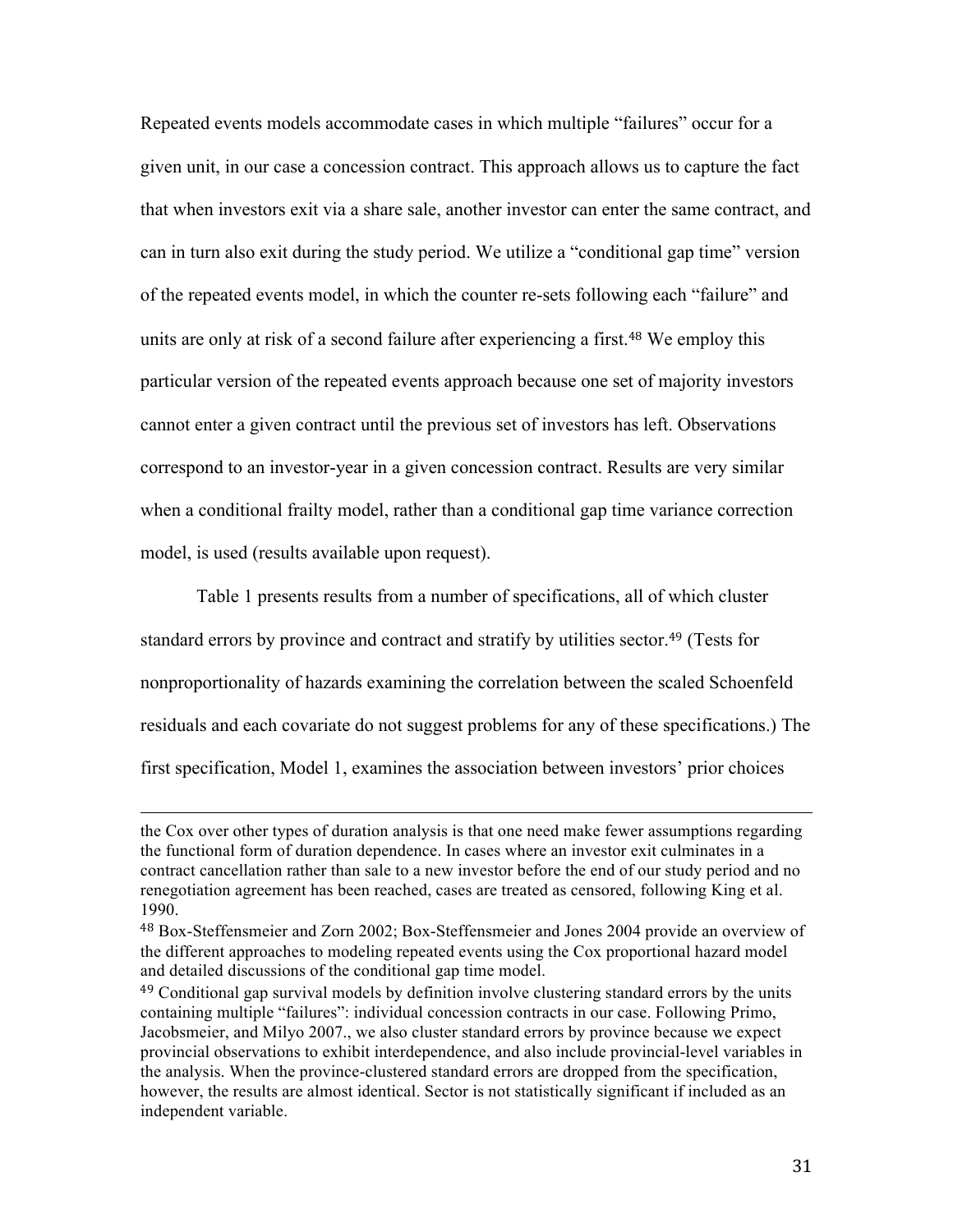Repeated events models accommodate cases in which multiple "failures" occur for a given unit, in our case a concession contract. This approach allows us to capture the fact that when investors exit via a share sale, another investor can enter the same contract, and can in turn also exit during the study period. We utilize a "conditional gap time" version of the repeated events model, in which the counter re-sets following each "failure" and units are only at risk of a second failure after experiencing a first.[48] We employ this particular version of the repeated events approach because one set of majority investors cannot enter a given contract until the previous set of investors has left. Observations correspond to an investor-year in a given concession contract. Results are very similar when a conditional frailty model, rather than a conditional gap time variance correction model, is used (results available upon request).

Table 1 presents results from a number of specifications, all of which cluster standard errors by province and contract and stratify by utilities sector.[49] (Tests for nonproportionality of hazards examining the correlation between the scaled Schoenfeld residuals and each covariate do not suggest problems for any of these specifications.) The first specification, Model 1, examines the association between investors' prior choices

---

the Cox over other types of duration analysis is that one need make fewer assumptions regarding the functional form of duration dependence. In cases where an investor exit culminates in a contract cancellation rather than sale to a new investor before the end of our study period and no renegotiation agreement has been reached, cases are treated as censored, following King et al. 1990.

[48] Box-Steffensmeier and Zorn 2002; Box-Steffensmeier and Jones 2004 provide an overview of the different approaches to modeling repeated events using the Cox proportional hazard model and detailed discussions of the conditional gap time model.

[49] Conditional gap survival models by definition involve clustering standard errors by the units containing multiple "failures": individual concession contracts in our case. Following Primo, Jacobsmeier, and Milyo 2007., we also cluster standard errors by province because we expect provincial observations to exhibit interdependence, and also include provincial-level variables in the analysis. When the province-clustered standard errors are dropped from the specification, however, the results are almost identical. Sector is not statistically significant if included as an independent variable.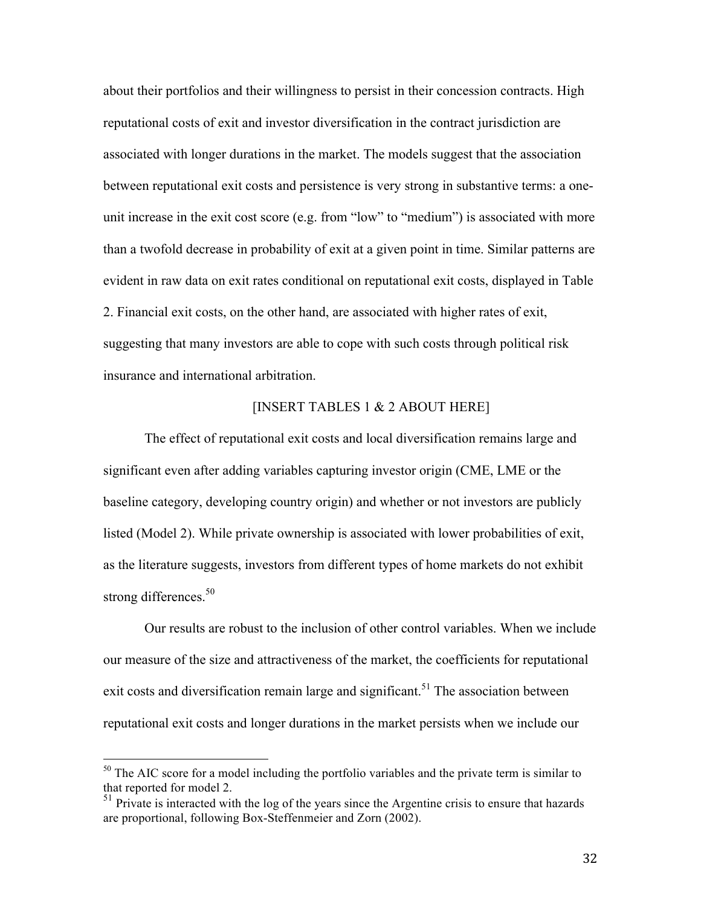about their portfolios and their willingness to persist in their concession contracts. High reputational costs of exit and investor diversification in the contract jurisdiction are associated with longer durations in the market. The models suggest that the association between reputational exit costs and persistence is very strong in substantive terms: a one-unit increase in the exit cost score (e.g. from "low" to "medium") is associated with more than a twofold decrease in probability of exit at a given point in time. Similar patterns are evident in raw data on exit rates conditional on reputational exit costs, displayed in Table 2. Financial exit costs, on the other hand, are associated with higher rates of exit, suggesting that many investors are able to cope with such costs through political risk insurance and international arbitration.

[INSERT TABLES 1 & 2 ABOUT HERE]

The effect of reputational exit costs and local diversification remains large and significant even after adding variables capturing investor origin (CME, LME or the baseline category, developing country origin) and whether or not investors are publicly listed (Model 2). While private ownership is associated with lower probabilities of exit, as the literature suggests, investors from different types of home markets do not exhibit strong differences.[50]

Our results are robust to the inclusion of other control variables. When we include our measure of the size and attractiveness of the market, the coefficients for reputational exit costs and diversification remain large and significant.[51] The association between reputational exit costs and longer durations in the market persists when we include our

---

[50] The AIC score for a model including the portfolio variables and the private term is similar to that reported for model 2.

[51] Private is interacted with the log of the years since the Argentine crisis to ensure that hazards are proportional, following Box-Steffenmeier and Zorn (2002).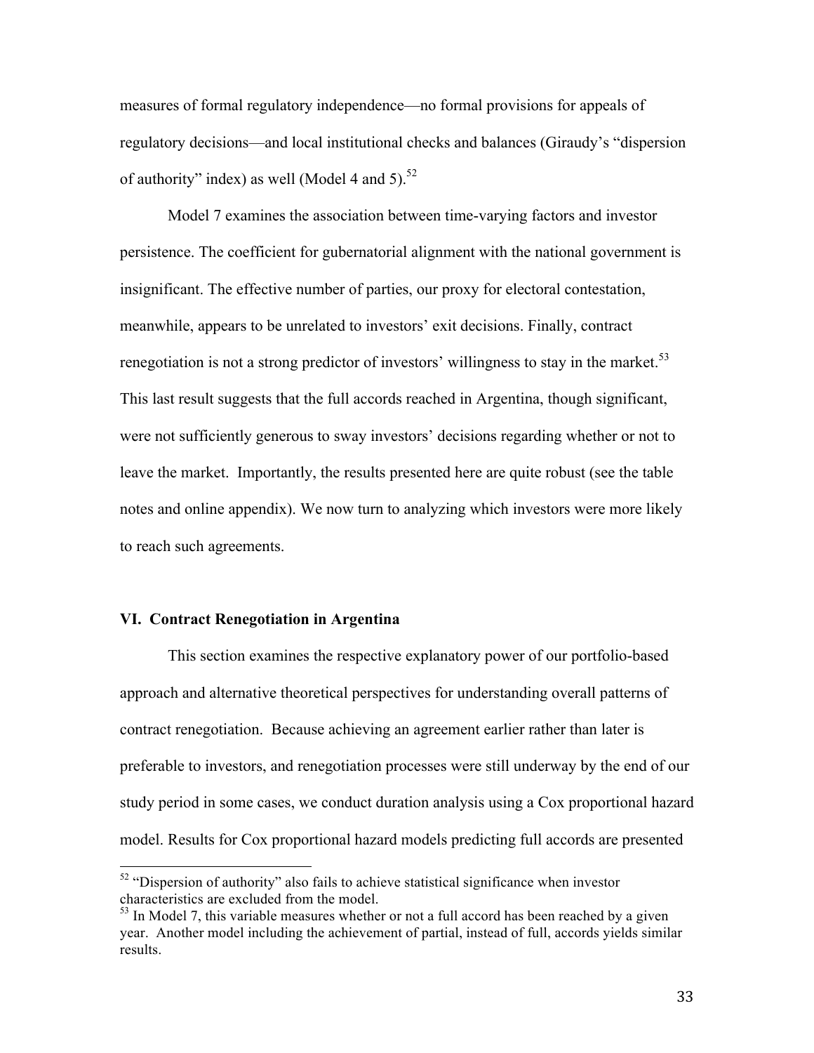measures of formal regulatory independence—no formal provisions for appeals of regulatory decisions—and local institutional checks and balances (Giraudy's "dispersion of authority" index) as well (Model 4 and 5).[52]

Model 7 examines the association between time-varying factors and investor persistence. The coefficient for gubernatorial alignment with the national government is insignificant. The effective number of parties, our proxy for electoral contestation, meanwhile, appears to be unrelated to investors' exit decisions. Finally, contract renegotiation is not a strong predictor of investors' willingness to stay in the market.[53] This last result suggests that the full accords reached in Argentina, though significant, were not sufficiently generous to sway investors' decisions regarding whether or not to leave the market. Importantly, the results presented here are quite robust (see the table notes and online appendix). We now turn to analyzing which investors were more likely to reach such agreements.

### VI. Contract Renegotiation in Argentina

This section examines the respective explanatory power of our portfolio-based approach and alternative theoretical perspectives for understanding overall patterns of contract renegotiation. Because achieving an agreement earlier rather than later is preferable to investors, and renegotiation processes were still underway by the end of our study period in some cases, we conduct duration analysis using a Cox proportional hazard model. Results for Cox proportional hazard models predicting full accords are presented

---

[52] "Dispersion of authority" also fails to achieve statistical significance when investor characteristics are excluded from the model.

[53] In Model 7, this variable measures whether or not a full accord has been reached by a given year. Another model including the achievement of partial, instead of full, accords yields similar results.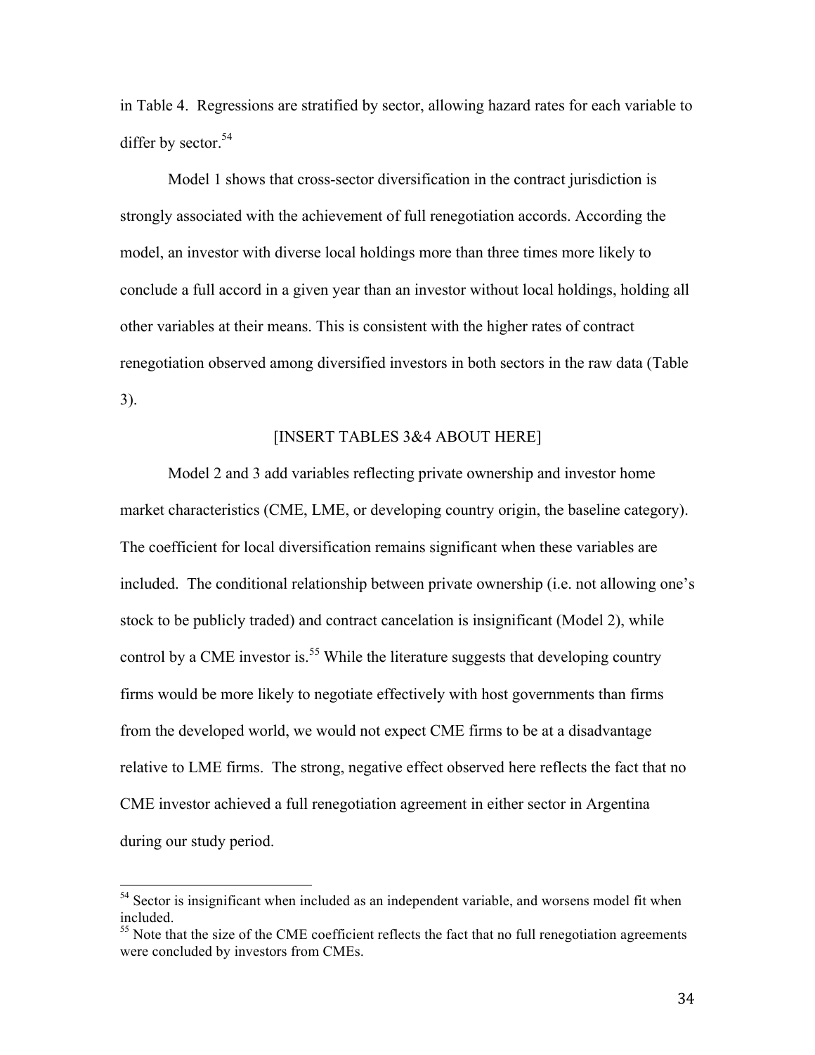in Table 4. Regressions are stratified by sector, allowing hazard rates for each variable to differ by sector.[54]

Model 1 shows that cross-sector diversification in the contract jurisdiction is strongly associated with the achievement of full renegotiation accords. According the model, an investor with diverse local holdings more than three times more likely to conclude a full accord in a given year than an investor without local holdings, holding all other variables at their means. This is consistent with the higher rates of contract renegotiation observed among diversified investors in both sectors in the raw data (Table 3).

[INSERT TABLES 3&4 ABOUT HERE]

Model 2 and 3 add variables reflecting private ownership and investor home market characteristics (CME, LME, or developing country origin, the baseline category). The coefficient for local diversification remains significant when these variables are included. The conditional relationship between private ownership (i.e. not allowing one's stock to be publicly traded) and contract cancelation is insignificant (Model 2), while control by a CME investor is.[55] While the literature suggests that developing country firms would be more likely to negotiate effectively with host governments than firms from the developed world, we would not expect CME firms to be at a disadvantage relative to LME firms. The strong, negative effect observed here reflects the fact that no CME investor achieved a full renegotiation agreement in either sector in Argentina during our study period.

---

[54] Sector is insignificant when included as an independent variable, and worsens model fit when included.

[55] Note that the size of the CME coefficient reflects the fact that no full renegotiation agreements were concluded by investors from CMEs.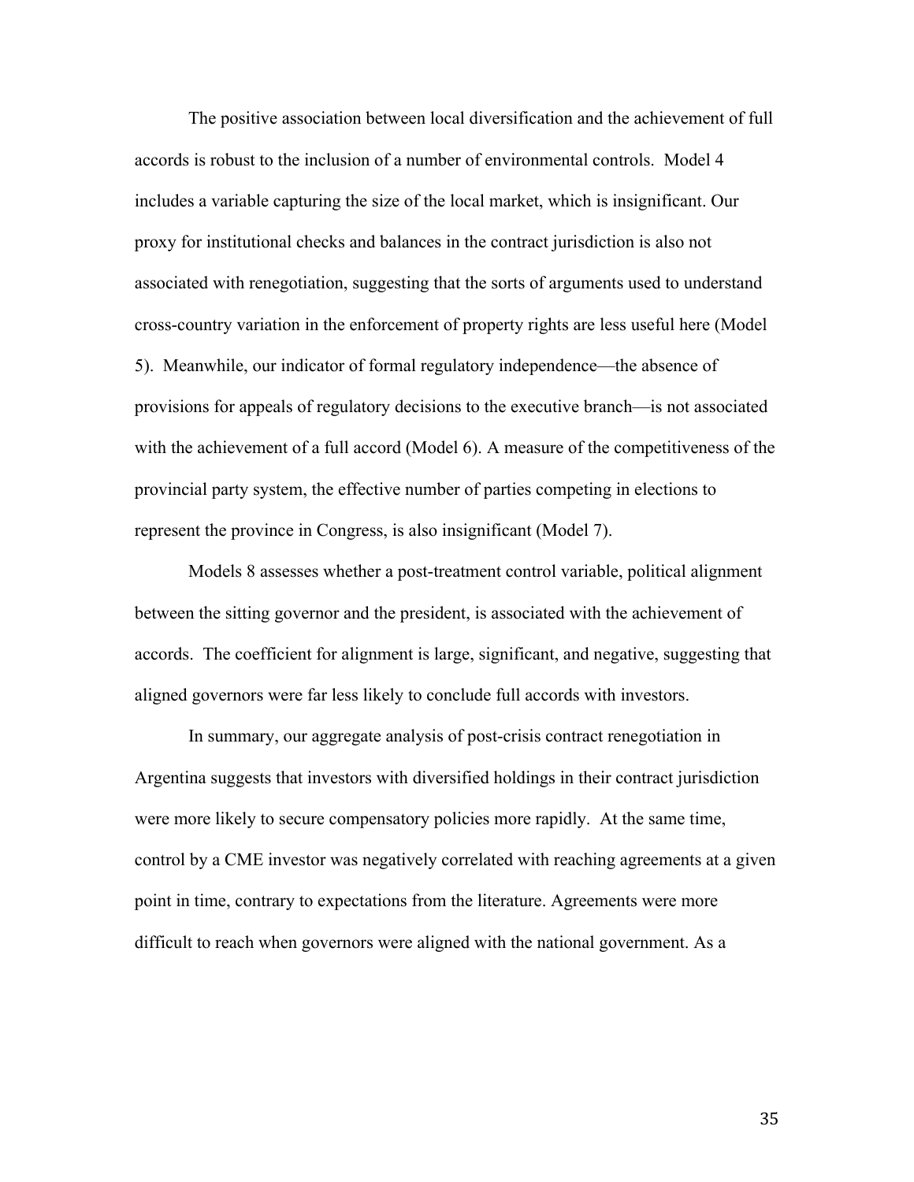The positive association between local diversification and the achievement of full accords is robust to the inclusion of a number of environmental controls. Model 4 includes a variable capturing the size of the local market, which is insignificant. Our proxy for institutional checks and balances in the contract jurisdiction is also not associated with renegotiation, suggesting that the sorts of arguments used to understand cross-country variation in the enforcement of property rights are less useful here (Model 5). Meanwhile, our indicator of formal regulatory independence—the absence of provisions for appeals of regulatory decisions to the executive branch—is not associated with the achievement of a full accord (Model 6). A measure of the competitiveness of the provincial party system, the effective number of parties competing in elections to represent the province in Congress, is also insignificant (Model 7).

Models 8 assesses whether a post-treatment control variable, political alignment between the sitting governor and the president, is associated with the achievement of accords. The coefficient for alignment is large, significant, and negative, suggesting that aligned governors were far less likely to conclude full accords with investors.

In summary, our aggregate analysis of post-crisis contract renegotiation in Argentina suggests that investors with diversified holdings in their contract jurisdiction were more likely to secure compensatory policies more rapidly. At the same time, control by a CME investor was negatively correlated with reaching agreements at a given point in time, contrary to expectations from the literature. Agreements were more difficult to reach when governors were aligned with the national government. As a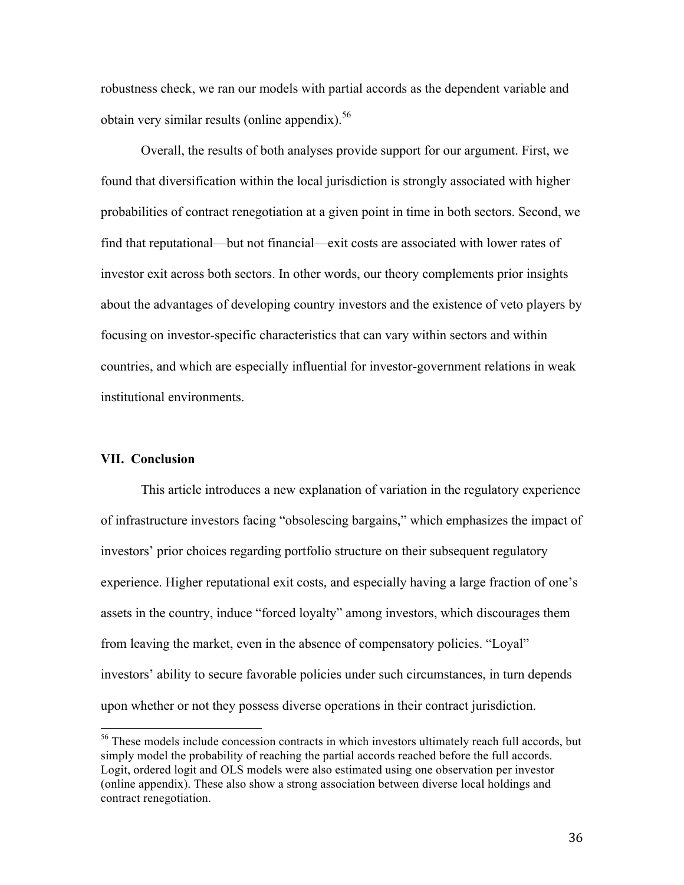robustness check, we ran our models with partial accords as the dependent variable and obtain very similar results (online appendix).[56]

Overall, the results of both analyses provide support for our argument. First, we found that diversification within the local jurisdiction is strongly associated with higher probabilities of contract renegotiation at a given point in time in both sectors. Second, we find that reputational—but not financial—exit costs are associated with lower rates of investor exit across both sectors. In other words, our theory complements prior insights about the advantages of developing country investors and the existence of veto players by focusing on investor-specific characteristics that can vary within sectors and within countries, and which are especially influential for investor-government relations in weak institutional environments.

## VII. Conclusion

This article introduces a new explanation of variation in the regulatory experience of infrastructure investors facing "obsolescing bargains," which emphasizes the impact of investors' prior choices regarding portfolio structure on their subsequent regulatory experience. Higher reputational exit costs, and especially having a large fraction of one's assets in the country, induce "forced loyalty" among investors, which discourages them from leaving the market, even in the absence of compensatory policies. "Loyal" investors' ability to secure favorable policies under such circumstances, in turn depends upon whether or not they possess diverse operations in their contract jurisdiction.

[56] These models include concession contracts in which investors ultimately reach full accords, but simply model the probability of reaching the partial accords reached before the full accords. Logit, ordered logit and OLS models were also estimated using one observation per investor (online appendix). These also show a strong association between diverse local holdings and contract renegotiation.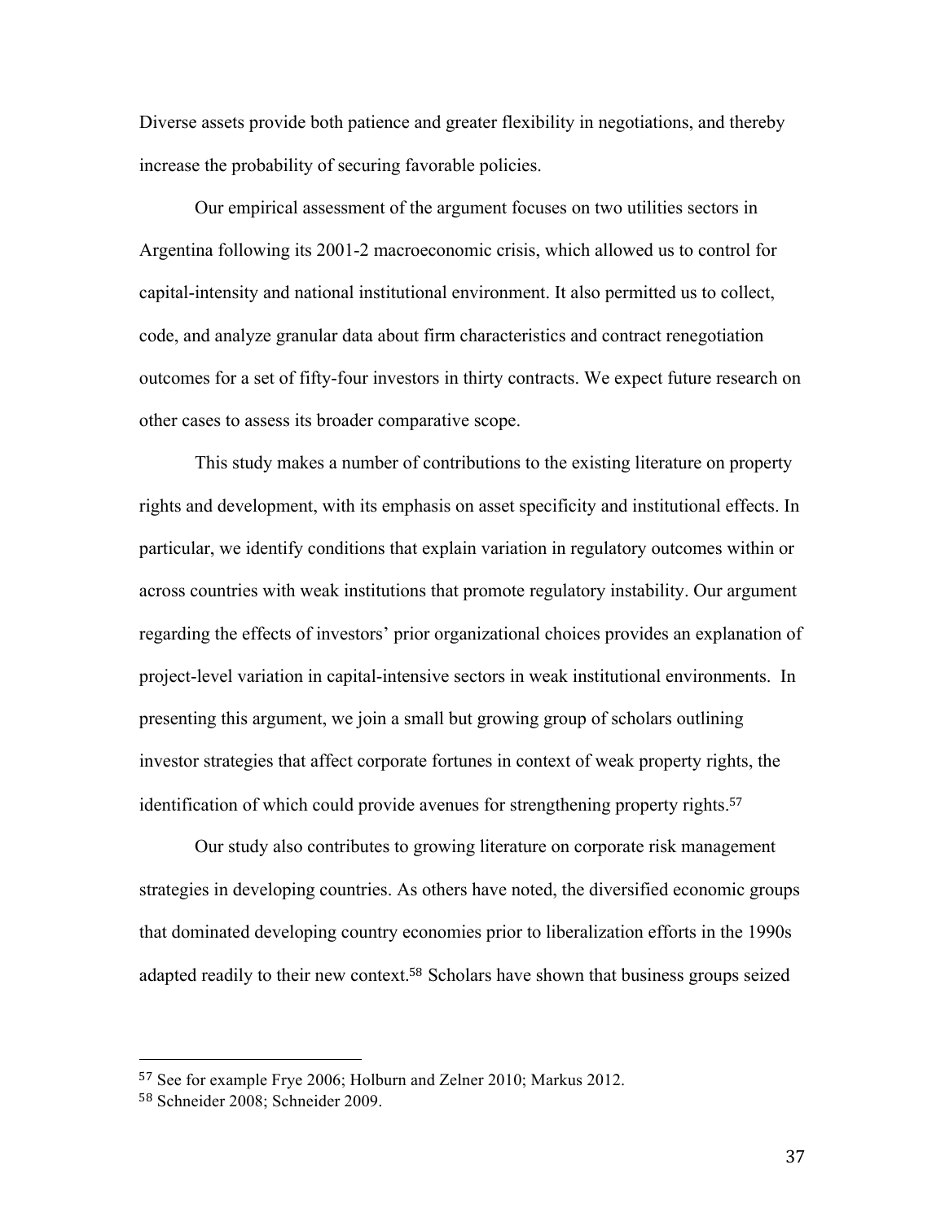Diverse assets provide both patience and greater flexibility in negotiations, and thereby increase the probability of securing favorable policies.

Our empirical assessment of the argument focuses on two utilities sectors in Argentina following its 2001-2 macroeconomic crisis, which allowed us to control for capital-intensity and national institutional environment. It also permitted us to collect, code, and analyze granular data about firm characteristics and contract renegotiation outcomes for a set of fifty-four investors in thirty contracts. We expect future research on other cases to assess its broader comparative scope.

This study makes a number of contributions to the existing literature on property rights and development, with its emphasis on asset specificity and institutional effects. In particular, we identify conditions that explain variation in regulatory outcomes within or across countries with weak institutions that promote regulatory instability. Our argument regarding the effects of investors' prior organizational choices provides an explanation of project-level variation in capital-intensive sectors in weak institutional environments. In presenting this argument, we join a small but growing group of scholars outlining investor strategies that affect corporate fortunes in context of weak property rights, the identification of which could provide avenues for strengthening property rights.[57]

Our study also contributes to growing literature on corporate risk management strategies in developing countries. As others have noted, the diversified economic groups that dominated developing country economies prior to liberalization efforts in the 1990s adapted readily to their new context.[58] Scholars have shown that business groups seized

[57] See for example Frye 2006; Holburn and Zelner 2010; Markus 2012.

[58] Schneider 2008; Schneider 2009.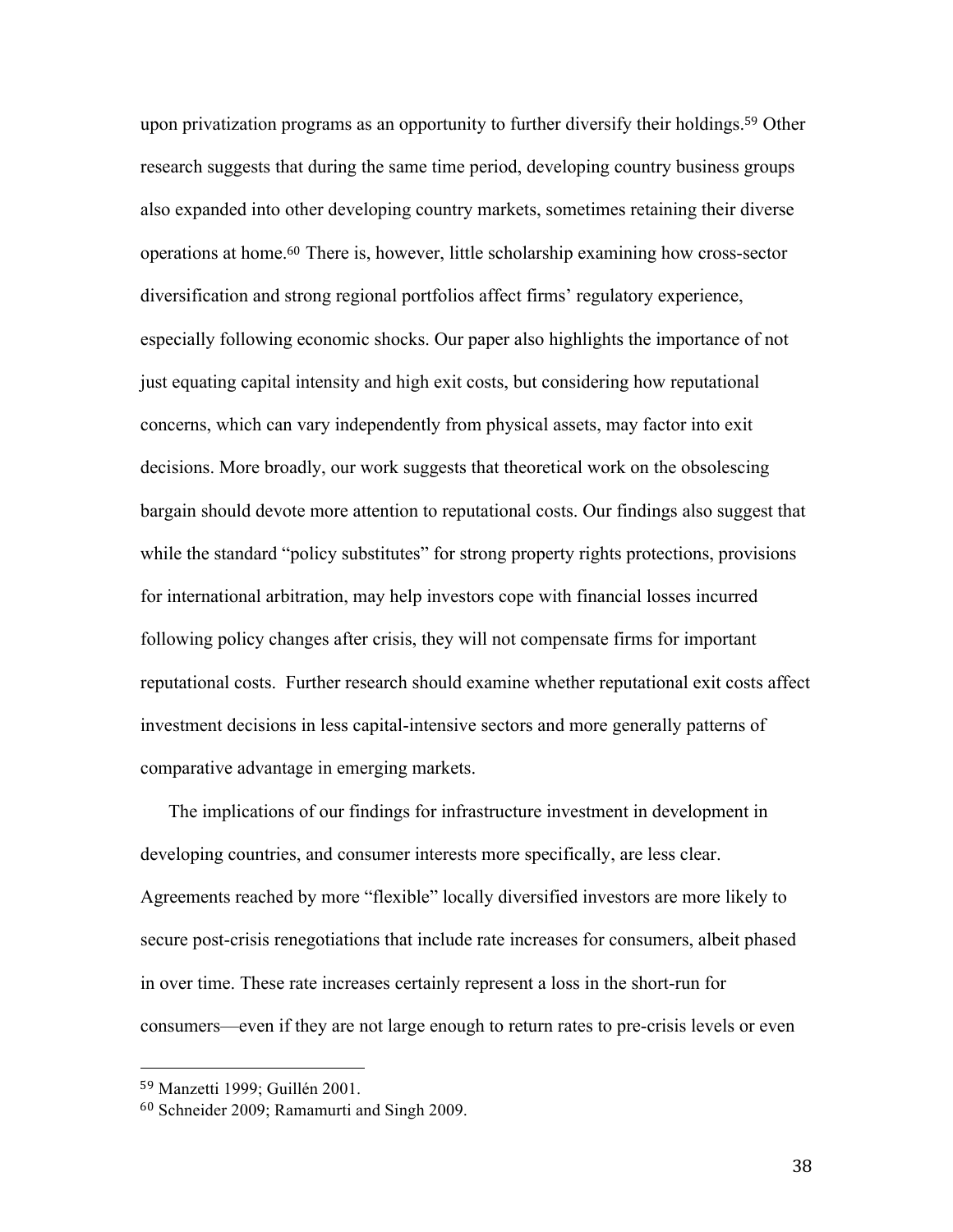upon privatization programs as an opportunity to further diversify their holdings.[59] Other research suggests that during the same time period, developing country business groups also expanded into other developing country markets, sometimes retaining their diverse operations at home.[60] There is, however, little scholarship examining how cross-sector diversification and strong regional portfolios affect firms' regulatory experience, especially following economic shocks. Our paper also highlights the importance of not just equating capital intensity and high exit costs, but considering how reputational concerns, which can vary independently from physical assets, may factor into exit decisions. More broadly, our work suggests that theoretical work on the obsolescing bargain should devote more attention to reputational costs. Our findings also suggest that while the standard "policy substitutes" for strong property rights protections, provisions for international arbitration, may help investors cope with financial losses incurred following policy changes after crisis, they will not compensate firms for important reputational costs. Further research should examine whether reputational exit costs affect investment decisions in less capital-intensive sectors and more generally patterns of comparative advantage in emerging markets.

The implications of our findings for infrastructure investment in development in developing countries, and consumer interests more specifically, are less clear. Agreements reached by more "flexible" locally diversified investors are more likely to secure post-crisis renegotiations that include rate increases for consumers, albeit phased in over time. These rate increases certainly represent a loss in the short-run for consumers—even if they are not large enough to return rates to pre-crisis levels or even

[59] Manzetti 1999; Guillén 2001.

[60] Schneider 2009; Ramamurti and Singh 2009.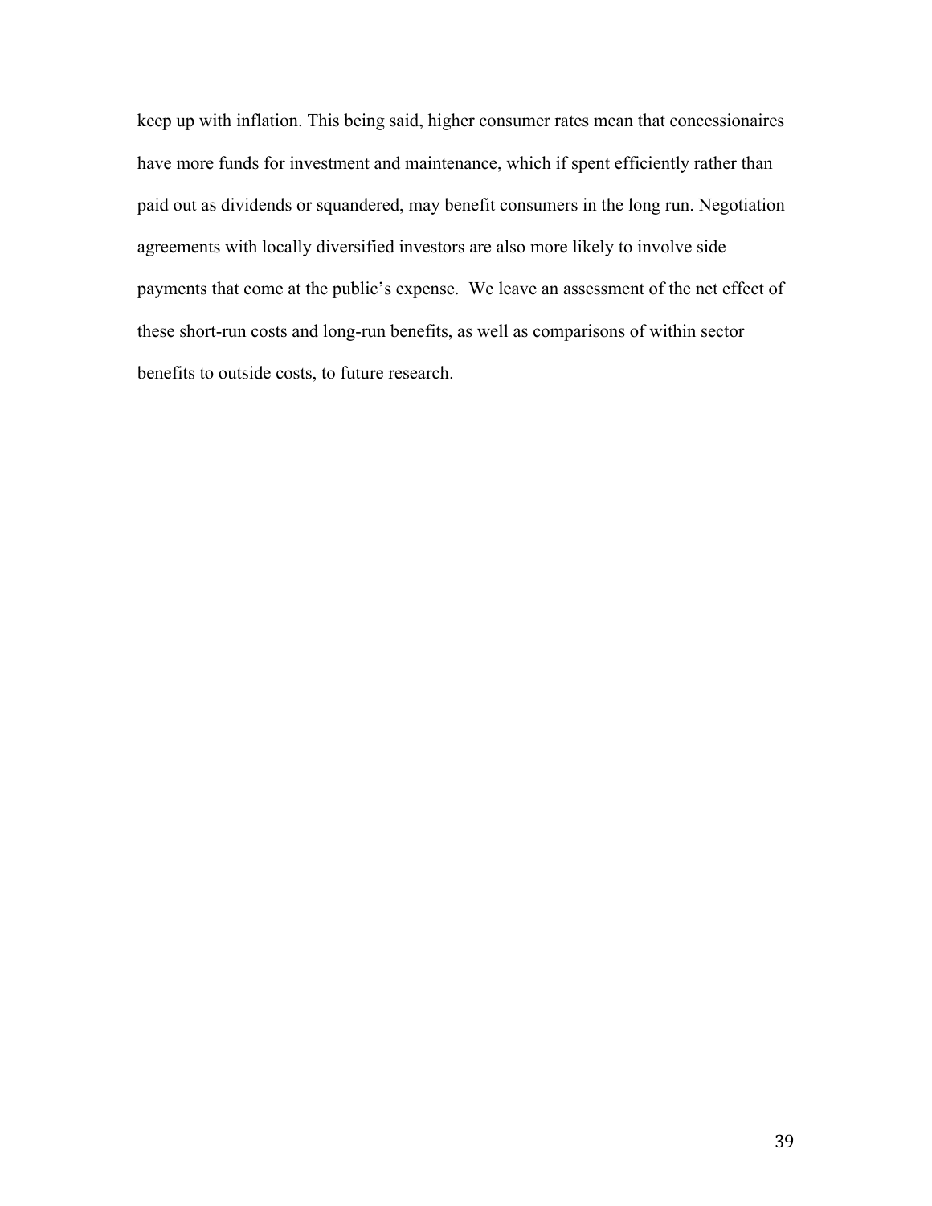keep up with inflation. This being said, higher consumer rates mean that concessionaires have more funds for investment and maintenance, which if spent efficiently rather than paid out as dividends or squandered, may benefit consumers in the long run. Negotiation agreements with locally diversified investors are also more likely to involve side payments that come at the public's expense. We leave an assessment of the net effect of these short-run costs and long-run benefits, as well as comparisons of within sector benefits to outside costs, to future research.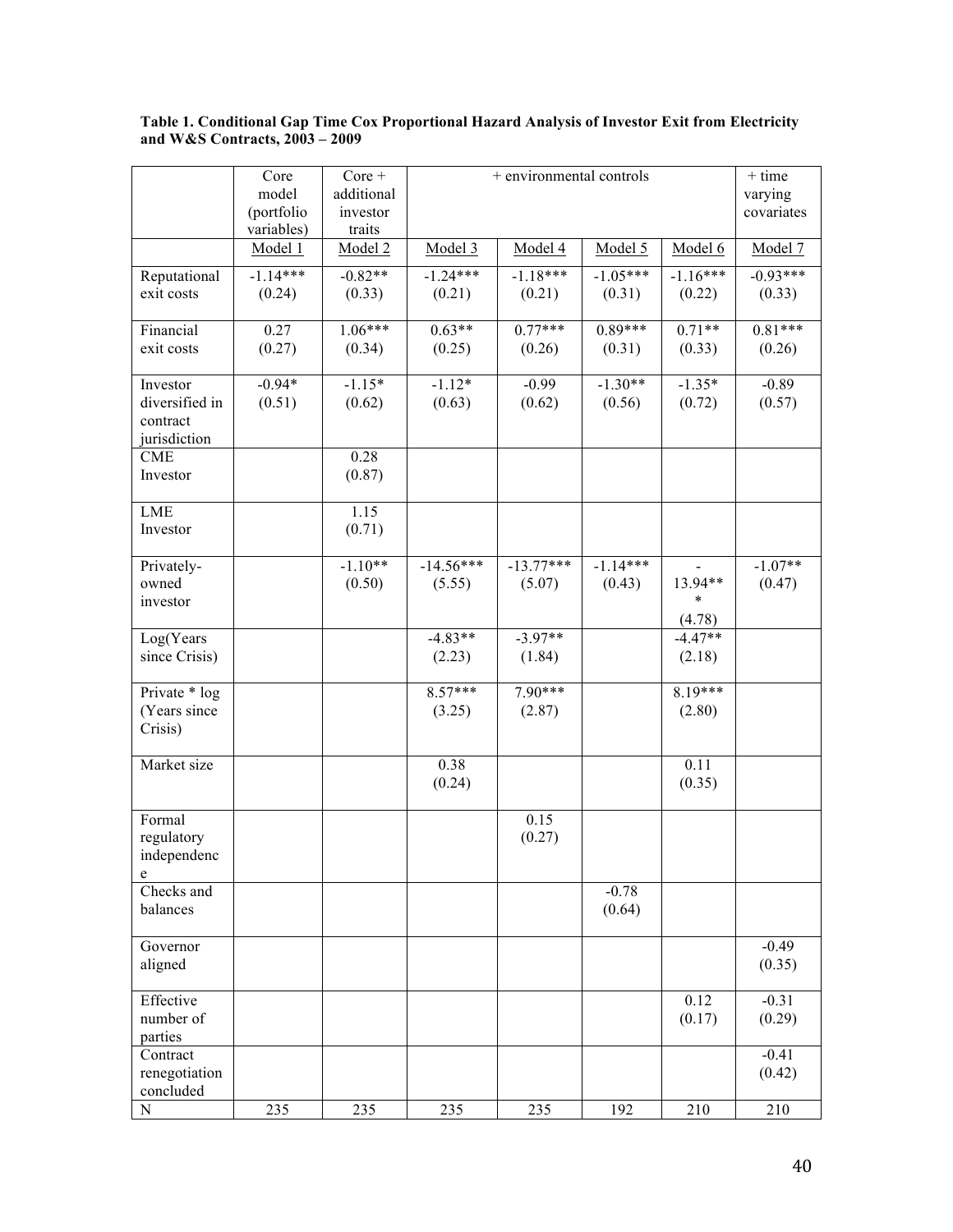**Table 1. Conditional Gap Time Cox Proportional Hazard Analysis of Investor Exit from Electricity and W&S Contracts, 2003 – 2009**

| | Core model (portfolio variables) | Core + additional investor traits | + environmental controls | | | | + time varying covariates |
|---|---|---|---|---|---|---|---|
| | Model 1 | Model 2 | Model 3 | Model 4 | Model 5 | Model 6 | Model 7 |
| Reputational exit costs | -1.14*** (0.24) | -0.82** (0.33) | -1.24*** (0.21) | -1.18*** (0.21) | -1.05*** (0.31) | -1.16*** (0.22) | -0.93*** (0.33) |
| Financial exit costs | 0.27 (0.27) | 1.06*** (0.34) | 0.63** (0.25) | 0.77*** (0.26) | 0.89*** (0.31) | 0.71** (0.33) | 0.81*** (0.26) |
| Investor diversified in contract jurisdiction | -0.94* (0.51) | -1.15* (0.62) | -1.12* (0.63) | -0.99 (0.62) | -1.30** (0.56) | -1.35* (0.72) | -0.89 (0.57) |
| CME Investor | | 0.28 (0.87) | | | | | |
| LME Investor | | 1.15 (0.71) | | | | | |
| Privately-owned investor | | -1.10** (0.50) | -14.56*** (5.55) | -13.77*** (5.07) | -1.14*** (0.43) | -13.94*** (4.78) | -1.07** (0.47) |
| Log(Years since Crisis) | | | -4.83** (2.23) | -3.97** (1.84) | | -4.47** (2.18) | |
| Private * log (Years since Crisis) | | | 8.57*** (3.25) | 7.90*** (2.87) | | 8.19*** (2.80) | |
| Market size | | | 0.38 (0.24) | | | 0.11 (0.35) | |
| Formal regulatory independence | | | | 0.15 (0.27) | | | |
| Checks and balances | | | | | -0.78 (0.64) | | |
| Governor aligned | | | | | | | -0.49 (0.35) |
| Effective number of parties | | | | | | 0.12 (0.17) | -0.31 (0.29) |
| Contract renegotiation concluded | | | | | | | -0.41 (0.42) |
| N | 235 | 235 | 235 | 235 | 192 | 210 | 210 |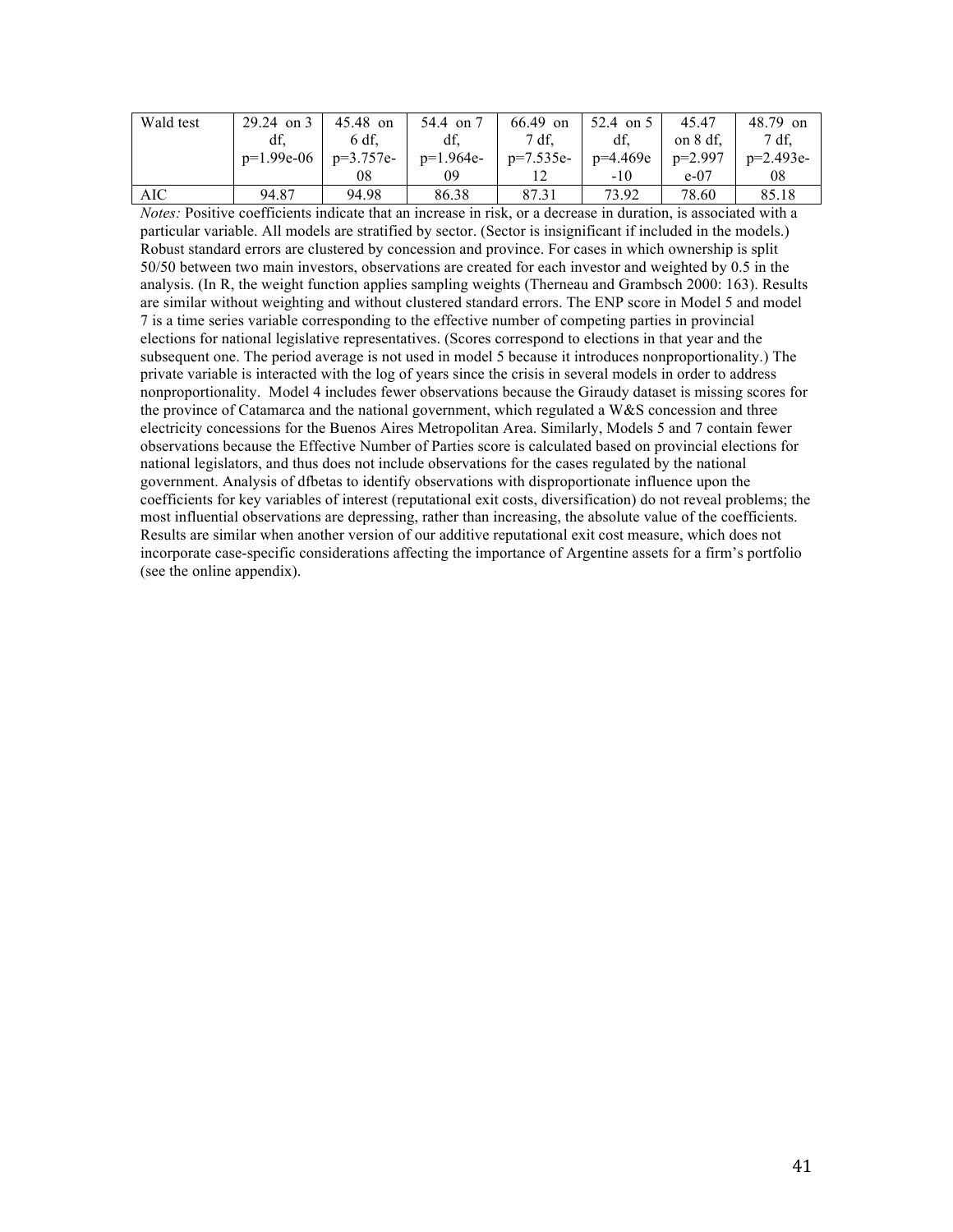| Wald test | 29.24 on 3 df, p=1.99e-06 | 45.48 on 6 df, p=3.757e-08 | 54.4 on 7 df, p=1.964e-09 | 66.49 on 7 df, p=7.535e-12 | 52.4 on 5 df, p=4.469e-10 | 45.47 on 8 df, p=2.997e-07 | 48.79 on 7 df, p=2.493e-08 |
|---|---|---|---|---|---|---|---|
| AIC | 94.87 | 94.98 | 86.38 | 87.31 | 73.92 | 78.60 | 85.18 |

*Notes:* Positive coefficients indicate that an increase in risk, or a decrease in duration, is associated with a particular variable. All models are stratified by sector. (Sector is insignificant if included in the models.) Robust standard errors are clustered by concession and province. For cases in which ownership is split 50/50 between two main investors, observations are created for each investor and weighted by 0.5 in the analysis. (In R, the weight function applies sampling weights (Therneau and Grambsch 2000: 163). Results are similar without weighting and without clustered standard errors. The ENP score in Model 5 and model 7 is a time series variable corresponding to the effective number of competing parties in provincial elections for national legislative representatives. (Scores correspond to elections in that year and the subsequent one. The period average is not used in model 5 because it introduces nonproportionality.) The private variable is interacted with the log of years since the crisis in several models in order to address nonproportionality. Model 4 includes fewer observations because the Giraudy dataset is missing scores for the province of Catamarca and the national government, which regulated a W&S concession and three electricity concessions for the Buenos Aires Metropolitan Area. Similarly, Models 5 and 7 contain fewer observations because the Effective Number of Parties score is calculated based on provincial elections for national legislators, and thus does not include observations for the cases regulated by the national government. Analysis of dfbetas to identify observations with disproportionate influence upon the coefficients for key variables of interest (reputational exit costs, diversification) do not reveal problems; the most influential observations are depressing, rather than increasing, the absolute value of the coefficients. Results are similar when another version of our additive reputational exit cost measure, which does not incorporate case-specific considerations affecting the importance of Argentine assets for a firm's portfolio (see the online appendix).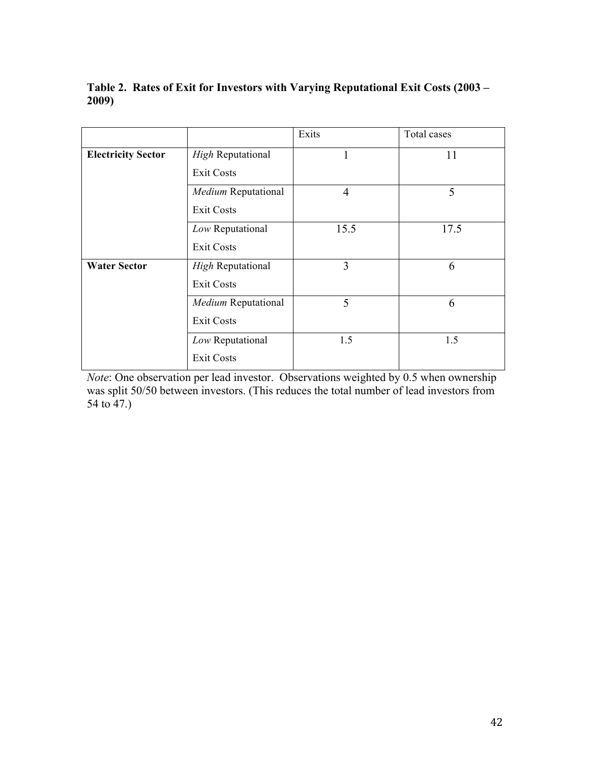**Table 2. Rates of Exit for Investors with Varying Reputational Exit Costs (2003 – 2009)**

| | | Exits | Total cases |
|---|---|---|---|
| **Electricity Sector** | *High* Reputational Exit Costs | 1 | 11 |
| | *Medium* Reputational Exit Costs | 4 | 5 |
| | *Low* Reputational Exit Costs | 15.5 | 17.5 |
| **Water Sector** | *High* Reputational Exit Costs | 3 | 6 |
| | *Medium* Reputational Exit Costs | 5 | 6 |
| | *Low* Reputational Exit Costs | 1.5 | 1.5 |

*Note*: One observation per lead investor. Observations weighted by 0.5 when ownership was split 50/50 between investors. (This reduces the total number of lead investors from 54 to 47.)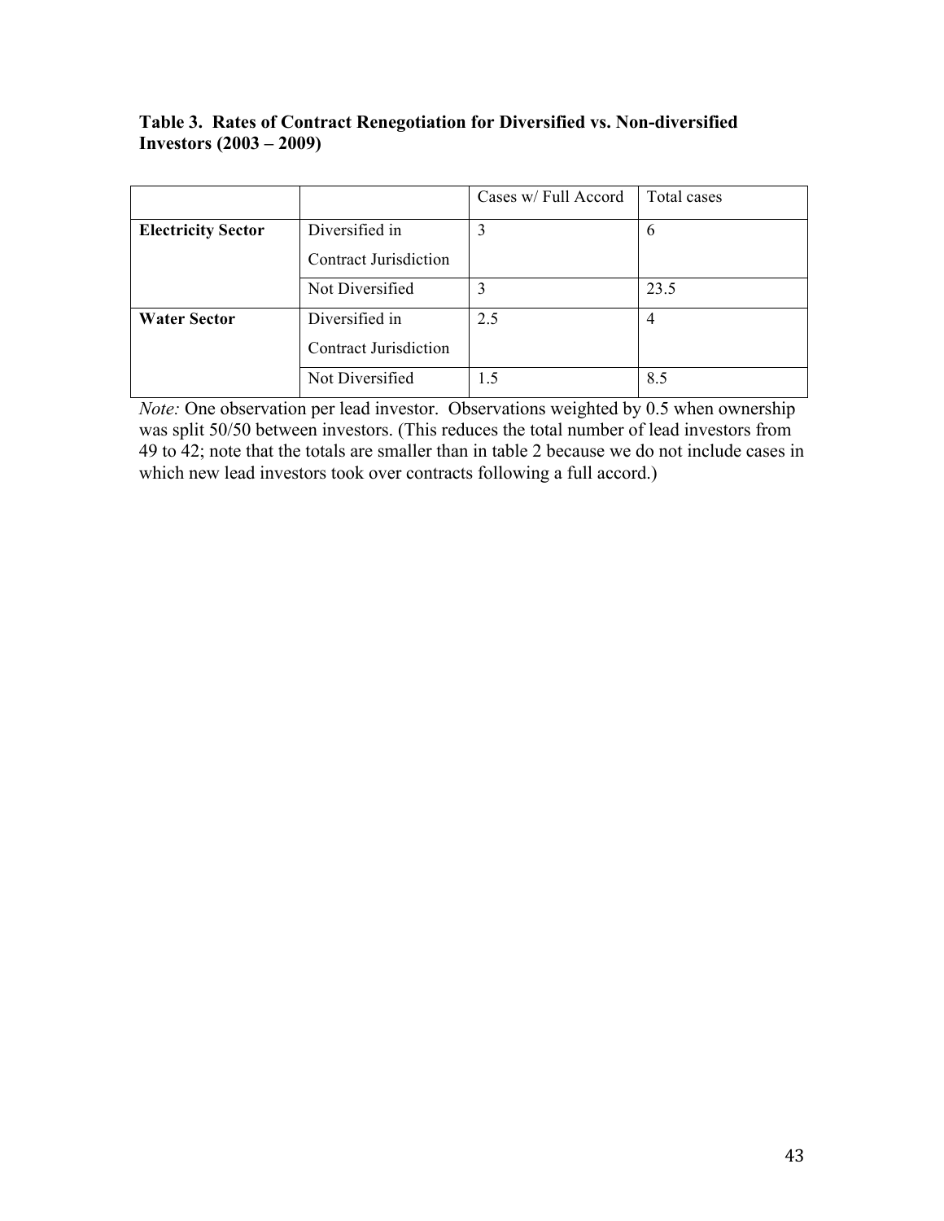**Table 3. Rates of Contract Renegotiation for Diversified vs. Non-diversified Investors (2003 – 2009)**

| | | Cases w/ Full Accord | Total cases |
|---|---|---|---|
| **Electricity Sector** | Diversified in Contract Jurisdiction | 3 | 6 |
| | Not Diversified | 3 | 23.5 |
| **Water Sector** | Diversified in Contract Jurisdiction | 2.5 | 4 |
| | Not Diversified | 1.5 | 8.5 |

*Note:* One observation per lead investor. Observations weighted by 0.5 when ownership was split 50/50 between investors. (This reduces the total number of lead investors from 49 to 42; note that the totals are smaller than in table 2 because we do not include cases in which new lead investors took over contracts following a full accord.)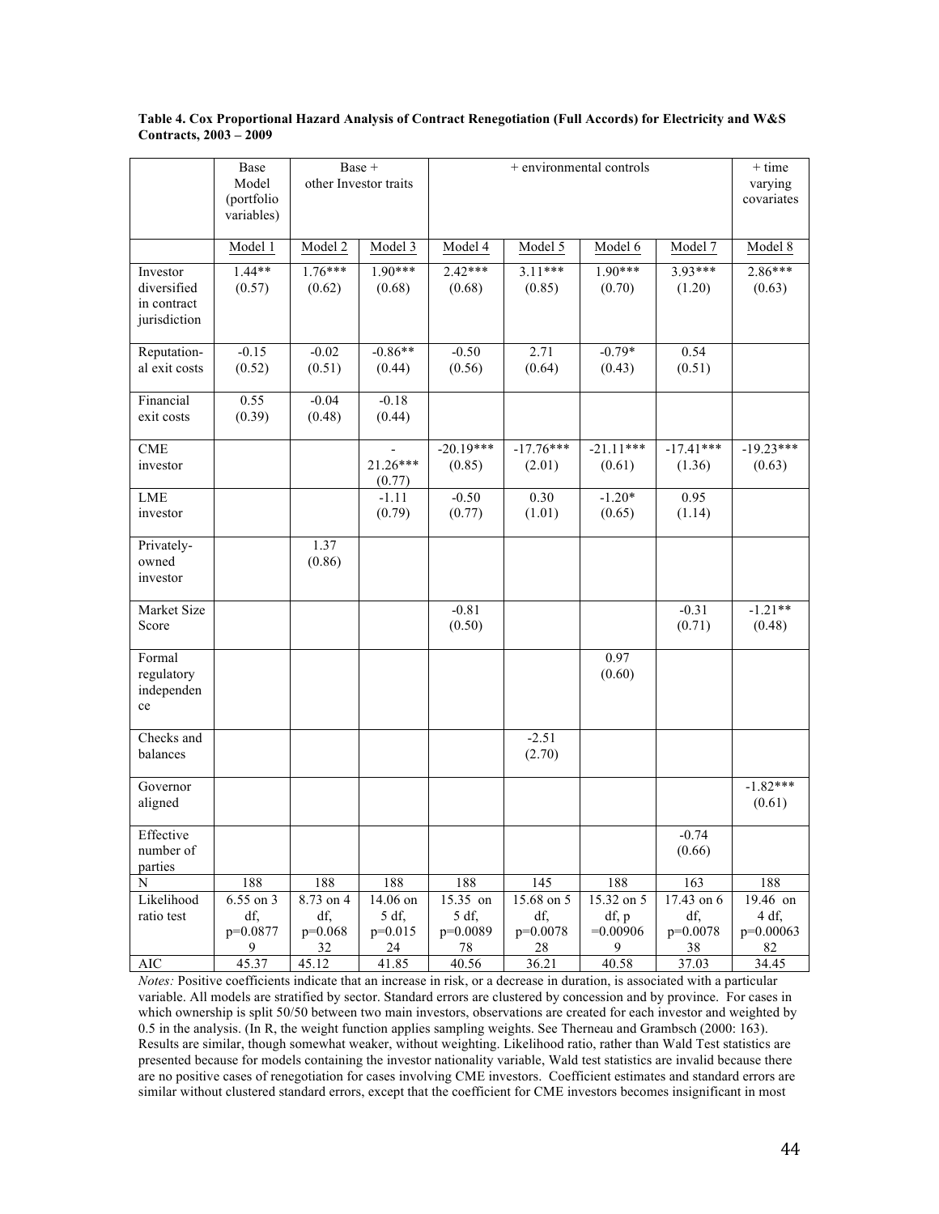**Table 4. Cox Proportional Hazard Analysis of Contract Renegotiation (Full Accords) for Electricity and W&S Contracts, 2003 – 2009**

| | Base Model (portfolio variables) | Base + other Investor traits | | + environmental controls | | | | + time varying covariates |
|---|---|---|---|---|---|---|---|---|
| | Model 1 | Model 2 | Model 3 | Model 4 | Model 5 | Model 6 | Model 7 | Model 8 |
| Investor diversified in contract jurisdiction | 1.44** (0.57) | 1.76*** (0.62) | 1.90*** (0.68) | 2.42*** (0.68) | 3.11*** (0.85) | 1.90*** (0.70) | 3.93*** (1.20) | 2.86*** (0.63) |
| Reputation-al exit costs | -0.15 (0.52) | -0.02 (0.51) | -0.86** (0.44) | -0.50 (0.56) | 2.71 (0.64) | -0.79* (0.43) | 0.54 (0.51) | |
| Financial exit costs | 0.55 (0.39) | -0.04 (0.48) | -0.18 (0.44) | | | | | |
| CME investor | | | -21.26*** (0.77) | -20.19*** (0.85) | -17.76*** (2.01) | -21.11*** (0.61) | -17.41*** (1.36) | -19.23*** (0.63) |
| LME investor | | | -1.11 (0.79) | -0.50 (0.77) | 0.30 (1.01) | -1.20* (0.65) | 0.95 (1.14) | |
| Privately-owned investor | | 1.37 (0.86) | | | | | | |
| Market Size Score | | | | -0.81 (0.50) | | | -0.31 (0.71) | -1.21** (0.48) |
| Formal regulatory independence | | | | | | 0.97 (0.60) | | |
| Checks and balances | | | | | -2.51 (2.70) | | | |
| Governor aligned | | | | | | | | -1.82*** (0.61) |
| Effective number of parties | | | | | | | -0.74 (0.66) | |
| N | 188 | 188 | 188 | 188 | 145 | 188 | 163 | 188 |
| Likelihood ratio test | 6.55 on 3 df, p=0.08779 | 8.73 on 4 df, p=0.06832 | 14.06 on 5 df, p=0.01524 | 15.35 on 5 df, p=0.008978 | 15.68 on 5 df, p=0.007828 | 15.32 on 5 df, p =0.009069 | 17.43 on 6 df, p=0.007838 | 19.46 on 4 df, p=0.0006382 |
| AIC | 45.37 | 45.12 | 41.85 | 40.56 | 36.21 | 40.58 | 37.03 | 34.45 |

*Notes:* Positive coefficients indicate that an increase in risk, or a decrease in duration, is associated with a particular variable. All models are stratified by sector. Standard errors are clustered by concession and by province. For cases in which ownership is split 50/50 between two main investors, observations are created for each investor and weighted by 0.5 in the analysis. (In R, the weight function applies sampling weights. See Therneau and Grambsch (2000: 163). Results are similar, though somewhat weaker, without weighting. Likelihood ratio, rather than Wald Test statistics are presented because for models containing the investor nationality variable, Wald test statistics are invalid because there are no positive cases of renegotiation for cases involving CME investors. Coefficient estimates and standard errors are similar without clustered standard errors, except that the coefficient for CME investors becomes insignificant in most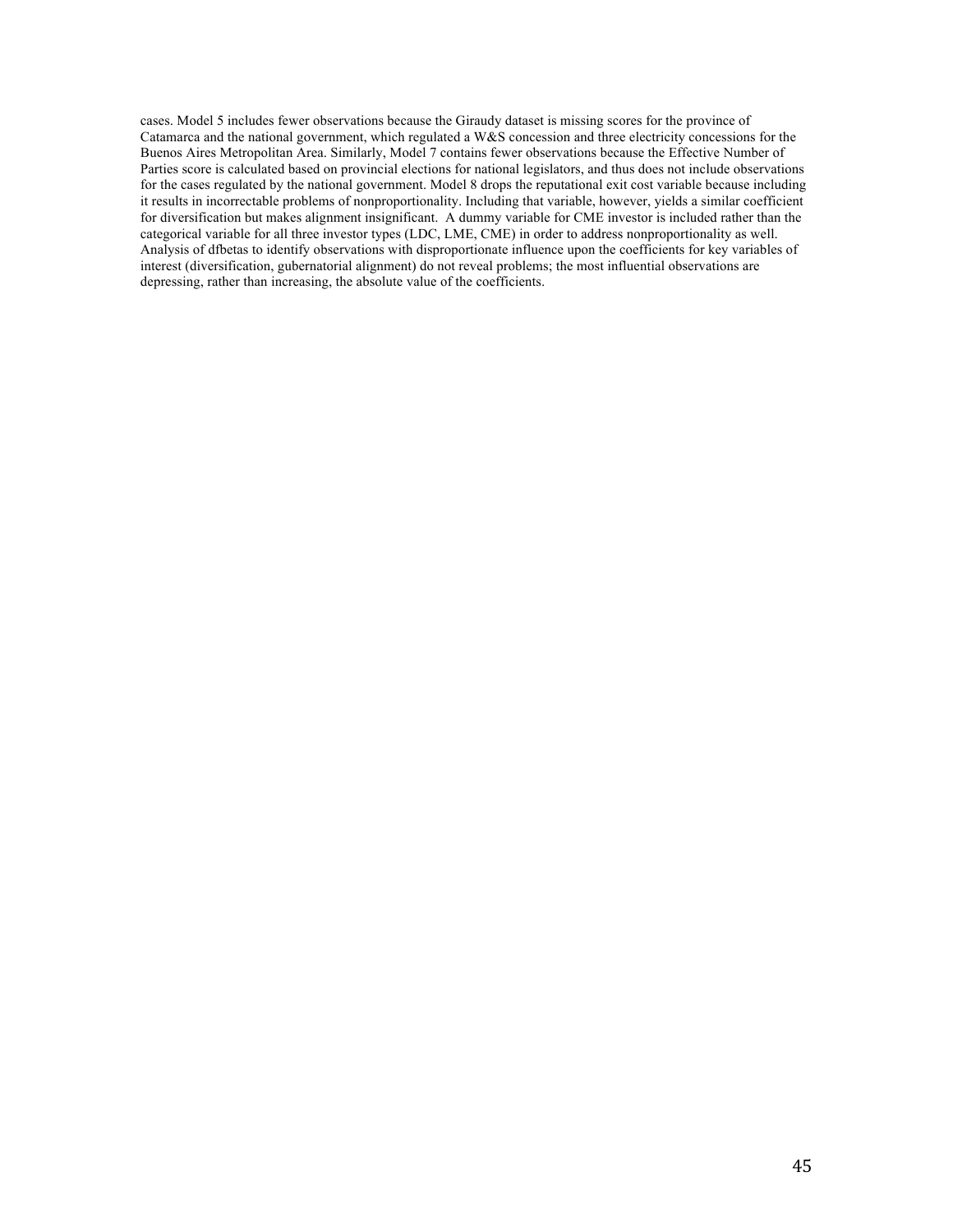cases. Model 5 includes fewer observations because the Giraudy dataset is missing scores for the province of Catamarca and the national government, which regulated a W&S concession and three electricity concessions for the Buenos Aires Metropolitan Area. Similarly, Model 7 contains fewer observations because the Effective Number of Parties score is calculated based on provincial elections for national legislators, and thus does not include observations for the cases regulated by the national government. Model 8 drops the reputational exit cost variable because including it results in incorrectable problems of nonproportionality. Including that variable, however, yields a similar coefficient for diversification but makes alignment insignificant. A dummy variable for CME investor is included rather than the categorical variable for all three investor types (LDC, LME, CME) in order to address nonproportionality as well. Analysis of dfbetas to identify observations with disproportionate influence upon the coefficients for key variables of interest (diversification, gubernatorial alignment) do not reveal problems; the most influential observations are depressing, rather than increasing, the absolute value of the coefficients.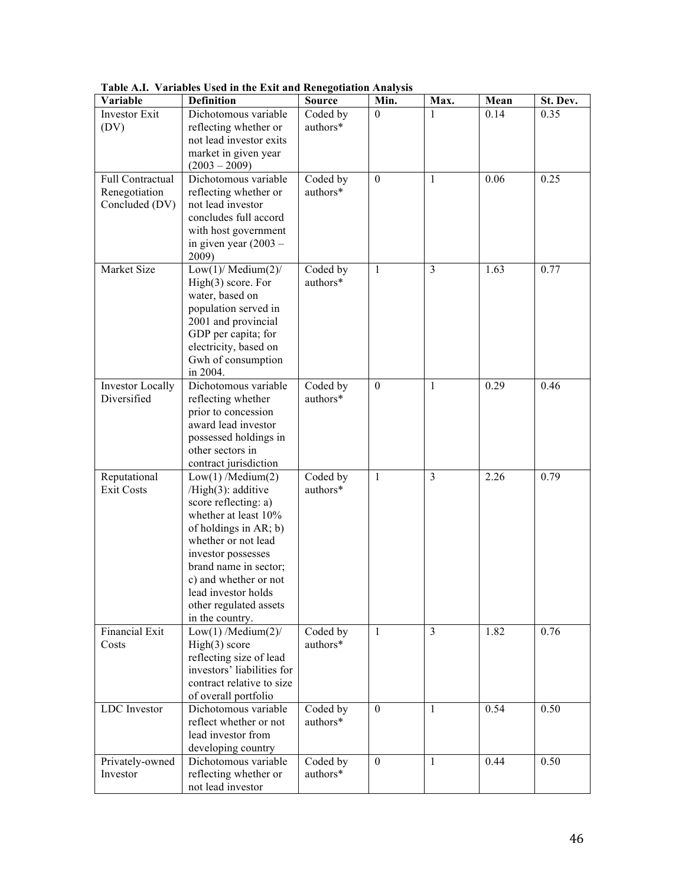**Table A.I. Variables Used in the Exit and Renegotiation Analysis**

| Variable | Definition | Source | Min. | Max. | Mean | St. Dev. |
|---|---|---|---|---|---|---|
| Investor Exit (DV) | Dichotomous variable reflecting whether or not lead investor exits market in given year (2003 – 2009) | Coded by authors* | 0 | 1 | 0.14 | 0.35 |
| Full Contractual Renegotiation Concluded (DV) | Dichotomous variable reflecting whether or not lead investor concludes full accord with host government in given year (2003 – 2009) | Coded by authors* | 0 | 1 | 0.06 | 0.25 |
| Market Size | Low(1)/ Medium(2)/ High(3) score. For water, based on population served in 2001 and provincial GDP per capita; for electricity, based on Gwh of consumption in 2004. | Coded by authors* | 1 | 3 | 1.63 | 0.77 |
| Investor Locally Diversified | Dichotomous variable reflecting whether prior to concession award lead investor possessed holdings in other sectors in contract jurisdiction | Coded by authors* | 0 | 1 | 0.29 | 0.46 |
| Reputational Exit Costs | Low(1) /Medium(2) /High(3): additive score reflecting: a) whether at least 10% of holdings in AR; b) whether or not lead investor possesses brand name in sector; c) and whether or not lead investor holds other regulated assets in the country. | Coded by authors* | 1 | 3 | 2.26 | 0.79 |
| Financial Exit Costs | Low(1) /Medium(2)/ High(3) score reflecting size of lead investors' liabilities for contract relative to size of overall portfolio | Coded by authors* | 1 | 3 | 1.82 | 0.76 |
| LDC Investor | Dichotomous variable reflect whether or not lead investor from developing country | Coded by authors* | 0 | 1 | 0.54 | 0.50 |
| Privately-owned Investor | Dichotomous variable reflecting whether or not lead investor | Coded by authors* | 0 | 1 | 0.44 | 0.50 |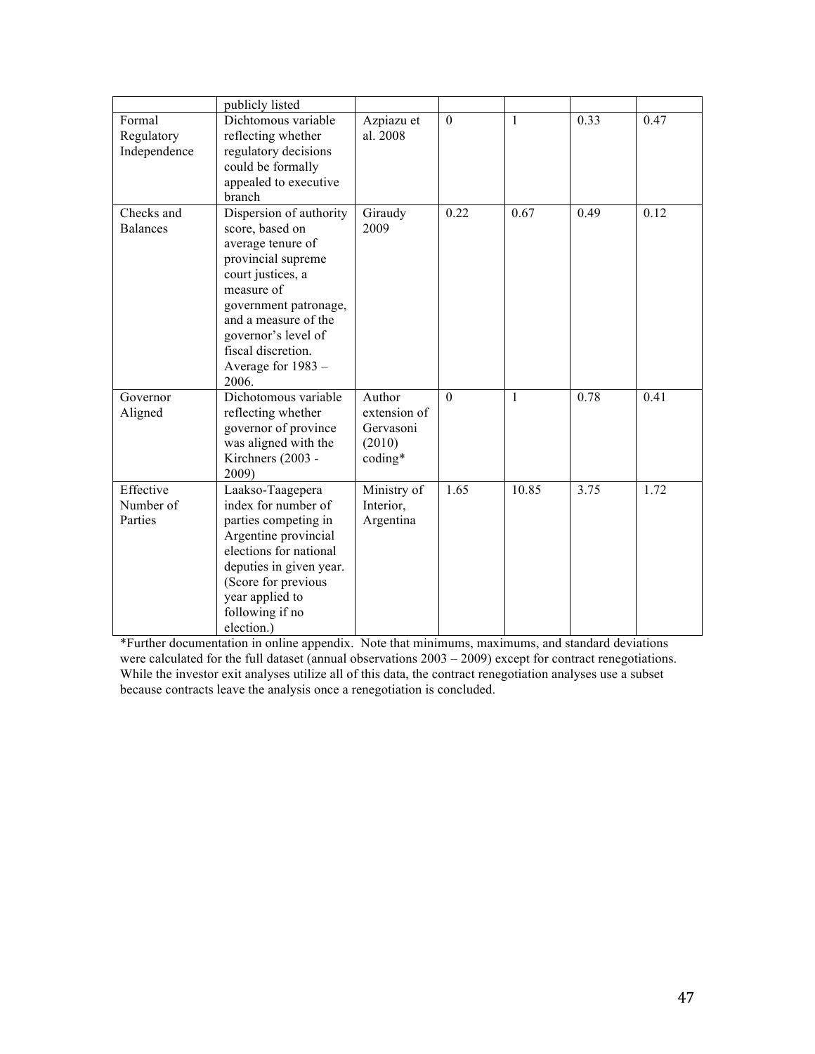| | | | | | | |
|---|---|---|---|---|---|---|
| | publicly listed | | | | | |
| Formal Regulatory Independence | Dichotomous variable reflecting whether regulatory decisions could be formally appealed to executive branch | Azpiazu et al. 2008 | 0 | 1 | 0.33 | 0.47 |
| Checks and Balances | Dispersion of authority score, based on average tenure of provincial supreme court justices, a measure of government patronage, and a measure of the governor's level of fiscal discretion. Average for 1983 – 2006. | Giraudy 2009 | 0.22 | 0.67 | 0.49 | 0.12 |
| Governor Aligned | Dichotomous variable reflecting whether governor of province was aligned with the Kirchners (2003 - 2009) | Author extension of Gervasoni (2010) coding* | 0 | 1 | 0.78 | 0.41 |
| Effective Number of Parties | Laakso-Taagepera index for number of parties competing in Argentine provincial elections for national deputies in given year. (Score for previous year applied to following if no election.) | Ministry of Interior, Argentina | 1.65 | 10.85 | 3.75 | 1.72 |

*Further documentation in online appendix. Note that minimums, maximums, and standard deviations were calculated for the full dataset (annual observations 2003 – 2009) except for contract renegotiations. While the investor exit analyses utilize all of this data, the contract renegotiation analyses use a subset because contracts leave the analysis once a renegotiation is concluded.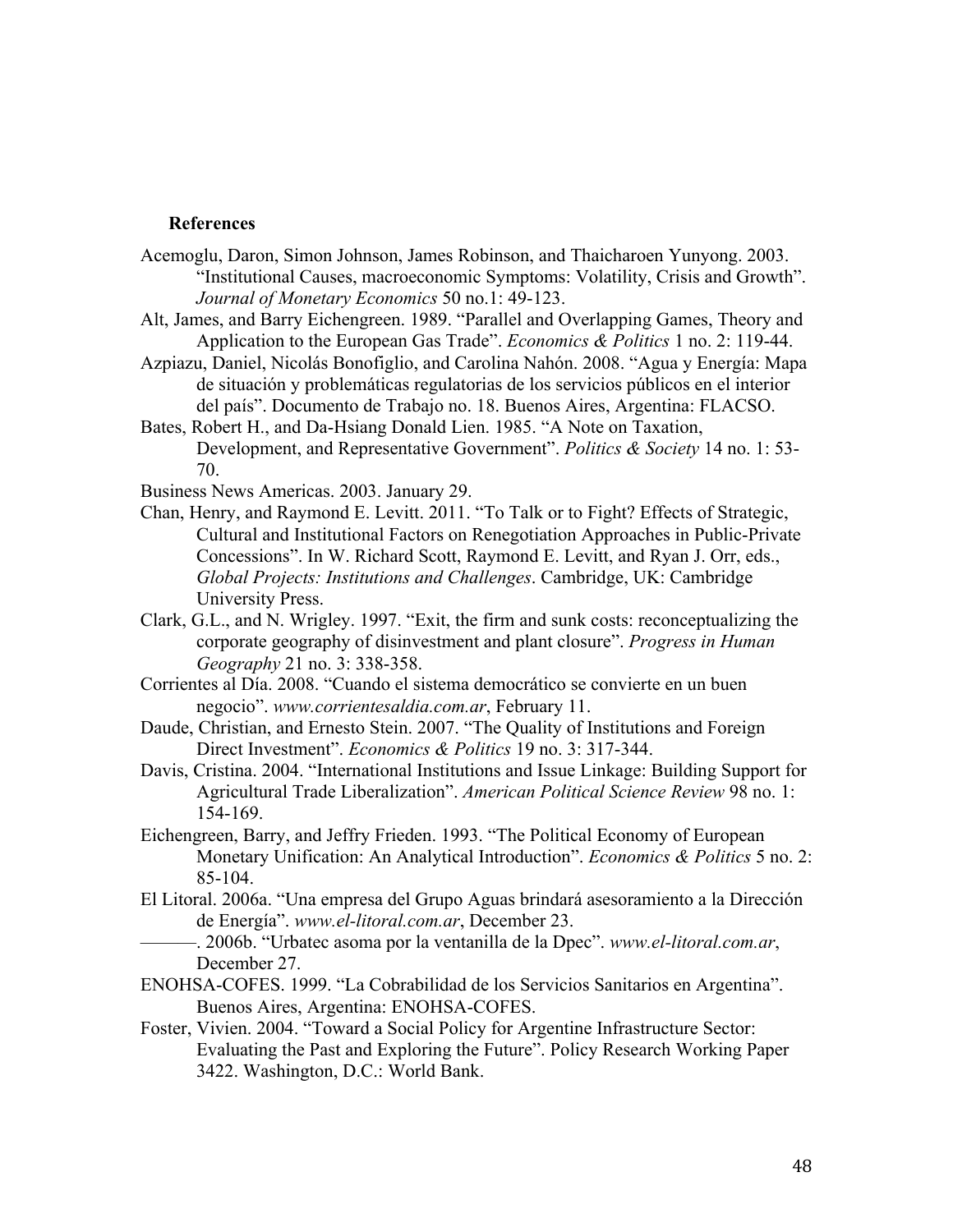### References

Acemoglu, Daron, Simon Johnson, James Robinson, and Thaicharoen Yunyong. 2003. "Institutional Causes, macroeconomic Symptoms: Volatility, Crisis and Growth". *Journal of Monetary Economics* 50 no.1: 49-123.

Alt, James, and Barry Eichengreen. 1989. "Parallel and Overlapping Games, Theory and Application to the European Gas Trade". *Economics & Politics* 1 no. 2: 119-44.

Azpiazu, Daniel, Nicolás Bonofiglio, and Carolina Nahón. 2008. "Agua y Energía: Mapa de situación y problemáticas regulatorias de los servicios públicos en el interior del país". Documento de Trabajo no. 18. Buenos Aires, Argentina: FLACSO.

Bates, Robert H., and Da-Hsiang Donald Lien. 1985. "A Note on Taxation, Development, and Representative Government". *Politics & Society* 14 no. 1: 53-70.

Business News Americas. 2003. January 29.

Chan, Henry, and Raymond E. Levitt. 2011. "To Talk or to Fight? Effects of Strategic, Cultural and Institutional Factors on Renegotiation Approaches in Public-Private Concessions". In W. Richard Scott, Raymond E. Levitt, and Ryan J. Orr, eds., *Global Projects: Institutions and Challenges*. Cambridge, UK: Cambridge University Press.

Clark, G.L., and N. Wrigley. 1997. "Exit, the firm and sunk costs: reconceptualizing the corporate geography of disinvestment and plant closure". *Progress in Human Geography* 21 no. 3: 338-358.

Corrientes al Día. 2008. "Cuando el sistema democrático se convierte en un buen negocio". *www.corrientesaldia.com.ar*, February 11.

Daude, Christian, and Ernesto Stein. 2007. "The Quality of Institutions and Foreign Direct Investment". *Economics & Politics* 19 no. 3: 317-344.

Davis, Cristina. 2004. "International Institutions and Issue Linkage: Building Support for Agricultural Trade Liberalization". *American Political Science Review* 98 no. 1: 154-169.

Eichengreen, Barry, and Jeffry Frieden. 1993. "The Political Economy of European Monetary Unification: An Analytical Introduction". *Economics & Politics* 5 no. 2: 85-104.

El Litoral. 2006a. "Una empresa del Grupo Aguas brindará asesoramiento a la Dirección de Energía". *www.el-litoral.com.ar*, December 23.

———. 2006b. "Urbatec asoma por la ventanilla de la Dpec". *www.el-litoral.com.ar*, December 27.

ENOHSA-COFES. 1999. "La Cobrabilidad de los Servicios Sanitarios en Argentina". Buenos Aires, Argentina: ENOHSA-COFES.

Foster, Vivien. 2004. "Toward a Social Policy for Argentine Infrastructure Sector: Evaluating the Past and Exploring the Future". Policy Research Working Paper 3422. Washington, D.C.: World Bank.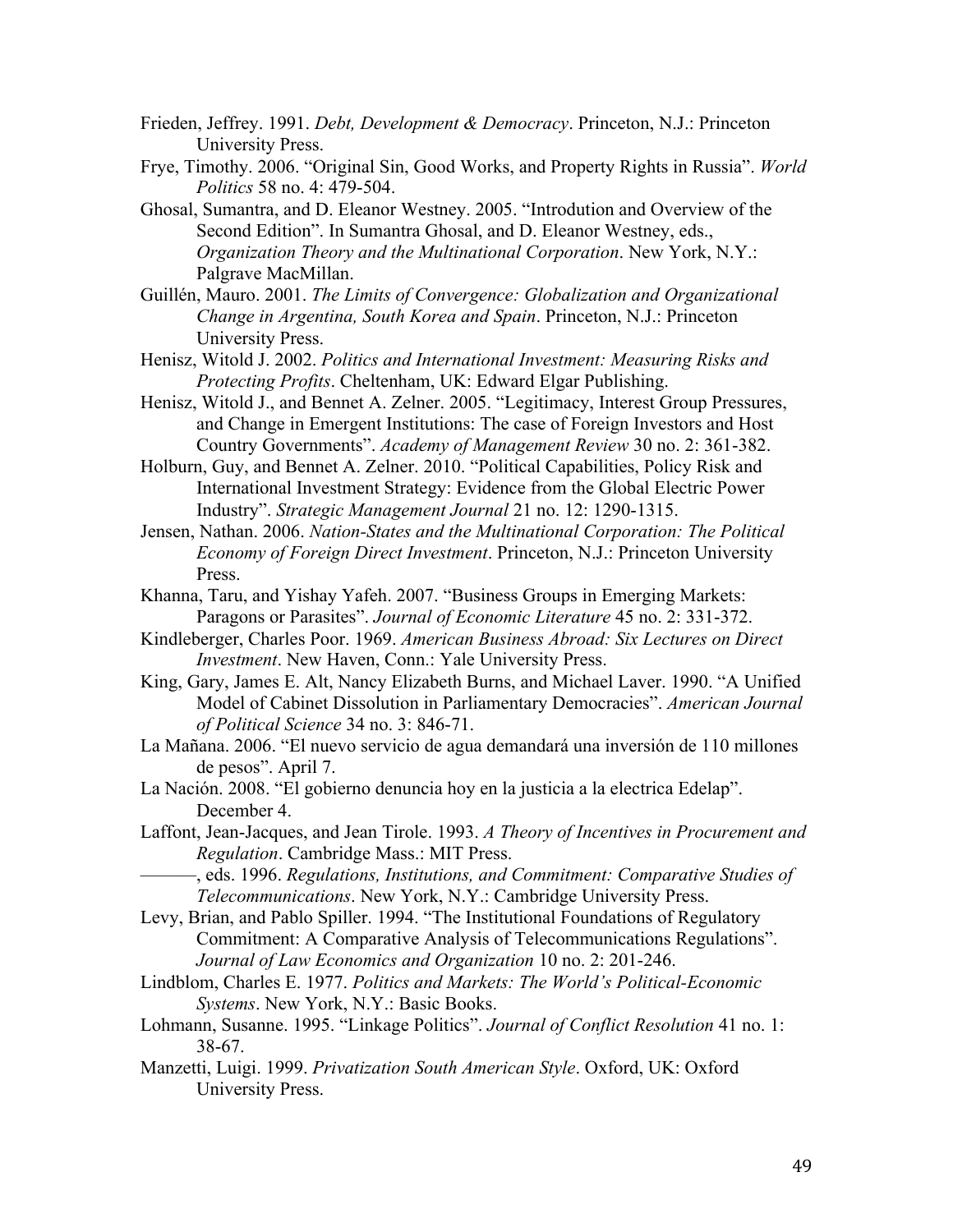Frieden, Jeffrey. 1991. *Debt, Development & Democracy*. Princeton, N.J.: Princeton University Press.

Frye, Timothy. 2006. "Original Sin, Good Works, and Property Rights in Russia". *World Politics* 58 no. 4: 479-504.

Ghosal, Sumantra, and D. Eleanor Westney. 2005. "Introdution and Overview of the Second Edition". In Sumantra Ghosal, and D. Eleanor Westney, eds., *Organization Theory and the Multinational Corporation*. New York, N.Y.: Palgrave MacMillan.

Guillén, Mauro. 2001. *The Limits of Convergence: Globalization and Organizational Change in Argentina, South Korea and Spain*. Princeton, N.J.: Princeton University Press.

Henisz, Witold J. 2002. *Politics and International Investment: Measuring Risks and Protecting Profits*. Cheltenham, UK: Edward Elgar Publishing.

Henisz, Witold J., and Bennet A. Zelner. 2005. "Legitimacy, Interest Group Pressures, and Change in Emergent Institutions: The case of Foreign Investors and Host Country Governments". *Academy of Management Review* 30 no. 2: 361-382.

Holburn, Guy, and Bennet A. Zelner. 2010. "Political Capabilities, Policy Risk and International Investment Strategy: Evidence from the Global Electric Power Industry". *Strategic Management Journal* 21 no. 12: 1290-1315.

Jensen, Nathan. 2006. *Nation-States and the Multinational Corporation: The Political Economy of Foreign Direct Investment*. Princeton, N.J.: Princeton University Press.

Khanna, Taru, and Yishay Yafeh. 2007. "Business Groups in Emerging Markets: Paragons or Parasites". *Journal of Economic Literature* 45 no. 2: 331-372.

Kindleberger, Charles Poor. 1969. *American Business Abroad: Six Lectures on Direct Investment*. New Haven, Conn.: Yale University Press.

King, Gary, James E. Alt, Nancy Elizabeth Burns, and Michael Laver. 1990. "A Unified Model of Cabinet Dissolution in Parliamentary Democracies". *American Journal of Political Science* 34 no. 3: 846-71.

La Mañana. 2006. "El nuevo servicio de agua demandará una inversión de 110 millones de pesos". April 7.

La Nación. 2008. "El gobierno denuncia hoy en la justicia a la electrica Edelap". December 4.

Laffont, Jean-Jacques, and Jean Tirole. 1993. *A Theory of Incentives in Procurement and Regulation*. Cambridge Mass.: MIT Press.

———, eds. 1996. *Regulations, Institutions, and Commitment: Comparative Studies of Telecommunications*. New York, N.Y.: Cambridge University Press.

Levy, Brian, and Pablo Spiller. 1994. "The Institutional Foundations of Regulatory Commitment: A Comparative Analysis of Telecommunications Regulations". *Journal of Law Economics and Organization* 10 no. 2: 201-246.

Lindblom, Charles E. 1977. *Politics and Markets: The World's Political-Economic Systems*. New York, N.Y.: Basic Books.

Lohmann, Susanne. 1995. "Linkage Politics". *Journal of Conflict Resolution* 41 no. 1: 38-67.

Manzetti, Luigi. 1999. *Privatization South American Style*. Oxford, UK: Oxford University Press.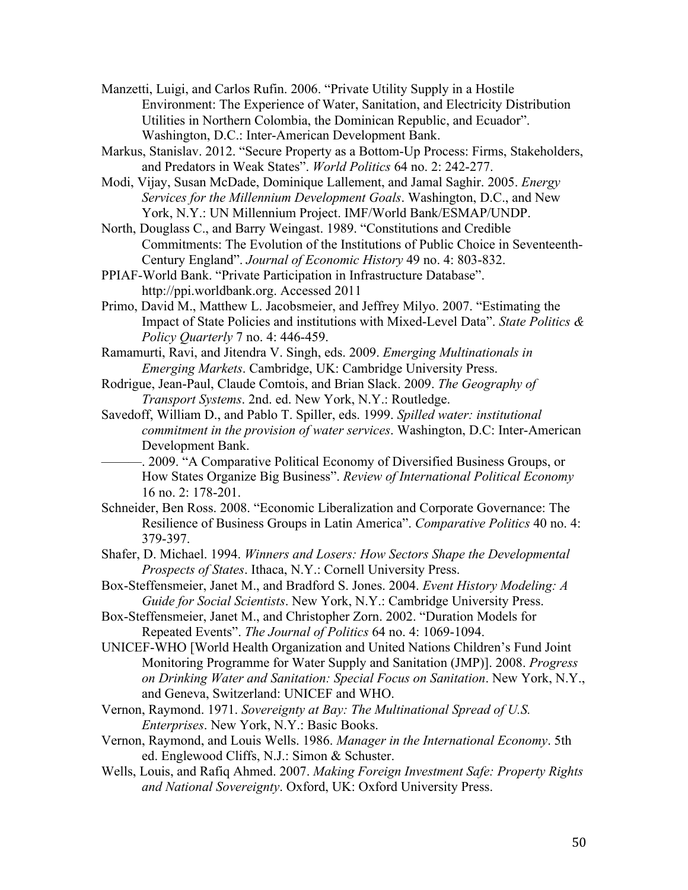Manzetti, Luigi, and Carlos Rufin. 2006. "Private Utility Supply in a Hostile Environment: The Experience of Water, Sanitation, and Electricity Distribution Utilities in Northern Colombia, the Dominican Republic, and Ecuador". Washington, D.C.: Inter-American Development Bank.

Markus, Stanislav. 2012. "Secure Property as a Bottom-Up Process: Firms, Stakeholders, and Predators in Weak States". *World Politics* 64 no. 2: 242-277.

Modi, Vijay, Susan McDade, Dominique Lallement, and Jamal Saghir. 2005. *Energy Services for the Millennium Development Goals*. Washington, D.C., and New York, N.Y.: UN Millennium Project. IMF/World Bank/ESMAP/UNDP.

North, Douglass C., and Barry Weingast. 1989. "Constitutions and Credible Commitments: The Evolution of the Institutions of Public Choice in Seventeenth-Century England". *Journal of Economic History* 49 no. 4: 803-832.

PPIAF-World Bank. "Private Participation in Infrastructure Database". http://ppi.worldbank.org. Accessed 2011

Primo, David M., Matthew L. Jacobsmeier, and Jeffrey Milyo. 2007. "Estimating the Impact of State Policies and institutions with Mixed-Level Data". *State Politics & Policy Quarterly* 7 no. 4: 446-459.

Ramamurti, Ravi, and Jitendra V. Singh, eds. 2009. *Emerging Multinationals in Emerging Markets*. Cambridge, UK: Cambridge University Press.

Rodrigue, Jean-Paul, Claude Comtois, and Brian Slack. 2009. *The Geography of Transport Systems*. 2nd. ed. New York, N.Y.: Routledge.

Savedoff, William D., and Pablo T. Spiller, eds. 1999. *Spilled water: institutional commitment in the provision of water services*. Washington, D.C: Inter-American Development Bank.

———. 2009. "A Comparative Political Economy of Diversified Business Groups, or How States Organize Big Business". *Review of International Political Economy* 16 no. 2: 178-201.

Schneider, Ben Ross. 2008. "Economic Liberalization and Corporate Governance: The Resilience of Business Groups in Latin America". *Comparative Politics* 40 no. 4: 379-397.

Shafer, D. Michael. 1994. *Winners and Losers: How Sectors Shape the Developmental Prospects of States*. Ithaca, N.Y.: Cornell University Press.

Box-Steffensmeier, Janet M., and Bradford S. Jones. 2004. *Event History Modeling: A Guide for Social Scientists*. New York, N.Y.: Cambridge University Press.

Box-Steffensmeier, Janet M., and Christopher Zorn. 2002. "Duration Models for Repeated Events". *The Journal of Politics* 64 no. 4: 1069-1094.

UNICEF-WHO [World Health Organization and United Nations Children's Fund Joint Monitoring Programme for Water Supply and Sanitation (JMP)]. 2008. *Progress on Drinking Water and Sanitation: Special Focus on Sanitation*. New York, N.Y., and Geneva, Switzerland: UNICEF and WHO.

Vernon, Raymond. 1971. *Sovereignty at Bay: The Multinational Spread of U.S. Enterprises*. New York, N.Y.: Basic Books.

Vernon, Raymond, and Louis Wells. 1986. *Manager in the International Economy*. 5th ed. Englewood Cliffs, N.J.: Simon & Schuster.

Wells, Louis, and Rafiq Ahmed. 2007. *Making Foreign Investment Safe: Property Rights and National Sovereignty*. Oxford, UK: Oxford University Press.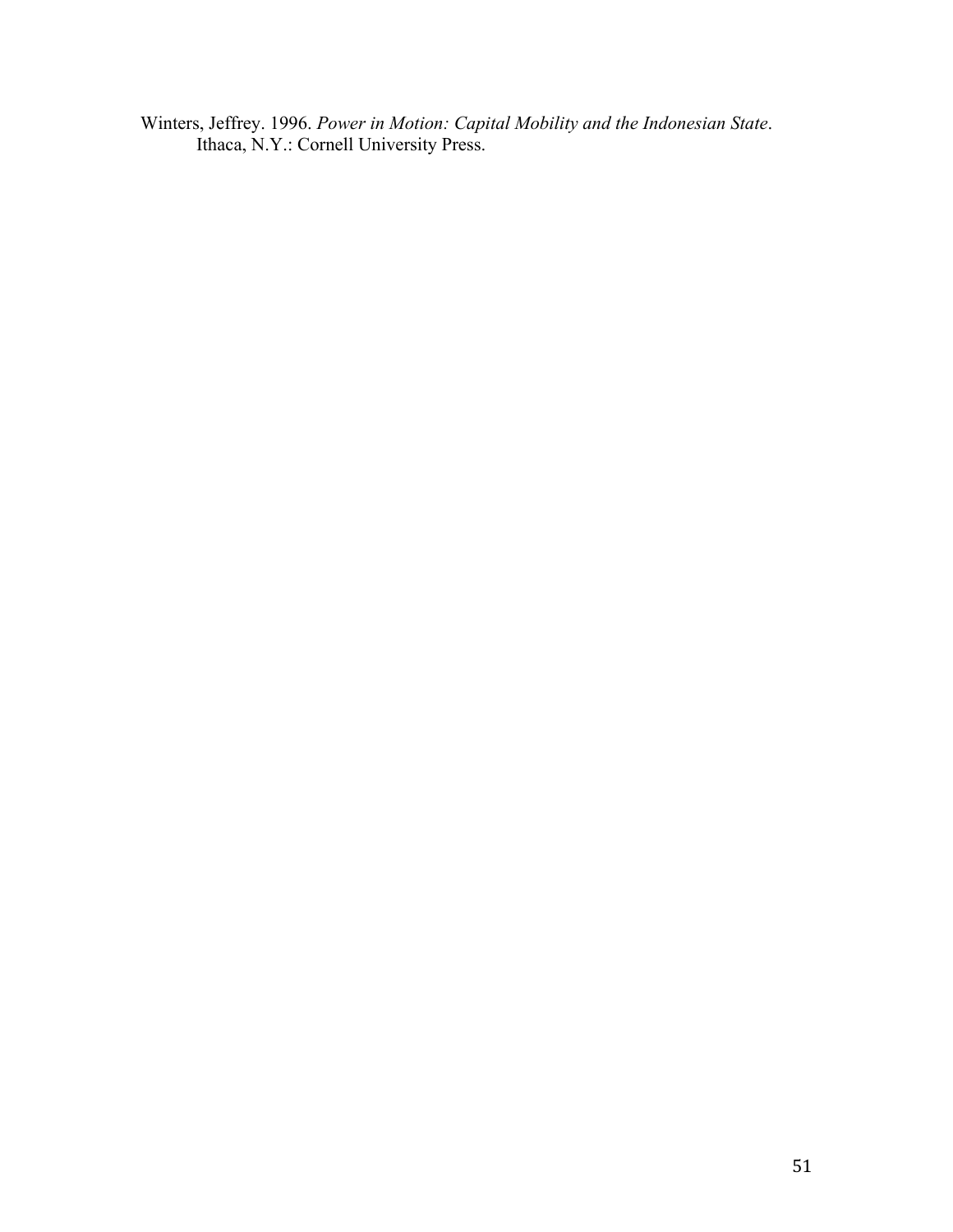Winters, Jeffrey. 1996. *Power in Motion: Capital Mobility and the Indonesian State*. Ithaca, N.Y.: Cornell University Press.